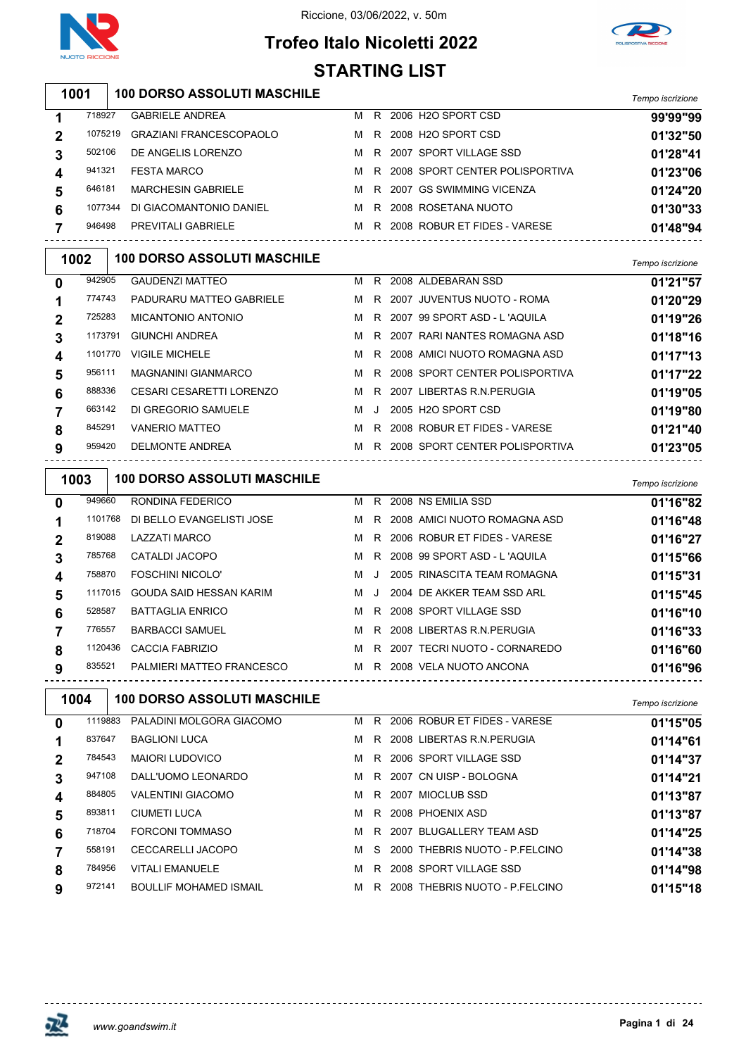Riccione, 03/06/2022, v. 50m

# Trofeo Italo Nicoletti 2022

## STARTING LIST

### 1001 — 100 DORSO ASSOLUTI MASCHILE

| Corsia | Tessera | Nome | Sesso | Cat. | Anno | Società | Tempo iscrizione |
|---|---|---|---|---|---|---|---|
| 1 | 718927 | GABRIELE ANDREA | M | R | 2006 | H2O SPORT CSD | 99'99"99 |
| 2 | 1075219 | GRAZIANI FRANCESCOPAOLO | M | R | 2008 | H2O SPORT CSD | 01'32"50 |
| 3 | 502106 | DE ANGELIS LORENZO | M | R | 2007 | SPORT VILLAGE SSD | 01'28"41 |
| 4 | 941321 | FESTA MARCO | M | R | 2008 | SPORT CENTER POLISPORTIVA | 01'23"06 |
| 5 | 646181 | MARCHESIN GABRIELE | M | R | 2007 | GS SWIMMING VICENZA | 01'24"20 |
| 6 | 1077344 | DI GIACOMANTONIO DANIEL | M | R | 2008 | ROSETANA NUOTO | 01'30"33 |
| 7 | 946498 | PREVITALI GABRIELE | M | R | 2008 | ROBUR ET FIDES - VARESE | 01'48"94 |

### 1002 — 100 DORSO ASSOLUTI MASCHILE

| Corsia | Tessera | Nome | Sesso | Cat. | Anno | Società | Tempo iscrizione |
|---|---|---|---|---|---|---|---|
| 0 | 942905 | GAUDENZI MATTEO | M | R | 2008 | ALDEBARAN SSD | 01'21"57 |
| 1 | 774743 | PADURARU MATTEO GABRIELE | M | R | 2007 | JUVENTUS NUOTO - ROMA | 01'20"29 |
| 2 | 725283 | MICANTONIO ANTONIO | M | R | 2007 | 99 SPORT ASD - L 'AQUILA | 01'19"26 |
| 3 | 1173791 | GIUNCHI ANDREA | M | R | 2007 | RARI NANTES ROMAGNA ASD | 01'18"16 |
| 4 | 1101770 | VIGILE MICHELE | M | R | 2008 | AMICI NUOTO ROMAGNA ASD | 01'17"13 |
| 5 | 956111 | MAGNANINI GIANMARCO | M | R | 2008 | SPORT CENTER POLISPORTIVA | 01'17"22 |
| 6 | 888336 | CESARI CESARETTI LORENZO | M | R | 2007 | LIBERTAS R.N.PERUGIA | 01'19"05 |
| 7 | 663142 | DI GREGORIO SAMUELE | M | J | 2005 | H2O SPORT CSD | 01'19"80 |
| 8 | 845291 | VANERIO MATTEO | M | R | 2008 | ROBUR ET FIDES - VARESE | 01'21"40 |
| 9 | 959420 | DELMONTE ANDREA | M | R | 2008 | SPORT CENTER POLISPORTIVA | 01'23"05 |

### 1003 — 100 DORSO ASSOLUTI MASCHILE

| Corsia | Tessera | Nome | Sesso | Cat. | Anno | Società | Tempo iscrizione |
|---|---|---|---|---|---|---|---|
| 0 | 949660 | RONDINA FEDERICO | M | R | 2008 | NS EMILIA SSD | 01'16"82 |
| 1 | 1101768 | DI BELLO EVANGELISTI JOSE | M | R | 2008 | AMICI NUOTO ROMAGNA ASD | 01'16"48 |
| 2 | 819088 | LAZZATI MARCO | M | R | 2006 | ROBUR ET FIDES - VARESE | 01'16"27 |
| 3 | 785768 | CATALDI JACOPO | M | R | 2008 | 99 SPORT ASD - L 'AQUILA | 01'15"66 |
| 4 | 758870 | FOSCHINI NICOLO' | M | J | 2005 | RINASCITA TEAM ROMAGNA | 01'15"31 |
| 5 | 1117015 | GOUDA SAID HESSAN KARIM | M | J | 2004 | DE AKKER TEAM SSD ARL | 01'15"45 |
| 6 | 528587 | BATTAGLIA ENRICO | M | R | 2008 | SPORT VILLAGE SSD | 01'16"10 |
| 7 | 776557 | BARBACCI SAMUEL | M | R | 2008 | LIBERTAS R.N.PERUGIA | 01'16"33 |
| 8 | 1120436 | CACCIA FABRIZIO | M | R | 2007 | TECRI NUOTO - CORNAREDO | 01'16"60 |
| 9 | 835521 | PALMIERI MATTEO FRANCESCO | M | R | 2008 | VELA NUOTO ANCONA | 01'16"96 |

### 1004 — 100 DORSO ASSOLUTI MASCHILE

| Corsia | Tessera | Nome | Sesso | Cat. | Anno | Società | Tempo iscrizione |
|---|---|---|---|---|---|---|---|
| 0 | 1119883 | PALADINI MOLGORA GIACOMO | M | R | 2006 | ROBUR ET FIDES - VARESE | 01'15"05 |
| 1 | 837647 | BAGLIONI LUCA | M | R | 2008 | LIBERTAS R.N.PERUGIA | 01'14"61 |
| 2 | 784543 | MAIORI LUDOVICO | M | R | 2006 | SPORT VILLAGE SSD | 01'14"37 |
| 3 | 947108 | DALL'UOMO LEONARDO | M | R | 2007 | CN UISP - BOLOGNA | 01'14"21 |
| 4 | 884805 | VALENTINI GIACOMO | M | R | 2007 | MIOCLUB SSD | 01'13"87 |
| 5 | 893811 | CIUMETI LUCA | M | R | 2008 | PHOENIX ASD | 01'13"87 |
| 6 | 718704 | FORCONI TOMMASO | M | R | 2007 | BLUGALLERY TEAM ASD | 01'14"25 |
| 7 | 558191 | CECCARELLI JACOPO | M | S | 2000 | THEBRIS NUOTO - P.FELCINO | 01'14"38 |
| 8 | 784956 | VITALI EMANUELE | M | R | 2008 | SPORT VILLAGE SSD | 01'14"98 |
| 9 | 972141 | BOULLIF MOHAMED ISMAIL | M | R | 2008 | THEBRIS NUOTO - P.FELCINO | 01'15"18 |

www.goandswim.it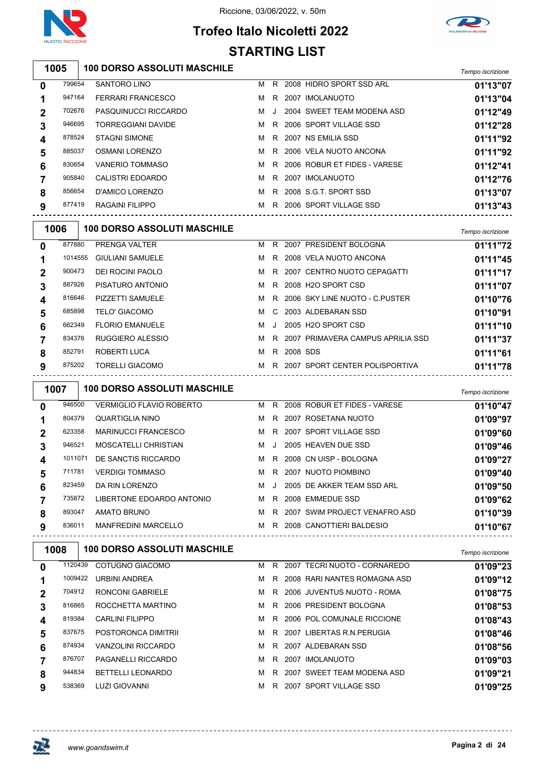Riccione, 03/06/2022, v. 50m

# Trofeo Italo Nicoletti 2022

## STARTING LIST

### 1005 — 100 DORSO ASSOLUTI MASCHILE

| Corsia | Tessera | Nome | Sesso | Cat. | Anno | Società | Tempo iscrizione |
|---|---|---|---|---|---|---|---|
| 0 | 799654 | SANTORO LINO | M | R | 2008 | HIDRO SPORT SSD ARL | 01'13"07 |
| 1 | 947164 | FERRARI FRANCESCO | M | R | 2007 | IMOLANUOTO | 01'13"04 |
| 2 | 702676 | PASQUINUCCI RICCARDO | M | J | 2004 | SWEET TEAM MODENA ASD | 01'12"49 |
| 3 | 946695 | TORREGGIANI DAVIDE | M | R | 2006 | SPORT VILLAGE SSD | 01'12"28 |
| 4 | 878524 | STAGNI SIMONE | M | R | 2007 | NS EMILIA SSD | 01'11"92 |
| 5 | 885037 | OSMANI LORENZO | M | R | 2006 | VELA NUOTO ANCONA | 01'11"92 |
| 6 | 830654 | VANERIO TOMMASO | M | R | 2006 | ROBUR ET FIDES - VARESE | 01'12"41 |
| 7 | 905840 | CALISTRI EDOARDO | M | R | 2007 | IMOLANUOTO | 01'12"76 |
| 8 | 856654 | D'AMICO LORENZO | M | R | 2008 | S.G.T. SPORT SSD | 01'13"07 |
| 9 | 877419 | RAGAINI FILIPPO | M | R | 2006 | SPORT VILLAGE SSD | 01'13"43 |

### 1006 — 100 DORSO ASSOLUTI MASCHILE

| Corsia | Tessera | Nome | Sesso | Cat. | Anno | Società | Tempo iscrizione |
|---|---|---|---|---|---|---|---|
| 0 | 877880 | PRENGA VALTER | M | R | 2007 | PRESIDENT BOLOGNA | 01'11"72 |
| 1 | 1014555 | GIULIANI SAMUELE | M | R | 2008 | VELA NUOTO ANCONA | 01'11"45 |
| 2 | 900473 | DEI ROCINI PAOLO | M | R | 2007 | CENTRO NUOTO CEPAGATTI | 01'11"17 |
| 3 | 887926 | PISATURO ANTONIO | M | R | 2008 | H2O SPORT CSD | 01'11"07 |
| 4 | 816646 | PIZZETTI SAMUELE | M | R | 2006 | SKY LINE NUOTO - C.PUSTER | 01'10"76 |
| 5 | 685898 | TELO' GIACOMO | M | C | 2003 | ALDEBARAN SSD | 01'10"91 |
| 6 | 662349 | FLORIO EMANUELE | M | J | 2005 | H2O SPORT CSD | 01'11"10 |
| 7 | 834376 | RUGGIERO ALESSIO | M | R | 2007 | PRIMAVERA CAMPUS APRILIA SSD | 01'11"37 |
| 8 | 852791 | ROBERTI LUCA | M | R | 2008 | SDS | 01'11"61 |
| 9 | 875202 | TORELLI GIACOMO | M | R | 2007 | SPORT CENTER POLISPORTIVA | 01'11"78 |

### 1007 — 100 DORSO ASSOLUTI MASCHILE

| Corsia | Tessera | Nome | Sesso | Cat. | Anno | Società | Tempo iscrizione |
|---|---|---|---|---|---|---|---|
| 0 | 946500 | VERMIGLIO FLAVIO ROBERTO | M | R | 2008 | ROBUR ET FIDES - VARESE | 01'10"47 |
| 1 | 804379 | QUARTIGLIA NINO | M | R | 2007 | ROSETANA NUOTO | 01'09"97 |
| 2 | 623358 | MARINUCCI FRANCESCO | M | R | 2007 | SPORT VILLAGE SSD | 01'09"60 |
| 3 | 946521 | MOSCATELLI CHRISTIAN | M | J | 2005 | HEAVEN DUE SSD | 01'09"46 |
| 4 | 1011071 | DE SANCTIS RICCARDO | M | R | 2008 | CN UISP - BOLOGNA | 01'09"27 |
| 5 | 711781 | VERDIGI TOMMASO | M | R | 2007 | NUOTO PIOMBINO | 01'09"40 |
| 6 | 823459 | DA RIN LORENZO | M | J | 2005 | DE AKKER TEAM SSD ARL | 01'09"50 |
| 7 | 735872 | LIBERTONE EDOARDO ANTONIO | M | R | 2008 | EMMEDUE SSD | 01'09"62 |
| 8 | 893047 | AMATO BRUNO | M | R | 2007 | SWIM PROJECT VENAFRO ASD | 01'10"39 |
| 9 | 836011 | MANFREDINI MARCELLO | M | R | 2008 | CANOTTIERI BALDESIO | 01'10"67 |

### 1008 — 100 DORSO ASSOLUTI MASCHILE

| Corsia | Tessera | Nome | Sesso | Cat. | Anno | Società | Tempo iscrizione |
|---|---|---|---|---|---|---|---|
| 0 | 1120439 | COTUGNO GIACOMO | M | R | 2007 | TECRI NUOTO - CORNAREDO | 01'09"23 |
| 1 | 1009422 | URBINI ANDREA | M | R | 2008 | RARI NANTES ROMAGNA ASD | 01'09"12 |
| 2 | 704912 | RONCONI GABRIELE | M | R | 2006 | JUVENTUS NUOTO - ROMA | 01'08"75 |
| 3 | 816865 | ROCCHETTA MARTINO | M | R | 2006 | PRESIDENT BOLOGNA | 01'08"53 |
| 4 | 819384 | CARLINI FILIPPO | M | R | 2006 | POL COMUNALE RICCIONE | 01'08"43 |
| 5 | 837675 | POSTORONCA DIMITRII | M | R | 2007 | LIBERTAS R.N.PERUGIA | 01'08"46 |
| 6 | 874934 | VANZOLINI RICCARDO | M | R | 2007 | ALDEBARAN SSD | 01'08"56 |
| 7 | 876707 | PAGANELLI RICCARDO | M | R | 2007 | IMOLANUOTO | 01'09"03 |
| 8 | 944834 | BETTELLI LEONARDO | M | R | 2007 | SWEET TEAM MODENA ASD | 01'09"21 |
| 9 | 538369 | LUZI GIOVANNI | M | R | 2007 | SPORT VILLAGE SSD | 01'09"25 |

www.goandswim.it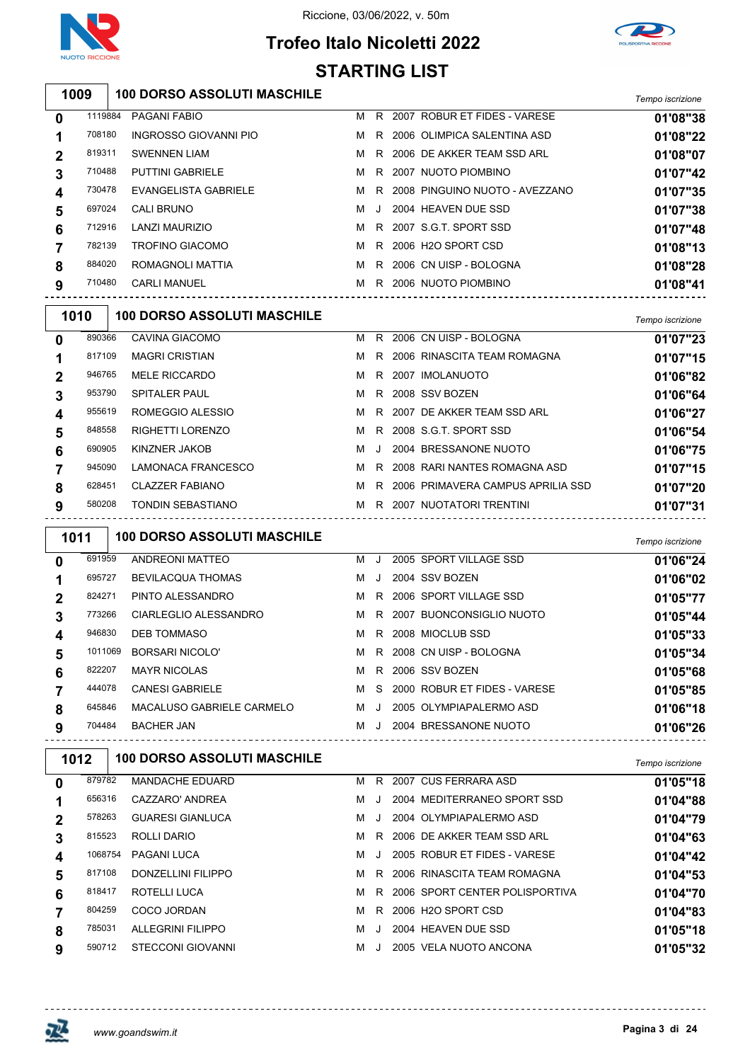# Trofeo Italo Nicoletti 2022

Riccione, 03/06/2022, v. 50m

## STARTING LIST

### 1009 — 100 DORSO ASSOLUTI MASCHILE

| Corsia | Tessera | Nome | Sesso | Cat. | Anno | Società | Tempo iscrizione |
|---|---|---|---|---|---|---|---|
| 0 | 1119884 | PAGANI FABIO | M | R | 2007 | ROBUR ET FIDES - VARESE | 01'08"38 |
| 1 | 708180 | INGROSSO GIOVANNI PIO | M | R | 2006 | OLIMPICA SALENTINA ASD | 01'08"22 |
| 2 | 819311 | SWENNEN LIAM | M | R | 2006 | DE AKKER TEAM SSD ARL | 01'08"07 |
| 3 | 710488 | PUTTINI GABRIELE | M | R | 2007 | NUOTO PIOMBINO | 01'07"42 |
| 4 | 730478 | EVANGELISTA GABRIELE | M | R | 2008 | PINGUINO NUOTO - AVEZZANO | 01'07"35 |
| 5 | 697024 | CALI BRUNO | M | J | 2004 | HEAVEN DUE SSD | 01'07"38 |
| 6 | 712916 | LANZI MAURIZIO | M | R | 2007 | S.G.T. SPORT SSD | 01'07"48 |
| 7 | 782139 | TROFINO GIACOMO | M | R | 2006 | H2O SPORT CSD | 01'08"13 |
| 8 | 884020 | ROMAGNOLI MATTIA | M | R | 2006 | CN UISP - BOLOGNA | 01'08"28 |
| 9 | 710480 | CARLI MANUEL | M | R | 2006 | NUOTO PIOMBINO | 01'08"41 |

### 1010 — 100 DORSO ASSOLUTI MASCHILE

| Corsia | Tessera | Nome | Sesso | Cat. | Anno | Società | Tempo iscrizione |
|---|---|---|---|---|---|---|---|
| 0 | 890366 | CAVINA GIACOMO | M | R | 2006 | CN UISP - BOLOGNA | 01'07"23 |
| 1 | 817109 | MAGRI CRISTIAN | M | R | 2006 | RINASCITA TEAM ROMAGNA | 01'07"15 |
| 2 | 946765 | MELE RICCARDO | M | R | 2007 | IMOLANUOTO | 01'06"82 |
| 3 | 953790 | SPITALER PAUL | M | R | 2008 | SSV BOZEN | 01'06"64 |
| 4 | 955619 | ROMEGGIO ALESSIO | M | R | 2007 | DE AKKER TEAM SSD ARL | 01'06"27 |
| 5 | 848558 | RIGHETTI LORENZO | M | R | 2008 | S.G.T. SPORT SSD | 01'06"54 |
| 6 | 690905 | KINZNER JAKOB | M | J | 2004 | BRESSANONE NUOTO | 01'06"75 |
| 7 | 945090 | LAMONACA FRANCESCO | M | R | 2008 | RARI NANTES ROMAGNA ASD | 01'07"15 |
| 8 | 628451 | CLAZZER FABIANO | M | R | 2006 | PRIMAVERA CAMPUS APRILIA SSD | 01'07"20 |
| 9 | 580208 | TONDIN SEBASTIANO | M | R | 2007 | NUOTATORI TRENTINI | 01'07"31 |

### 1011 — 100 DORSO ASSOLUTI MASCHILE

| Corsia | Tessera | Nome | Sesso | Cat. | Anno | Società | Tempo iscrizione |
|---|---|---|---|---|---|---|---|
| 0 | 691959 | ANDREONI MATTEO | M | J | 2005 | SPORT VILLAGE SSD | 01'06"24 |
| 1 | 695727 | BEVILACQUA THOMAS | M | J | 2004 | SSV BOZEN | 01'06"02 |
| 2 | 824271 | PINTO ALESSANDRO | M | R | 2006 | SPORT VILLAGE SSD | 01'05"77 |
| 3 | 773266 | CIARLEGLIO ALESSANDRO | M | R | 2007 | BUONCONSIGLIO NUOTO | 01'05"44 |
| 4 | 946830 | DEB TOMMASO | M | R | 2008 | MIOCLUB SSD | 01'05"33 |
| 5 | 1011069 | BORSARI NICOLO' | M | R | 2008 | CN UISP - BOLOGNA | 01'05"34 |
| 6 | 822207 | MAYR NICOLAS | M | R | 2006 | SSV BOZEN | 01'05"68 |
| 7 | 444078 | CANESI GABRIELE | M | S | 2000 | ROBUR ET FIDES - VARESE | 01'05"85 |
| 8 | 645846 | MACALUSO GABRIELE CARMELO | M | J | 2005 | OLYMPIAPALERMO ASD | 01'06"18 |
| 9 | 704484 | BACHER JAN | M | J | 2004 | BRESSANONE NUOTO | 01'06"26 |

### 1012 — 100 DORSO ASSOLUTI MASCHILE

| Corsia | Tessera | Nome | Sesso | Cat. | Anno | Società | Tempo iscrizione |
|---|---|---|---|---|---|---|---|
| 0 | 879782 | MANDACHE EDUARD | M | R | 2007 | CUS FERRARA ASD | 01'05"18 |
| 1 | 656316 | CAZZARO' ANDREA | M | J | 2004 | MEDITERRANEO SPORT SSD | 01'04"88 |
| 2 | 578263 | GUARESI GIANLUCA | M | J | 2004 | OLYMPIAPALERMO ASD | 01'04"79 |
| 3 | 815523 | ROLLI DARIO | M | R | 2006 | DE AKKER TEAM SSD ARL | 01'04"63 |
| 4 | 1068754 | PAGANI LUCA | M | J | 2005 | ROBUR ET FIDES - VARESE | 01'04"42 |
| 5 | 817108 | DONZELLINI FILIPPO | M | R | 2006 | RINASCITA TEAM ROMAGNA | 01'04"53 |
| 6 | 818417 | ROTELLI LUCA | M | R | 2006 | SPORT CENTER POLISPORTIVA | 01'04"70 |
| 7 | 804259 | COCO JORDAN | M | R | 2006 | H2O SPORT CSD | 01'04"83 |
| 8 | 785031 | ALLEGRINI FILIPPO | M | J | 2004 | HEAVEN DUE SSD | 01'05"18 |
| 9 | 590712 | STECCONI GIOVANNI | M | J | 2005 | VELA NUOTO ANCONA | 01'05"32 |

www.goandswim.it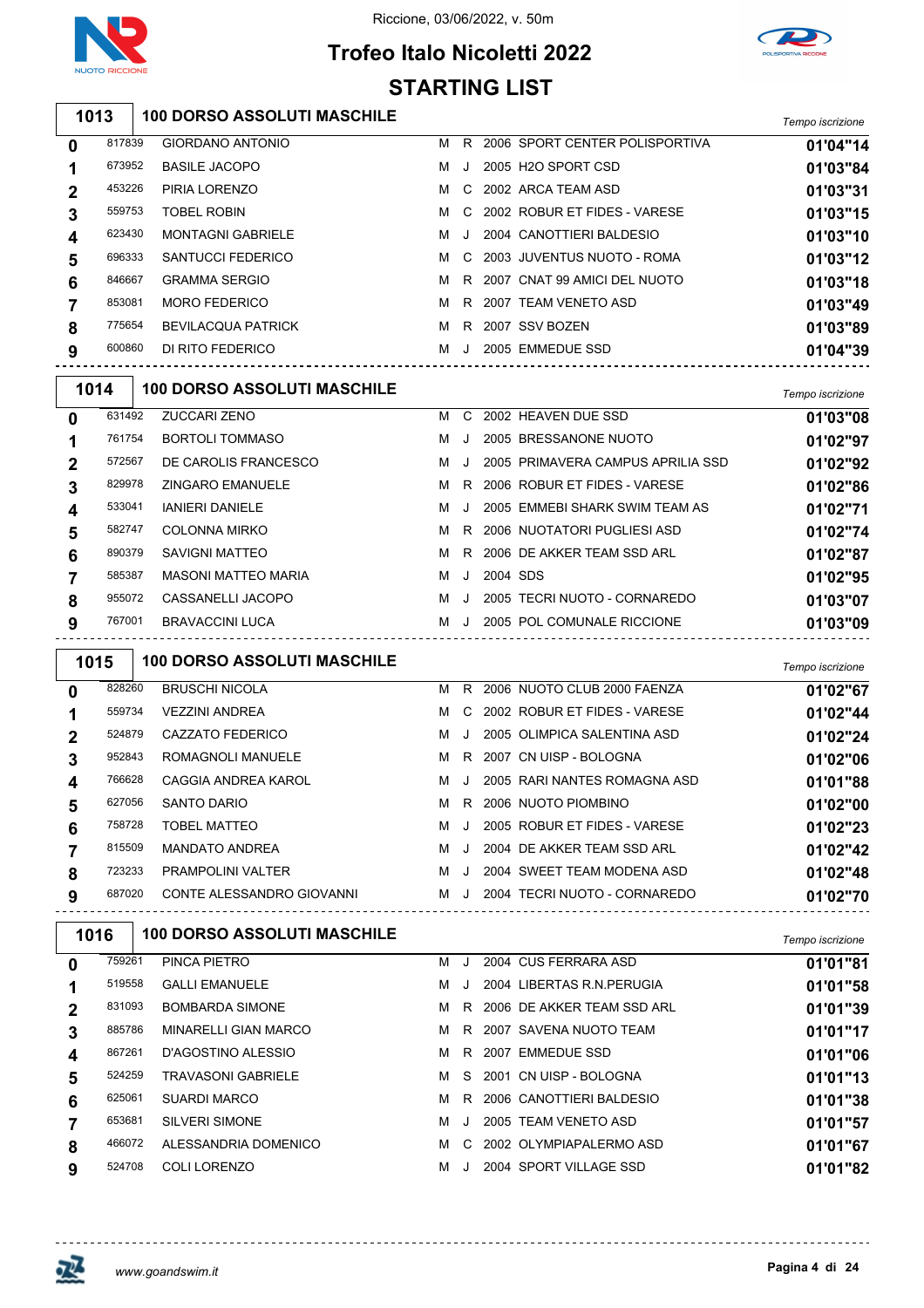# Trofeo Italo Nicoletti 2022

Riccione, 03/06/2022, v. 50m

## STARTING LIST

### 1013 100 DORSO ASSOLUTI MASCHILE

| Corsia | Tessera | Nome | Sesso | Cat. | Anno | Società | Tempo iscrizione |
|---|---|---|---|---|---|---|---|
| 0 | 817839 | GIORDANO ANTONIO | M | R | 2006 | SPORT CENTER POLISPORTIVA | 01'04"14 |
| 1 | 673952 | BASILE JACOPO | M | J | 2005 | H2O SPORT CSD | 01'03"84 |
| 2 | 453226 | PIRIA LORENZO | M | C | 2002 | ARCA TEAM ASD | 01'03"31 |
| 3 | 559753 | TOBEL ROBIN | M | C | 2002 | ROBUR ET FIDES - VARESE | 01'03"15 |
| 4 | 623430 | MONTAGNI GABRIELE | M | J | 2004 | CANOTTIERI BALDESIO | 01'03"10 |
| 5 | 696333 | SANTUCCI FEDERICO | M | C | 2003 | JUVENTUS NUOTO - ROMA | 01'03"12 |
| 6 | 846667 | GRAMMA SERGIO | M | R | 2007 | CNAT 99 AMICI DEL NUOTO | 01'03"18 |
| 7 | 853081 | MORO FEDERICO | M | R | 2007 | TEAM VENETO ASD | 01'03"49 |
| 8 | 775654 | BEVILACQUA PATRICK | M | R | 2007 | SSV BOZEN | 01'03"89 |
| 9 | 600860 | DI RITO FEDERICO | M | J | 2005 | EMMEDUE SSD | 01'04"39 |

### 1014 100 DORSO ASSOLUTI MASCHILE

| Corsia | Tessera | Nome | Sesso | Cat. | Anno | Società | Tempo iscrizione |
|---|---|---|---|---|---|---|---|
| 0 | 631492 | ZUCCARI ZENO | M | C | 2002 | HEAVEN DUE SSD | 01'03"08 |
| 1 | 761754 | BORTOLI TOMMASO | M | J | 2005 | BRESSANONE NUOTO | 01'02"97 |
| 2 | 572567 | DE CAROLIS FRANCESCO | M | J | 2005 | PRIMAVERA CAMPUS APRILIA SSD | 01'02"92 |
| 3 | 829978 | ZINGARO EMANUELE | M | R | 2006 | ROBUR ET FIDES - VARESE | 01'02"86 |
| 4 | 533041 | IANIERI DANIELE | M | J | 2005 | EMMEBI SHARK SWIM TEAM AS | 01'02"71 |
| 5 | 582747 | COLONNA MIRKO | M | R | 2006 | NUOTATORI PUGLIESI ASD | 01'02"74 |
| 6 | 890379 | SAVIGNI MATTEO | M | R | 2006 | DE AKKER TEAM SSD ARL | 01'02"87 |
| 7 | 585387 | MASONI MATTEO MARIA | M | J | 2004 | SDS | 01'02"95 |
| 8 | 955072 | CASSANELLI JACOPO | M | J | 2005 | TECRI NUOTO - CORNAREDO | 01'03"07 |
| 9 | 767001 | BRAVACCINI LUCA | M | J | 2005 | POL COMUNALE RICCIONE | 01'03"09 |

### 1015 100 DORSO ASSOLUTI MASCHILE

| Corsia | Tessera | Nome | Sesso | Cat. | Anno | Società | Tempo iscrizione |
|---|---|---|---|---|---|---|---|
| 0 | 828260 | BRUSCHI NICOLA | M | R | 2006 | NUOTO CLUB 2000 FAENZA | 01'02"67 |
| 1 | 559734 | VEZZINI ANDREA | M | C | 2002 | ROBUR ET FIDES - VARESE | 01'02"44 |
| 2 | 524879 | CAZZATO FEDERICO | M | J | 2005 | OLIMPICA SALENTINA ASD | 01'02"24 |
| 3 | 952843 | ROMAGNOLI MANUELE | M | R | 2007 | CN UISP - BOLOGNA | 01'02"06 |
| 4 | 766628 | CAGGIA ANDREA KAROL | M | J | 2005 | RARI NANTES ROMAGNA ASD | 01'01"88 |
| 5 | 627056 | SANTO DARIO | M | R | 2006 | NUOTO PIOMBINO | 01'02"00 |
| 6 | 758728 | TOBEL MATTEO | M | J | 2005 | ROBUR ET FIDES - VARESE | 01'02"23 |
| 7 | 815509 | MANDATO ANDREA | M | J | 2004 | DE AKKER TEAM SSD ARL | 01'02"42 |
| 8 | 723233 | PRAMPOLINI VALTER | M | J | 2004 | SWEET TEAM MODENA ASD | 01'02"48 |
| 9 | 687020 | CONTE ALESSANDRO GIOVANNI | M | J | 2004 | TECRI NUOTO - CORNAREDO | 01'02"70 |

### 1016 100 DORSO ASSOLUTI MASCHILE

| Corsia | Tessera | Nome | Sesso | Cat. | Anno | Società | Tempo iscrizione |
|---|---|---|---|---|---|---|---|
| 0 | 759261 | PINCA PIETRO | M | J | 2004 | CUS FERRARA ASD | 01'01"81 |
| 1 | 519558 | GALLI EMANUELE | M | J | 2004 | LIBERTAS R.N.PERUGIA | 01'01"58 |
| 2 | 831093 | BOMBARDA SIMONE | M | R | 2006 | DE AKKER TEAM SSD ARL | 01'01"39 |
| 3 | 885786 | MINARELLI GIAN MARCO | M | R | 2007 | SAVENA NUOTO TEAM | 01'01"17 |
| 4 | 867261 | D'AGOSTINO ALESSIO | M | R | 2007 | EMMEDUE SSD | 01'01"06 |
| 5 | 524259 | TRAVASONI GABRIELE | M | S | 2001 | CN UISP - BOLOGNA | 01'01"13 |
| 6 | 625061 | SUARDI MARCO | M | R | 2006 | CANOTTIERI BALDESIO | 01'01"38 |
| 7 | 653681 | SILVERI SIMONE | M | J | 2005 | TEAM VENETO ASD | 01'01"57 |
| 8 | 466072 | ALESSANDRIA DOMENICO | M | C | 2002 | OLYMPIAPALERMO ASD | 01'01"67 |
| 9 | 524708 | COLI LORENZO | M | J | 2004 | SPORT VILLAGE SSD | 01'01"82 |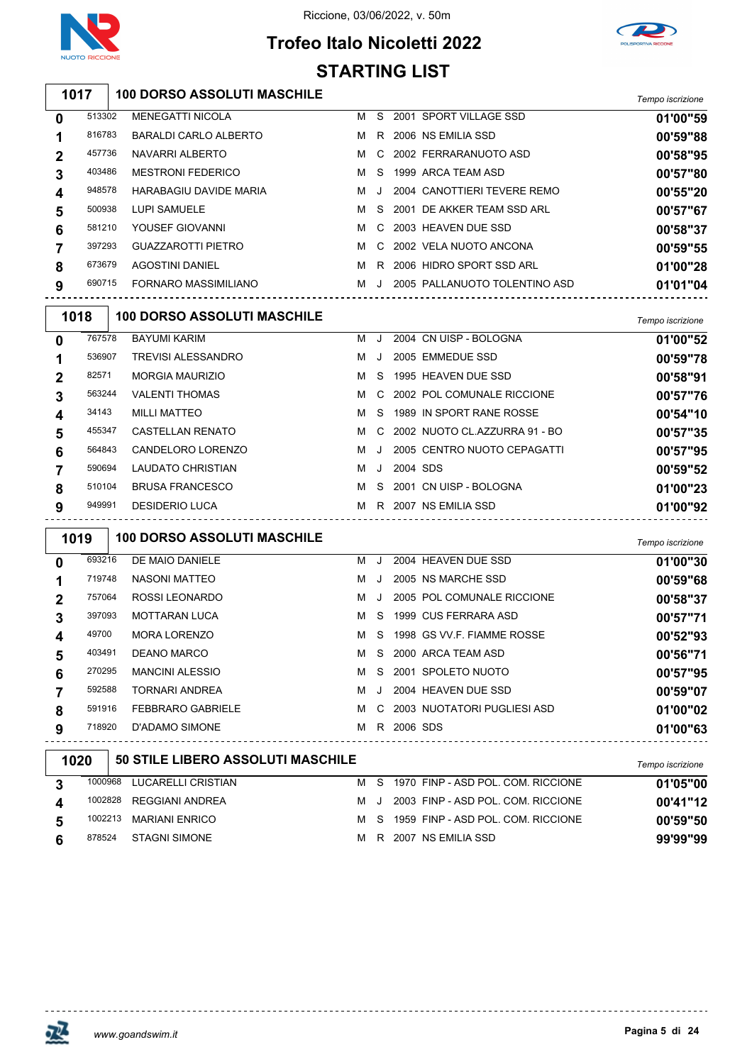Riccione, 03/06/2022, v. 50m

# Trofeo Italo Nicoletti 2022

## STARTING LIST

### 1017 — 100 DORSO ASSOLUTI MASCHILE

| Corsia | Tessera | Nome | Sesso | Cat. | Anno | Società | Tempo iscrizione |
|---|---|---|---|---|---|---|---|
| 0 | 513302 | MENEGATTI NICOLA | M | S | 2001 | SPORT VILLAGE SSD | 01'00"59 |
| 1 | 816783 | BARALDI CARLO ALBERTO | M | R | 2006 | NS EMILIA SSD | 00'59"88 |
| 2 | 457736 | NAVARRI ALBERTO | M | C | 2002 | FERRARANUOTO ASD | 00'58"95 |
| 3 | 403486 | MESTRONI FEDERICO | M | S | 1999 | ARCA TEAM ASD | 00'57"80 |
| 4 | 948578 | HARABAGIU DAVIDE MARIA | M | J | 2004 | CANOTTIERI TEVERE REMO | 00'55"20 |
| 5 | 500938 | LUPI SAMUELE | M | S | 2001 | DE AKKER TEAM SSD ARL | 00'57"67 |
| 6 | 581210 | YOUSEF GIOVANNI | M | C | 2003 | HEAVEN DUE SSD | 00'58"37 |
| 7 | 397293 | GUAZZAROTTI PIETRO | M | C | 2002 | VELA NUOTO ANCONA | 00'59"55 |
| 8 | 673679 | AGOSTINI DANIEL | M | R | 2006 | HIDRO SPORT SSD ARL | 01'00"28 |
| 9 | 690715 | FORNARO MASSIMILIANO | M | J | 2005 | PALLANUOTO TOLENTINO ASD | 01'01"04 |

### 1018 — 100 DORSO ASSOLUTI MASCHILE

| Corsia | Tessera | Nome | Sesso | Cat. | Anno | Società | Tempo iscrizione |
|---|---|---|---|---|---|---|---|
| 0 | 767578 | BAYUMI KARIM | M | J | 2004 | CN UISP - BOLOGNA | 01'00"52 |
| 1 | 536907 | TREVISI ALESSANDRO | M | J | 2005 | EMMEDUE SSD | 00'59"78 |
| 2 | 82571 | MORGIA MAURIZIO | M | S | 1995 | HEAVEN DUE SSD | 00'58"91 |
| 3 | 563244 | VALENTI THOMAS | M | C | 2002 | POL COMUNALE RICCIONE | 00'57"76 |
| 4 | 34143 | MILLI MATTEO | M | S | 1989 | IN SPORT RANE ROSSE | 00'54"10 |
| 5 | 455347 | CASTELLAN RENATO | M | C | 2002 | NUOTO CL.AZZURRA 91 - BO | 00'57"35 |
| 6 | 564843 | CANDELORO LORENZO | M | J | 2005 | CENTRO NUOTO CEPAGATTI | 00'57"95 |
| 7 | 590694 | LAUDATO CHRISTIAN | M | J | 2004 | SDS | 00'59"52 |
| 8 | 510104 | BRUSA FRANCESCO | M | S | 2001 | CN UISP - BOLOGNA | 01'00"23 |
| 9 | 949991 | DESIDERIO LUCA | M | R | 2007 | NS EMILIA SSD | 01'00"92 |

### 1019 — 100 DORSO ASSOLUTI MASCHILE

| Corsia | Tessera | Nome | Sesso | Cat. | Anno | Società | Tempo iscrizione |
|---|---|---|---|---|---|---|---|
| 0 | 693216 | DE MAIO DANIELE | M | J | 2004 | HEAVEN DUE SSD | 01'00"30 |
| 1 | 719748 | NASONI MATTEO | M | J | 2005 | NS MARCHE SSD | 00'59"68 |
| 2 | 757064 | ROSSI LEONARDO | M | J | 2005 | POL COMUNALE RICCIONE | 00'58"37 |
| 3 | 397093 | MOTTARAN LUCA | M | S | 1999 | CUS FERRARA ASD | 00'57"71 |
| 4 | 49700 | MORA LORENZO | M | S | 1998 | GS VV.F. FIAMME ROSSE | 00'52"93 |
| 5 | 403491 | DEANO MARCO | M | S | 2000 | ARCA TEAM ASD | 00'56"71 |
| 6 | 270295 | MANCINI ALESSIO | M | S | 2001 | SPOLETO NUOTO | 00'57"95 |
| 7 | 592588 | TORNARI ANDREA | M | J | 2004 | HEAVEN DUE SSD | 00'59"07 |
| 8 | 591916 | FEBBRARO GABRIELE | M | C | 2003 | NUOTATORI PUGLIESI ASD | 01'00"02 |
| 9 | 718920 | D'ADAMO SIMONE | M | R | 2006 | SDS | 01'00"63 |

### 1020 — 50 STILE LIBERO ASSOLUTI MASCHILE

| Corsia | Tessera | Nome | Sesso | Cat. | Anno | Società | Tempo iscrizione |
|---|---|---|---|---|---|---|---|
| 3 | 1000968 | LUCARELLI CRISTIAN | M | S | 1970 | FINP - ASD POL. COM. RICCIONE | 01'05"00 |
| 4 | 1002828 | REGGIANI ANDREA | M | J | 2003 | FINP - ASD POL. COM. RICCIONE | 00'41"12 |
| 5 | 1002213 | MARIANI ENRICO | M | S | 1959 | FINP - ASD POL. COM. RICCIONE | 00'59"50 |
| 6 | 878524 | STAGNI SIMONE | M | R | 2007 | NS EMILIA SSD | 99'99"99 |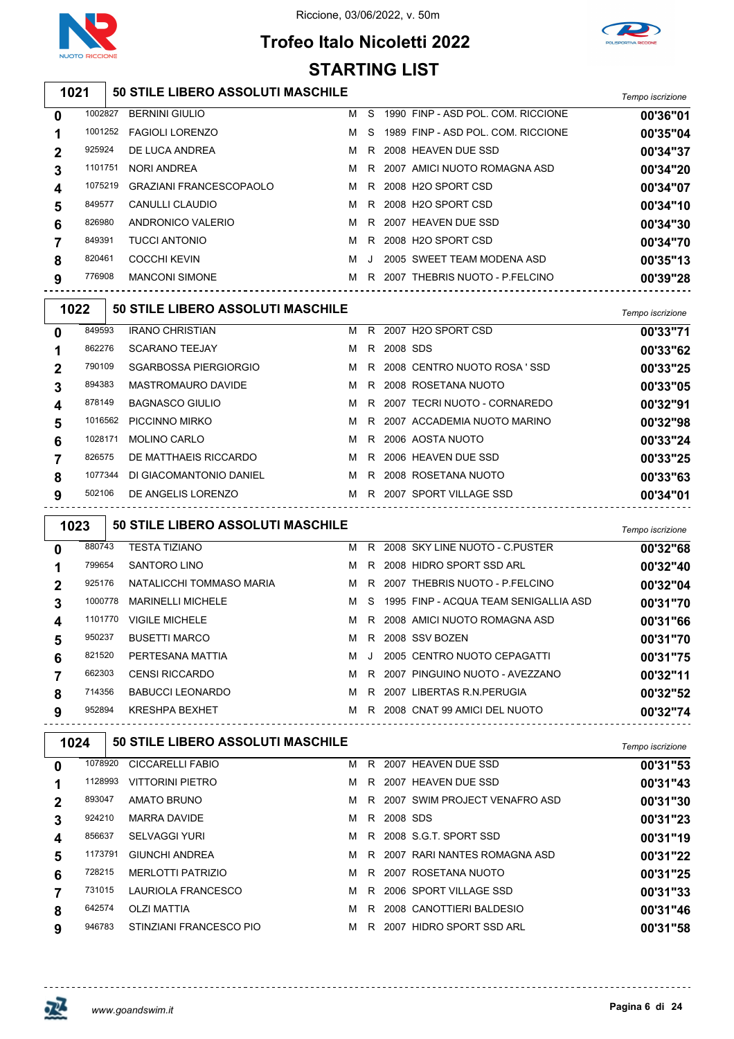Riccione, 03/06/2022, v. 50m

# Trofeo Italo Nicoletti 2022

## STARTING LIST

### 1021 — 50 STILE LIBERO ASSOLUTI MASCHILE

| Corsia | Tessera | Nome | Sesso | Cat. | Anno | Società | Tempo iscrizione |
|---|---|---|---|---|---|---|---|
| 0 | 1002827 | BERNINI GIULIO | M | S | 1990 | FINP - ASD POL. COM. RICCIONE | 00'36"01 |
| 1 | 1001252 | FAGIOLI LORENZO | M | S | 1989 | FINP - ASD POL. COM. RICCIONE | 00'35"04 |
| 2 | 925924 | DE LUCA ANDREA | M | R | 2008 | HEAVEN DUE SSD | 00'34"37 |
| 3 | 1101751 | NORI ANDREA | M | R | 2007 | AMICI NUOTO ROMAGNA ASD | 00'34"20 |
| 4 | 1075219 | GRAZIANI FRANCESCOPAOLO | M | R | 2008 | H2O SPORT CSD | 00'34"07 |
| 5 | 849577 | CANULLI CLAUDIO | M | R | 2008 | H2O SPORT CSD | 00'34"10 |
| 6 | 826980 | ANDRONICO VALERIO | M | R | 2007 | HEAVEN DUE SSD | 00'34"30 |
| 7 | 849391 | TUCCI ANTONIO | M | R | 2008 | H2O SPORT CSD | 00'34"70 |
| 8 | 820461 | COCCHI KEVIN | M | J | 2005 | SWEET TEAM MODENA ASD | 00'35"13 |
| 9 | 776908 | MANCONI SIMONE | M | R | 2007 | THEBRIS NUOTO - P.FELCINO | 00'39"28 |

### 1022 — 50 STILE LIBERO ASSOLUTI MASCHILE

| Corsia | Tessera | Nome | Sesso | Cat. | Anno | Società | Tempo iscrizione |
|---|---|---|---|---|---|---|---|
| 0 | 849593 | IRANO CHRISTIAN | M | R | 2007 | H2O SPORT CSD | 00'33"71 |
| 1 | 862276 | SCARANO TEEJAY | M | R | 2008 | SDS | 00'33"62 |
| 2 | 790109 | SGARBOSSA PIERGIORGIO | M | R | 2008 | CENTRO NUOTO ROSA ' SSD | 00'33"25 |
| 3 | 894383 | MASTROMAURO DAVIDE | M | R | 2008 | ROSETANA NUOTO | 00'33"05 |
| 4 | 878149 | BAGNASCO GIULIO | M | R | 2007 | TECRI NUOTO - CORNAREDO | 00'32"91 |
| 5 | 1016562 | PICCINNO MIRKO | M | R | 2007 | ACCADEMIA NUOTO MARINO | 00'32"98 |
| 6 | 1028171 | MOLINO CARLO | M | R | 2006 | AOSTA NUOTO | 00'33"24 |
| 7 | 826575 | DE MATTHAEIS RICCARDO | M | R | 2006 | HEAVEN DUE SSD | 00'33"25 |
| 8 | 1077344 | DI GIACOMANTONIO DANIEL | M | R | 2008 | ROSETANA NUOTO | 00'33"63 |
| 9 | 502106 | DE ANGELIS LORENZO | M | R | 2007 | SPORT VILLAGE SSD | 00'34"01 |

### 1023 — 50 STILE LIBERO ASSOLUTI MASCHILE

| Corsia | Tessera | Nome | Sesso | Cat. | Anno | Società | Tempo iscrizione |
|---|---|---|---|---|---|---|---|
| 0 | 880743 | TESTA TIZIANO | M | R | 2008 | SKY LINE NUOTO - C.PUSTER | 00'32"68 |
| 1 | 799654 | SANTORO LINO | M | R | 2008 | HIDRO SPORT SSD ARL | 00'32"40 |
| 2 | 925176 | NATALICCHI TOMMASO MARIA | M | R | 2007 | THEBRIS NUOTO - P.FELCINO | 00'32"04 |
| 3 | 1000778 | MARINELLI MICHELE | M | S | 1995 | FINP - ACQUA TEAM SENIGALLIA ASD | 00'31"70 |
| 4 | 1101770 | VIGILE MICHELE | M | R | 2008 | AMICI NUOTO ROMAGNA ASD | 00'31"66 |
| 5 | 950237 | BUSETTI MARCO | M | R | 2008 | SSV BOZEN | 00'31"70 |
| 6 | 821520 | PERTESANA MATTIA | M | J | 2005 | CENTRO NUOTO CEPAGATTI | 00'31"75 |
| 7 | 662303 | CENSI RICCARDO | M | R | 2007 | PINGUINO NUOTO - AVEZZANO | 00'32"11 |
| 8 | 714356 | BABUCCI LEONARDO | M | R | 2007 | LIBERTAS R.N.PERUGIA | 00'32"52 |
| 9 | 952894 | KRESHPA BEXHET | M | R | 2008 | CNAT 99 AMICI DEL NUOTO | 00'32"74 |

### 1024 — 50 STILE LIBERO ASSOLUTI MASCHILE

| Corsia | Tessera | Nome | Sesso | Cat. | Anno | Società | Tempo iscrizione |
|---|---|---|---|---|---|---|---|
| 0 | 1078920 | CICCARELLI FABIO | M | R | 2007 | HEAVEN DUE SSD | 00'31"53 |
| 1 | 1128993 | VITTORINI PIETRO | M | R | 2007 | HEAVEN DUE SSD | 00'31"43 |
| 2 | 893047 | AMATO BRUNO | M | R | 2007 | SWIM PROJECT VENAFRO ASD | 00'31"30 |
| 3 | 924210 | MARRA DAVIDE | M | R | 2008 | SDS | 00'31"23 |
| 4 | 856637 | SELVAGGI YURI | M | R | 2008 | S.G.T. SPORT SSD | 00'31"19 |
| 5 | 1173791 | GIUNCHI ANDREA | M | R | 2007 | RARI NANTES ROMAGNA ASD | 00'31"22 |
| 6 | 728215 | MERLOTTI PATRIZIO | M | R | 2007 | ROSETANA NUOTO | 00'31"25 |
| 7 | 731015 | LAURIOLA FRANCESCO | M | R | 2006 | SPORT VILLAGE SSD | 00'31"33 |
| 8 | 642574 | OLZI MATTIA | M | R | 2008 | CANOTTIERI BALDESIO | 00'31"46 |
| 9 | 946783 | STINZIANI FRANCESCO PIO | M | R | 2007 | HIDRO SPORT SSD ARL | 00'31"58 |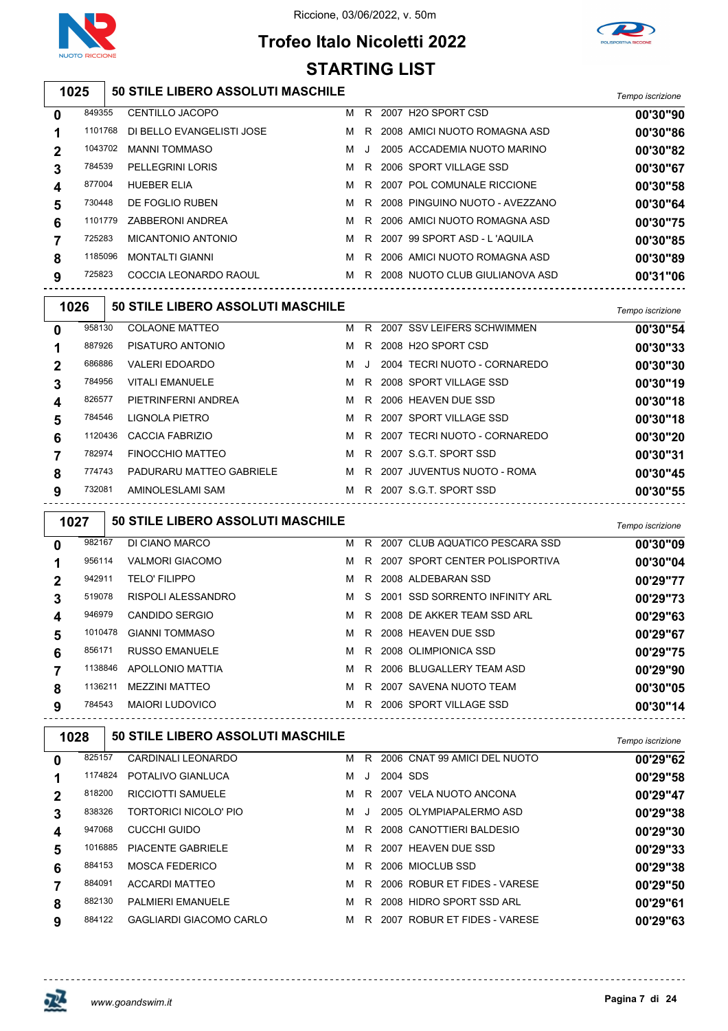Riccione, 03/06/2022, v. 50m

# Trofeo Italo Nicoletti 2022

## STARTING LIST

### 1025 — 50 STILE LIBERO ASSOLUTI MASCHILE

| Corsia | Tessera | Nome | Sesso | Cat. | Anno | Società | Tempo iscrizione |
|---|---|---|---|---|---|---|---|
| 0 | 849355 | CENTILLO JACOPO | M | R | 2007 | H2O SPORT CSD | 00'30"90 |
| 1 | 1101768 | DI BELLO EVANGELISTI JOSE | M | R | 2008 | AMICI NUOTO ROMAGNA ASD | 00'30"86 |
| 2 | 1043702 | MANNI TOMMASO | M | J | 2005 | ACCADEMIA NUOTO MARINO | 00'30"82 |
| 3 | 784539 | PELLEGRINI LORIS | M | R | 2006 | SPORT VILLAGE SSD | 00'30"67 |
| 4 | 877004 | HUEBER ELIA | M | R | 2007 | POL COMUNALE RICCIONE | 00'30"58 |
| 5 | 730448 | DE FOGLIO RUBEN | M | R | 2008 | PINGUINO NUOTO - AVEZZANO | 00'30"64 |
| 6 | 1101779 | ZABBERONI ANDREA | M | R | 2006 | AMICI NUOTO ROMAGNA ASD | 00'30"75 |
| 7 | 725283 | MICANTONIO ANTONIO | M | R | 2007 | 99 SPORT ASD - L 'AQUILA | 00'30"85 |
| 8 | 1185096 | MONTALTI GIANNI | M | R | 2006 | AMICI NUOTO ROMAGNA ASD | 00'30"89 |
| 9 | 725823 | COCCIA LEONARDO RAOUL | M | R | 2008 | NUOTO CLUB GIULIANOVA ASD | 00'31"06 |

### 1026 — 50 STILE LIBERO ASSOLUTI MASCHILE

| Corsia | Tessera | Nome | Sesso | Cat. | Anno | Società | Tempo iscrizione |
|---|---|---|---|---|---|---|---|
| 0 | 958130 | COLAONE MATTEO | M | R | 2007 | SSV LEIFERS SCHWIMMEN | 00'30"54 |
| 1 | 887926 | PISATURO ANTONIO | M | R | 2008 | H2O SPORT CSD | 00'30"33 |
| 2 | 686886 | VALERI EDOARDO | M | J | 2004 | TECRI NUOTO - CORNAREDO | 00'30"30 |
| 3 | 784956 | VITALI EMANUELE | M | R | 2008 | SPORT VILLAGE SSD | 00'30"19 |
| 4 | 826577 | PIETRINFERNI ANDREA | M | R | 2006 | HEAVEN DUE SSD | 00'30"18 |
| 5 | 784546 | LIGNOLA PIETRO | M | R | 2007 | SPORT VILLAGE SSD | 00'30"18 |
| 6 | 1120436 | CACCIA FABRIZIO | M | R | 2007 | TECRI NUOTO - CORNAREDO | 00'30"20 |
| 7 | 782974 | FINOCCHIO MATTEO | M | R | 2007 | S.G.T. SPORT SSD | 00'30"31 |
| 8 | 774743 | PADURARU MATTEO GABRIELE | M | R | 2007 | JUVENTUS NUOTO - ROMA | 00'30"45 |
| 9 | 732081 | AMINOLESLAMI SAM | M | R | 2007 | S.G.T. SPORT SSD | 00'30"55 |

### 1027 — 50 STILE LIBERO ASSOLUTI MASCHILE

| Corsia | Tessera | Nome | Sesso | Cat. | Anno | Società | Tempo iscrizione |
|---|---|---|---|---|---|---|---|
| 0 | 982167 | DI CIANO MARCO | M | R | 2007 | CLUB AQUATICO PESCARA SSD | 00'30"09 |
| 1 | 956114 | VALMORI GIACOMO | M | R | 2007 | SPORT CENTER POLISPORTIVA | 00'30"04 |
| 2 | 942911 | TELO' FILIPPO | M | R | 2008 | ALDEBARAN SSD | 00'29"77 |
| 3 | 519078 | RISPOLI ALESSANDRO | M | S | 2001 | SSD SORRENTO INFINITY ARL | 00'29"73 |
| 4 | 946979 | CANDIDO SERGIO | M | R | 2008 | DE AKKER TEAM SSD ARL | 00'29"63 |
| 5 | 1010478 | GIANNI TOMMASO | M | R | 2008 | HEAVEN DUE SSD | 00'29"67 |
| 6 | 856171 | RUSSO EMANUELE | M | R | 2008 | OLIMPIONICA SSD | 00'29"75 |
| 7 | 1138846 | APOLLONIO MATTIA | M | R | 2006 | BLUGALLERY TEAM ASD | 00'29"90 |
| 8 | 1136211 | MEZZINI MATTEO | M | R | 2007 | SAVENA NUOTO TEAM | 00'30"05 |
| 9 | 784543 | MAIORI LUDOVICO | M | R | 2006 | SPORT VILLAGE SSD | 00'30"14 |

### 1028 — 50 STILE LIBERO ASSOLUTI MASCHILE

| Corsia | Tessera | Nome | Sesso | Cat. | Anno | Società | Tempo iscrizione |
|---|---|---|---|---|---|---|---|
| 0 | 825157 | CARDINALI LEONARDO | M | R | 2006 | CNAT 99 AMICI DEL NUOTO | 00'29"62 |
| 1 | 1174824 | POTALIVO GIANLUCA | M | J | 2004 | SDS | 00'29"58 |
| 2 | 818200 | RICCIOTTI SAMUELE | M | R | 2007 | VELA NUOTO ANCONA | 00'29"47 |
| 3 | 838326 | TORTORICI NICOLO' PIO | M | J | 2005 | OLYMPIAPALERMO ASD | 00'29"38 |
| 4 | 947068 | CUCCHI GUIDO | M | R | 2008 | CANOTTIERI BALDESIO | 00'29"30 |
| 5 | 1016885 | PIACENTE GABRIELE | M | R | 2007 | HEAVEN DUE SSD | 00'29"33 |
| 6 | 884153 | MOSCA FEDERICO | M | R | 2006 | MIOCLUB SSD | 00'29"38 |
| 7 | 884091 | ACCARDI MATTEO | M | R | 2006 | ROBUR ET FIDES - VARESE | 00'29"50 |
| 8 | 882130 | PALMIERI EMANUELE | M | R | 2008 | HIDRO SPORT SSD ARL | 00'29"61 |
| 9 | 884122 | GAGLIARDI GIACOMO CARLO | M | R | 2007 | ROBUR ET FIDES - VARESE | 00'29"63 |

www.goandswim.it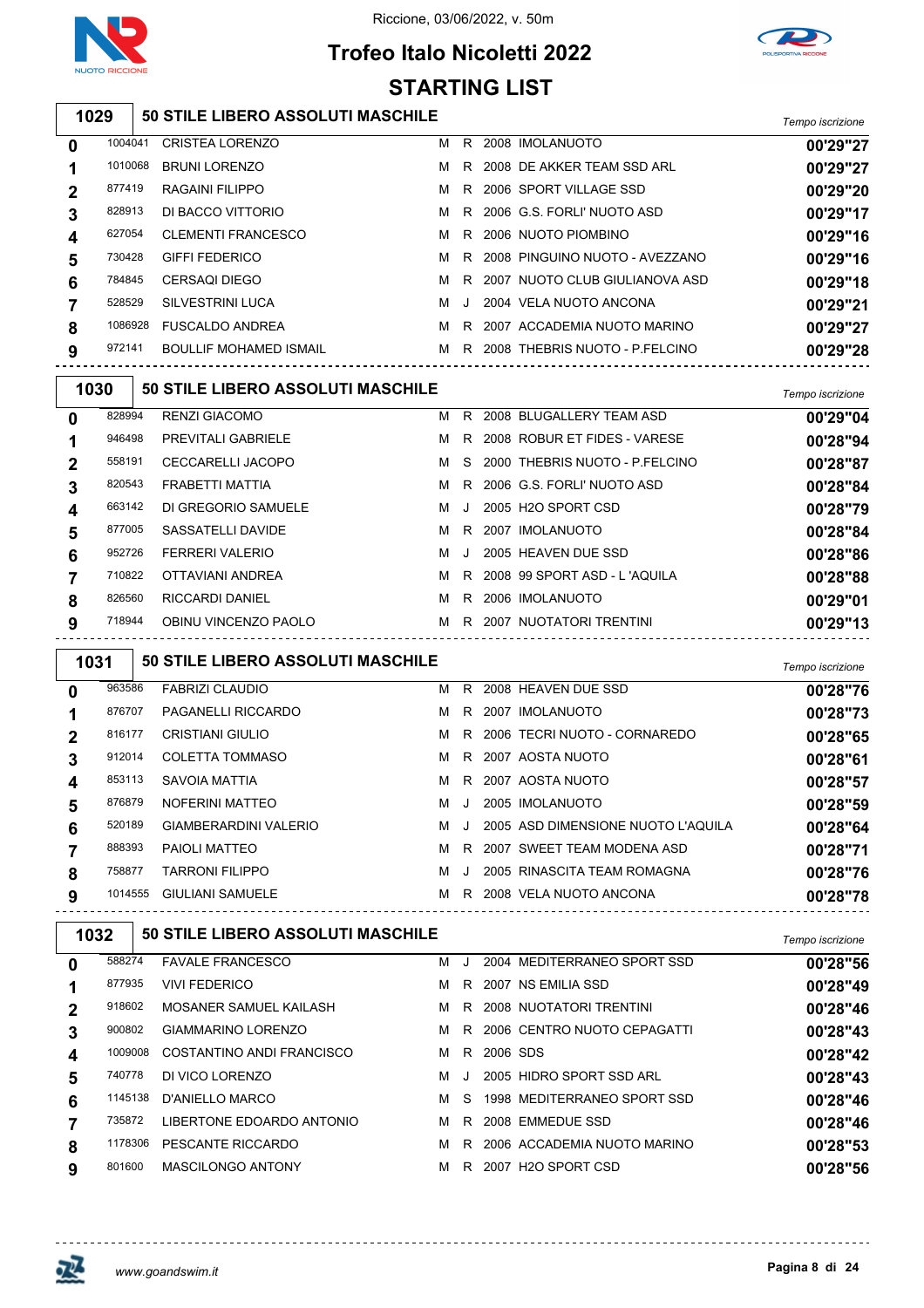Riccione, 03/06/2022, v. 50m

# Trofeo Italo Nicoletti 2022

## STARTING LIST

### 1029 50 STILE LIBERO ASSOLUTI MASCHILE

| | | | | | | | Tempo iscrizione |
|---|---|---|---|---|---|---|---|
| 0 | 1004041 | CRISTEA LORENZO | M | R | 2008 | IMOLANUOTO | 00'29"27 |
| 1 | 1010068 | BRUNI LORENZO | M | R | 2008 | DE AKKER TEAM SSD ARL | 00'29"27 |
| 2 | 877419 | RAGAINI FILIPPO | M | R | 2006 | SPORT VILLAGE SSD | 00'29"20 |
| 3 | 828913 | DI BACCO VITTORIO | M | R | 2006 | G.S. FORLI' NUOTO ASD | 00'29"17 |
| 4 | 627054 | CLEMENTI FRANCESCO | M | R | 2006 | NUOTO PIOMBINO | 00'29"16 |
| 5 | 730428 | GIFFI FEDERICO | M | R | 2008 | PINGUINO NUOTO - AVEZZANO | 00'29"16 |
| 6 | 784845 | CERSAQI DIEGO | M | R | 2007 | NUOTO CLUB GIULIANOVA ASD | 00'29"18 |
| 7 | 528529 | SILVESTRINI LUCA | M | J | 2004 | VELA NUOTO ANCONA | 00'29"21 |
| 8 | 1086928 | FUSCALDO ANDREA | M | R | 2007 | ACCADEMIA NUOTO MARINO | 00'29"27 |
| 9 | 972141 | BOULLIF MOHAMED ISMAIL | M | R | 2008 | THEBRIS NUOTO - P.FELCINO | 00'29"28 |

### 1030 50 STILE LIBERO ASSOLUTI MASCHILE

| | | | | | | | Tempo iscrizione |
|---|---|---|---|---|---|---|---|
| 0 | 828994 | RENZI GIACOMO | M | R | 2008 | BLUGALLERY TEAM ASD | 00'29"04 |
| 1 | 946498 | PREVITALI GABRIELE | M | R | 2008 | ROBUR ET FIDES - VARESE | 00'28"94 |
| 2 | 558191 | CECCARELLI JACOPO | M | S | 2000 | THEBRIS NUOTO - P.FELCINO | 00'28"87 |
| 3 | 820543 | FRABETTI MATTIA | M | R | 2006 | G.S. FORLI' NUOTO ASD | 00'28"84 |
| 4 | 663142 | DI GREGORIO SAMUELE | M | J | 2005 | H2O SPORT CSD | 00'28"79 |
| 5 | 877005 | SASSATELLI DAVIDE | M | R | 2007 | IMOLANUOTO | 00'28"84 |
| 6 | 952726 | FERRERI VALERIO | M | J | 2005 | HEAVEN DUE SSD | 00'28"86 |
| 7 | 710822 | OTTAVIANI ANDREA | M | R | 2008 | 99 SPORT ASD - L 'AQUILA | 00'28"88 |
| 8 | 826560 | RICCARDI DANIEL | M | R | 2006 | IMOLANUOTO | 00'29"01 |
| 9 | 718944 | OBINU VINCENZO PAOLO | M | R | 2007 | NUOTATORI TRENTINI | 00'29"13 |

### 1031 50 STILE LIBERO ASSOLUTI MASCHILE

| | | | | | | | Tempo iscrizione |
|---|---|---|---|---|---|---|---|
| 0 | 963586 | FABRIZI CLAUDIO | M | R | 2008 | HEAVEN DUE SSD | 00'28"76 |
| 1 | 876707 | PAGANELLI RICCARDO | M | R | 2007 | IMOLANUOTO | 00'28"73 |
| 2 | 816177 | CRISTIANI GIULIO | M | R | 2006 | TECRI NUOTO - CORNAREDO | 00'28"65 |
| 3 | 912014 | COLETTA TOMMASO | M | R | 2007 | AOSTA NUOTO | 00'28"61 |
| 4 | 853113 | SAVOIA MATTIA | M | R | 2007 | AOSTA NUOTO | 00'28"57 |
| 5 | 876879 | NOFERINI MATTEO | M | J | 2005 | IMOLANUOTO | 00'28"59 |
| 6 | 520189 | GIAMBERARDINI VALERIO | M | J | 2005 | ASD DIMENSIONE NUOTO L'AQUILA | 00'28"64 |
| 7 | 888393 | PAIOLI MATTEO | M | R | 2007 | SWEET TEAM MODENA ASD | 00'28"71 |
| 8 | 758877 | TARRONI FILIPPO | M | J | 2005 | RINASCITA TEAM ROMAGNA | 00'28"76 |
| 9 | 1014555 | GIULIANI SAMUELE | M | R | 2008 | VELA NUOTO ANCONA | 00'28"78 |

### 1032 50 STILE LIBERO ASSOLUTI MASCHILE

| | | | | | | | Tempo iscrizione |
|---|---|---|---|---|---|---|---|
| 0 | 588274 | FAVALE FRANCESCO | M | J | 2004 | MEDITERRANEO SPORT SSD | 00'28"56 |
| 1 | 877935 | VIVI FEDERICO | M | R | 2007 | NS EMILIA SSD | 00'28"49 |
| 2 | 918602 | MOSANER SAMUEL KAILASH | M | R | 2008 | NUOTATORI TRENTINI | 00'28"46 |
| 3 | 900802 | GIAMMARINO LORENZO | M | R | 2006 | CENTRO NUOTO CEPAGATTI | 00'28"43 |
| 4 | 1009008 | COSTANTINO ANDI FRANCISCO | M | R | 2006 | SDS | 00'28"42 |
| 5 | 740778 | DI VICO LORENZO | M | J | 2005 | HIDRO SPORT SSD ARL | 00'28"43 |
| 6 | 1145138 | D'ANIELLO MARCO | M | S | 1998 | MEDITERRANEO SPORT SSD | 00'28"46 |
| 7 | 735872 | LIBERTONE EDOARDO ANTONIO | M | R | 2008 | EMMEDUE SSD | 00'28"46 |
| 8 | 1178306 | PESCANTE RICCARDO | M | R | 2006 | ACCADEMIA NUOTO MARINO | 00'28"53 |
| 9 | 801600 | MASCILONGO ANTONY | M | R | 2007 | H2O SPORT CSD | 00'28"56 |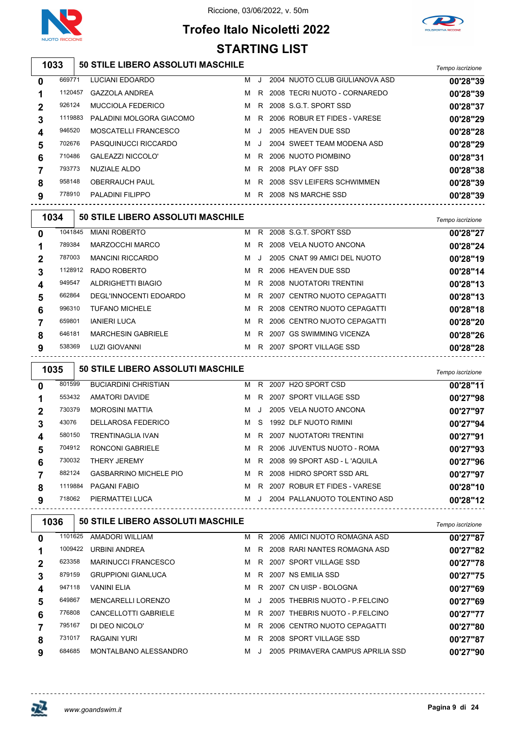# Trofeo Italo Nicoletti 2022

Riccione, 03/06/2022, v. 50m

## STARTING LIST

### 1033 — 50 STILE LIBERO ASSOLUTI MASCHILE

| Corsia | Tessera | Nome | Sesso | Cat. | Anno | Società | Tempo iscrizione |
|---|---|---|---|---|---|---|---|
| 0 | 669771 | LUCIANI EDOARDO | M | J | 2004 | NUOTO CLUB GIULIANOVA ASD | 00'28"39 |
| 1 | 1120457 | GAZZOLA ANDREA | M | R | 2008 | TECRI NUOTO - CORNAREDO | 00'28"39 |
| 2 | 926124 | MUCCIOLA FEDERICO | M | R | 2008 | S.G.T. SPORT SSD | 00'28"37 |
| 3 | 1119883 | PALADINI MOLGORA GIACOMO | M | R | 2006 | ROBUR ET FIDES - VARESE | 00'28"29 |
| 4 | 946520 | MOSCATELLI FRANCESCO | M | J | 2005 | HEAVEN DUE SSD | 00'28"28 |
| 5 | 702676 | PASQUINUCCI RICCARDO | M | J | 2004 | SWEET TEAM MODENA ASD | 00'28"29 |
| 6 | 710486 | GALEAZZI NICCOLO' | M | R | 2006 | NUOTO PIOMBINO | 00'28"31 |
| 7 | 793773 | NUZIALE ALDO | M | R | 2008 | PLAY OFF SSD | 00'28"38 |
| 8 | 958148 | OBERRAUCH PAUL | M | R | 2008 | SSV LEIFERS SCHWIMMEN | 00'28"39 |
| 9 | 778910 | PALADINI FILIPPO | M | R | 2008 | NS MARCHE SSD | 00'28"39 |

### 1034 — 50 STILE LIBERO ASSOLUTI MASCHILE

| Corsia | Tessera | Nome | Sesso | Cat. | Anno | Società | Tempo iscrizione |
|---|---|---|---|---|---|---|---|
| 0 | 1041845 | MIANI ROBERTO | M | R | 2008 | S.G.T. SPORT SSD | 00'28"27 |
| 1 | 789384 | MARZOCCHI MARCO | M | R | 2008 | VELA NUOTO ANCONA | 00'28"24 |
| 2 | 787003 | MANCINI RICCARDO | M | J | 2005 | CNAT 99 AMICI DEL NUOTO | 00'28"19 |
| 3 | 1128912 | RADO ROBERTO | M | R | 2006 | HEAVEN DUE SSD | 00'28"14 |
| 4 | 949547 | ALDRIGHETTI BIAGIO | M | R | 2008 | NUOTATORI TRENTINI | 00'28"13 |
| 5 | 662864 | DEGL'INNOCENTI EDOARDO | M | R | 2007 | CENTRO NUOTO CEPAGATTI | 00'28"13 |
| 6 | 996310 | TUFANO MICHELE | M | R | 2008 | CENTRO NUOTO CEPAGATTI | 00'28"18 |
| 7 | 659801 | IANIERI LUCA | M | R | 2006 | CENTRO NUOTO CEPAGATTI | 00'28"20 |
| 8 | 646181 | MARCHESIN GABRIELE | M | R | 2007 | GS SWIMMING VICENZA | 00'28"26 |
| 9 | 538369 | LUZI GIOVANNI | M | R | 2007 | SPORT VILLAGE SSD | 00'28"28 |

### 1035 — 50 STILE LIBERO ASSOLUTI MASCHILE

| Corsia | Tessera | Nome | Sesso | Cat. | Anno | Società | Tempo iscrizione |
|---|---|---|---|---|---|---|---|
| 0 | 801599 | BUCIARDINI CHRISTIAN | M | R | 2007 | H2O SPORT CSD | 00'28"11 |
| 1 | 553432 | AMATORI DAVIDE | M | R | 2007 | SPORT VILLAGE SSD | 00'27"98 |
| 2 | 730379 | MOROSINI MATTIA | M | J | 2005 | VELA NUOTO ANCONA | 00'27"97 |
| 3 | 43076 | DELLAROSA FEDERICO | M | S | 1992 | DLF NUOTO RIMINI | 00'27"94 |
| 4 | 580150 | TRENTINAGLIA IVAN | M | R | 2007 | NUOTATORI TRENTINI | 00'27"91 |
| 5 | 704912 | RONCONI GABRIELE | M | R | 2006 | JUVENTUS NUOTO - ROMA | 00'27"93 |
| 6 | 730032 | THERY JEREMY | M | R | 2008 | 99 SPORT ASD - L 'AQUILA | 00'27"96 |
| 7 | 882124 | GASBARRINO MICHELE PIO | M | R | 2008 | HIDRO SPORT SSD ARL | 00'27"97 |
| 8 | 1119884 | PAGANI FABIO | M | R | 2007 | ROBUR ET FIDES - VARESE | 00'28"10 |
| 9 | 718062 | PIERMATTEI LUCA | M | J | 2004 | PALLANUOTO TOLENTINO ASD | 00'28"12 |

### 1036 — 50 STILE LIBERO ASSOLUTI MASCHILE

| Corsia | Tessera | Nome | Sesso | Cat. | Anno | Società | Tempo iscrizione |
|---|---|---|---|---|---|---|---|
| 0 | 1101625 | AMADORI WILLIAM | M | R | 2006 | AMICI NUOTO ROMAGNA ASD | 00'27"87 |
| 1 | 1009422 | URBINI ANDREA | M | R | 2008 | RARI NANTES ROMAGNA ASD | 00'27"82 |
| 2 | 623358 | MARINUCCI FRANCESCO | M | R | 2007 | SPORT VILLAGE SSD | 00'27"78 |
| 3 | 879159 | GRUPPIONI GIANLUCA | M | R | 2007 | NS EMILIA SSD | 00'27"75 |
| 4 | 947118 | VANINI ELIA | M | R | 2007 | CN UISP - BOLOGNA | 00'27"69 |
| 5 | 649867 | MENCARELLI LORENZO | M | J | 2005 | THEBRIS NUOTO - P.FELCINO | 00'27"69 |
| 6 | 776808 | CANCELLOTTI GABRIELE | M | R | 2007 | THEBRIS NUOTO - P.FELCINO | 00'27"77 |
| 7 | 795167 | DI DEO NICOLO' | M | R | 2006 | CENTRO NUOTO CEPAGATTI | 00'27"80 |
| 8 | 731017 | RAGAINI YURI | M | R | 2008 | SPORT VILLAGE SSD | 00'27"87 |
| 9 | 684685 | MONTALBANO ALESSANDRO | M | J | 2005 | PRIMAVERA CAMPUS APRILIA SSD | 00'27"90 |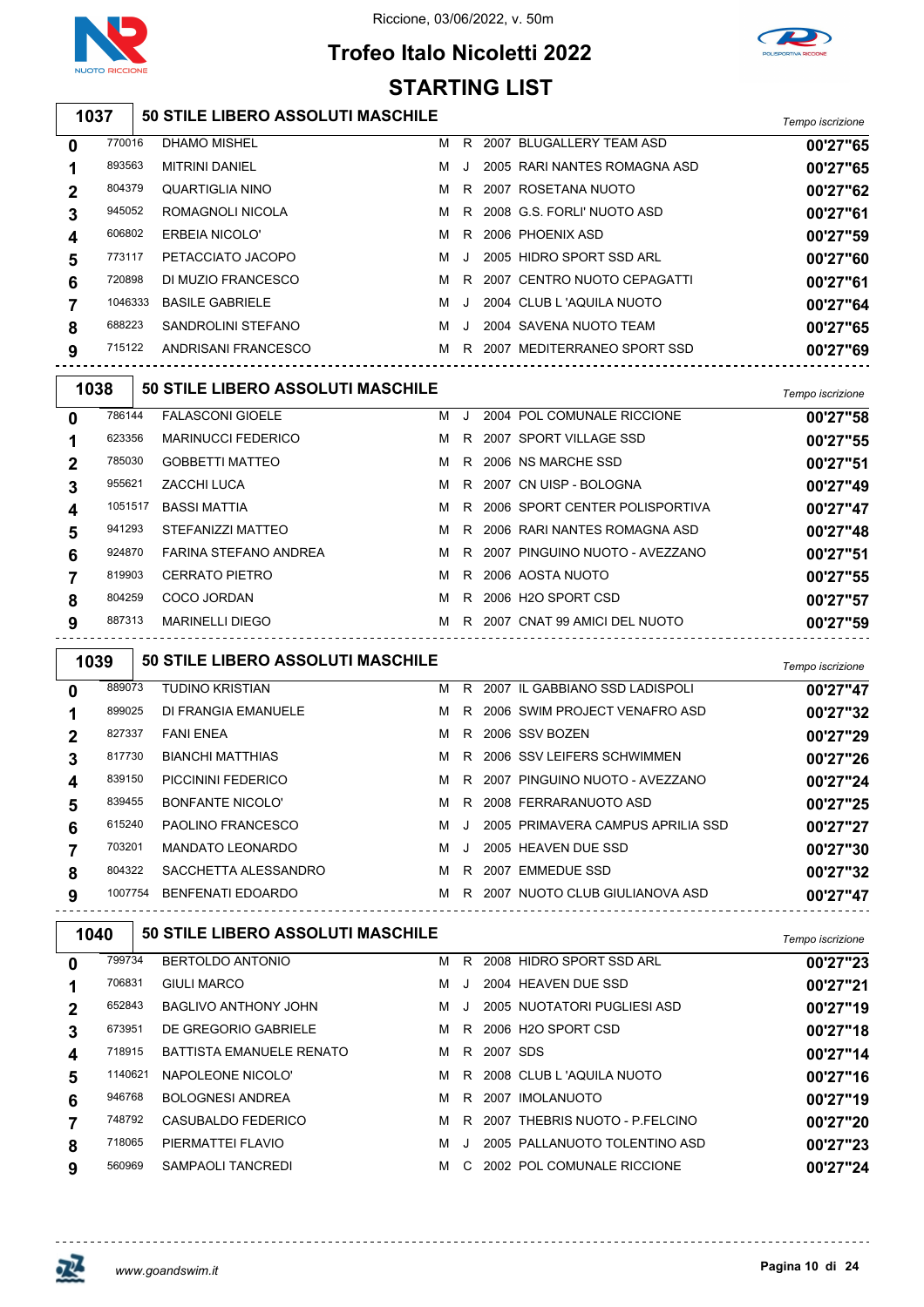# Trofeo Italo Nicoletti 2022

Riccione, 03/06/2022, v. 50m

## STARTING LIST

### 1037 — 50 STILE LIBERO ASSOLUTI MASCHILE

| Corsia | Tessera | Nome | Sesso | Cat. | Anno | Società | Tempo iscrizione |
|---|---|---|---|---|---|---|---|
| 0 | 770016 | DHAMO MISHEL | M | R | 2007 | BLUGALLERY TEAM ASD | 00'27"65 |
| 1 | 893563 | MITRINI DANIEL | M | J | 2005 | RARI NANTES ROMAGNA ASD | 00'27"65 |
| 2 | 804379 | QUARTIGLIA NINO | M | R | 2007 | ROSETANA NUOTO | 00'27"62 |
| 3 | 945052 | ROMAGNOLI NICOLA | M | R | 2008 | G.S. FORLI' NUOTO ASD | 00'27"61 |
| 4 | 606802 | ERBEIA NICOLO' | M | R | 2006 | PHOENIX ASD | 00'27"59 |
| 5 | 773117 | PETACCIATO JACOPO | M | J | 2005 | HIDRO SPORT SSD ARL | 00'27"60 |
| 6 | 720898 | DI MUZIO FRANCESCO | M | R | 2007 | CENTRO NUOTO CEPAGATTI | 00'27"61 |
| 7 | 1046333 | BASILE GABRIELE | M | J | 2004 | CLUB L 'AQUILA NUOTO | 00'27"64 |
| 8 | 688223 | SANDROLINI STEFANO | M | J | 2004 | SAVENA NUOTO TEAM | 00'27"65 |
| 9 | 715122 | ANDRISANI FRANCESCO | M | R | 2007 | MEDITERRANEO SPORT SSD | 00'27"69 |

### 1038 — 50 STILE LIBERO ASSOLUTI MASCHILE

| Corsia | Tessera | Nome | Sesso | Cat. | Anno | Società | Tempo iscrizione |
|---|---|---|---|---|---|---|---|
| 0 | 786144 | FALASCONI GIOELE | M | J | 2004 | POL COMUNALE RICCIONE | 00'27"58 |
| 1 | 623356 | MARINUCCI FEDERICO | M | R | 2007 | SPORT VILLAGE SSD | 00'27"55 |
| 2 | 785030 | GOBBETTI MATTEO | M | R | 2006 | NS MARCHE SSD | 00'27"51 |
| 3 | 955621 | ZACCHI LUCA | M | R | 2007 | CN UISP - BOLOGNA | 00'27"49 |
| 4 | 1051517 | BASSI MATTIA | M | R | 2006 | SPORT CENTER POLISPORTIVA | 00'27"47 |
| 5 | 941293 | STEFANIZZI MATTEO | M | R | 2006 | RARI NANTES ROMAGNA ASD | 00'27"48 |
| 6 | 924870 | FARINA STEFANO ANDREA | M | R | 2007 | PINGUINO NUOTO - AVEZZANO | 00'27"51 |
| 7 | 819903 | CERRATO PIETRO | M | R | 2006 | AOSTA NUOTO | 00'27"55 |
| 8 | 804259 | COCO JORDAN | M | R | 2006 | H2O SPORT CSD | 00'27"57 |
| 9 | 887313 | MARINELLI DIEGO | M | R | 2007 | CNAT 99 AMICI DEL NUOTO | 00'27"59 |

### 1039 — 50 STILE LIBERO ASSOLUTI MASCHILE

| Corsia | Tessera | Nome | Sesso | Cat. | Anno | Società | Tempo iscrizione |
|---|---|---|---|---|---|---|---|
| 0 | 889073 | TUDINO KRISTIAN | M | R | 2007 | IL GABBIANO SSD LADISPOLI | 00'27"47 |
| 1 | 899025 | DI FRANGIA EMANUELE | M | R | 2006 | SWIM PROJECT VENAFRO ASD | 00'27"32 |
| 2 | 827337 | FANI ENEA | M | R | 2006 | SSV BOZEN | 00'27"29 |
| 3 | 817730 | BIANCHI MATTHIAS | M | R | 2006 | SSV LEIFERS SCHWIMMEN | 00'27"26 |
| 4 | 839150 | PICCININI FEDERICO | M | R | 2007 | PINGUINO NUOTO - AVEZZANO | 00'27"24 |
| 5 | 839455 | BONFANTE NICOLO' | M | R | 2008 | FERRARANUOTO ASD | 00'27"25 |
| 6 | 615240 | PAOLINO FRANCESCO | M | J | 2005 | PRIMAVERA CAMPUS APRILIA SSD | 00'27"27 |
| 7 | 703201 | MANDATO LEONARDO | M | J | 2005 | HEAVEN DUE SSD | 00'27"30 |
| 8 | 804322 | SACCHETTA ALESSANDRO | M | R | 2007 | EMMEDUE SSD | 00'27"32 |
| 9 | 1007754 | BENFENATI EDOARDO | M | R | 2007 | NUOTO CLUB GIULIANOVA ASD | 00'27"47 |

### 1040 — 50 STILE LIBERO ASSOLUTI MASCHILE

| Corsia | Tessera | Nome | Sesso | Cat. | Anno | Società | Tempo iscrizione |
|---|---|---|---|---|---|---|---|
| 0 | 799734 | BERTOLDO ANTONIO | M | R | 2008 | HIDRO SPORT SSD ARL | 00'27"23 |
| 1 | 706831 | GIULI MARCO | M | J | 2004 | HEAVEN DUE SSD | 00'27"21 |
| 2 | 652843 | BAGLIVO ANTHONY JOHN | M | J | 2005 | NUOTATORI PUGLIESI ASD | 00'27"19 |
| 3 | 673951 | DE GREGORIO GABRIELE | M | R | 2006 | H2O SPORT CSD | 00'27"18 |
| 4 | 718915 | BATTISTA EMANUELE RENATO | M | R | 2007 | SDS | 00'27"14 |
| 5 | 1140621 | NAPOLEONE NICOLO' | M | R | 2008 | CLUB L 'AQUILA NUOTO | 00'27"16 |
| 6 | 946768 | BOLOGNESI ANDREA | M | R | 2007 | IMOLANUOTO | 00'27"19 |
| 7 | 748792 | CASUBALDO FEDERICO | M | R | 2007 | THEBRIS NUOTO - P.FELCINO | 00'27"20 |
| 8 | 718065 | PIERMATTEI FLAVIO | M | J | 2005 | PALLANUOTO TOLENTINO ASD | 00'27"23 |
| 9 | 560969 | SAMPAOLI TANCREDI | M | C | 2002 | POL COMUNALE RICCIONE | 00'27"24 |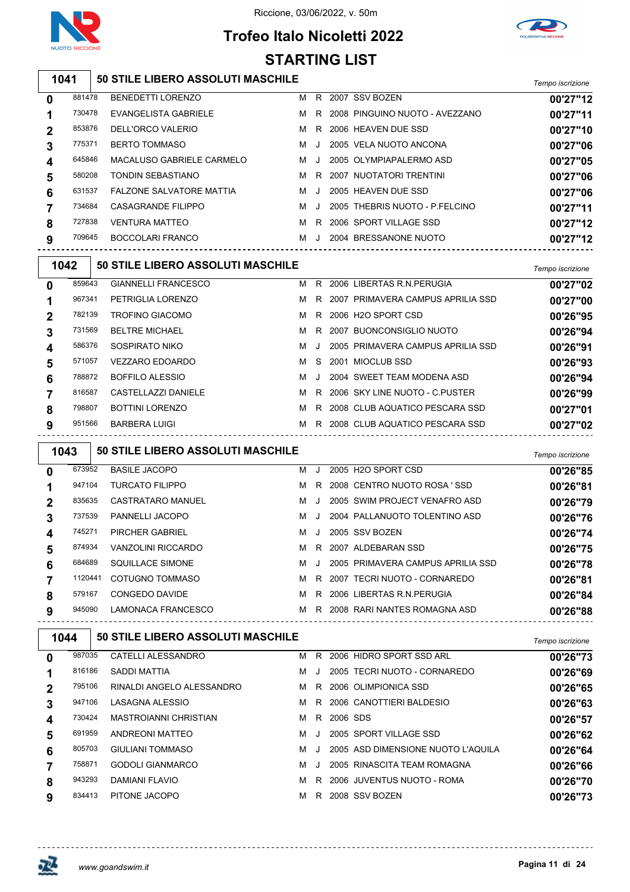Riccione, 03/06/2022, v. 50m

# Trofeo Italo Nicoletti 2022

## STARTING LIST

### 1041 — 50 STILE LIBERO ASSOLUTI MASCHILE

| Corsia | Tessera | Atleta | Sesso | Cat. | Anno | Società | Tempo iscrizione |
|---|---|---|---|---|---|---|---|
| 0 | 881478 | BENEDETTI LORENZO | M | R | 2007 | SSV BOZEN | 00'27"12 |
| 1 | 730478 | EVANGELISTA GABRIELE | M | R | 2008 | PINGUINO NUOTO - AVEZZANO | 00'27"11 |
| 2 | 853876 | DELL'ORCO VALERIO | M | R | 2006 | HEAVEN DUE SSD | 00'27"10 |
| 3 | 775371 | BERTO TOMMASO | M | J | 2005 | VELA NUOTO ANCONA | 00'27"06 |
| 4 | 645846 | MACALUSO GABRIELE CARMELO | M | J | 2005 | OLYMPIAPALERMO ASD | 00'27"05 |
| 5 | 580208 | TONDIN SEBASTIANO | M | R | 2007 | NUOTATORI TRENTINI | 00'27"06 |
| 6 | 631537 | FALZONE SALVATORE MATTIA | M | J | 2005 | HEAVEN DUE SSD | 00'27"06 |
| 7 | 734684 | CASAGRANDE FILIPPO | M | J | 2005 | THEBRIS NUOTO - P.FELCINO | 00'27"11 |
| 8 | 727838 | VENTURA MATTEO | M | R | 2006 | SPORT VILLAGE SSD | 00'27"12 |
| 9 | 709645 | BOCCOLARI FRANCO | M | J | 2004 | BRESSANONE NUOTO | 00'27"12 |

### 1042 — 50 STILE LIBERO ASSOLUTI MASCHILE

| Corsia | Tessera | Atleta | Sesso | Cat. | Anno | Società | Tempo iscrizione |
|---|---|---|---|---|---|---|---|
| 0 | 859643 | GIANNELLI FRANCESCO | M | R | 2006 | LIBERTAS R.N.PERUGIA | 00'27"02 |
| 1 | 967341 | PETRIGLIA LORENZO | M | R | 2007 | PRIMAVERA CAMPUS APRILIA SSD | 00'27"00 |
| 2 | 782139 | TROFINO GIACOMO | M | R | 2006 | H2O SPORT CSD | 00'26"95 |
| 3 | 731569 | BELTRE MICHAEL | M | R | 2007 | BUONCONSIGLIO NUOTO | 00'26"94 |
| 4 | 586376 | SOSPIRATO NIKO | M | J | 2005 | PRIMAVERA CAMPUS APRILIA SSD | 00'26"91 |
| 5 | 571057 | VEZZARO EDOARDO | M | S | 2001 | MIOCLUB SSD | 00'26"93 |
| 6 | 788872 | BOFFILO ALESSIO | M | J | 2004 | SWEET TEAM MODENA ASD | 00'26"94 |
| 7 | 816587 | CASTELLAZZI DANIELE | M | R | 2006 | SKY LINE NUOTO - C.PUSTER | 00'26"99 |
| 8 | 798807 | BOTTINI LORENZO | M | R | 2008 | CLUB AQUATICO PESCARA SSD | 00'27"01 |
| 9 | 951566 | BARBERA LUIGI | M | R | 2008 | CLUB AQUATICO PESCARA SSD | 00'27"02 |

### 1043 — 50 STILE LIBERO ASSOLUTI MASCHILE

| Corsia | Tessera | Atleta | Sesso | Cat. | Anno | Società | Tempo iscrizione |
|---|---|---|---|---|---|---|---|
| 0 | 673952 | BASILE JACOPO | M | J | 2005 | H2O SPORT CSD | 00'26"85 |
| 1 | 947104 | TURCATO FILIPPO | M | R | 2008 | CENTRO NUOTO ROSA ' SSD | 00'26"81 |
| 2 | 835635 | CASTRATARO MANUEL | M | J | 2005 | SWIM PROJECT VENAFRO ASD | 00'26"79 |
| 3 | 737539 | PANNELLI JACOPO | M | J | 2004 | PALLANUOTO TOLENTINO ASD | 00'26"76 |
| 4 | 745271 | PIRCHER GABRIEL | M | J | 2005 | SSV BOZEN | 00'26"74 |
| 5 | 874934 | VANZOLINI RICCARDO | M | R | 2007 | ALDEBARAN SSD | 00'26"75 |
| 6 | 684689 | SQUILLACE SIMONE | M | J | 2005 | PRIMAVERA CAMPUS APRILIA SSD | 00'26"78 |
| 7 | 1120441 | COTUGNO TOMMASO | M | R | 2007 | TECRI NUOTO - CORNAREDO | 00'26"81 |
| 8 | 579167 | CONGEDO DAVIDE | M | R | 2006 | LIBERTAS R.N.PERUGIA | 00'26"84 |
| 9 | 945090 | LAMONACA FRANCESCO | M | R | 2008 | RARI NANTES ROMAGNA ASD | 00'26"88 |

### 1044 — 50 STILE LIBERO ASSOLUTI MASCHILE

| Corsia | Tessera | Atleta | Sesso | Cat. | Anno | Società | Tempo iscrizione |
|---|---|---|---|---|---|---|---|
| 0 | 987035 | CATELLI ALESSANDRO | M | R | 2006 | HIDRO SPORT SSD ARL | 00'26"73 |
| 1 | 816186 | SADDI MATTIA | M | J | 2005 | TECRI NUOTO - CORNAREDO | 00'26"69 |
| 2 | 795106 | RINALDI ANGELO ALESSANDRO | M | R | 2006 | OLIMPIONICA SSD | 00'26"65 |
| 3 | 947106 | LASAGNA ALESSIO | M | R | 2006 | CANOTTIERI BALDESIO | 00'26"63 |
| 4 | 730424 | MASTROIANNI CHRISTIAN | M | R | 2006 | SDS | 00'26"57 |
| 5 | 691959 | ANDREONI MATTEO | M | J | 2005 | SPORT VILLAGE SSD | 00'26"62 |
| 6 | 805703 | GIULIANI TOMMASO | M | J | 2005 | ASD DIMENSIONE NUOTO L'AQUILA | 00'26"64 |
| 7 | 758871 | GODOLI GIANMARCO | M | J | 2005 | RINASCITA TEAM ROMAGNA | 00'26"66 |
| 8 | 943293 | DAMIANI FLAVIO | M | R | 2006 | JUVENTUS NUOTO - ROMA | 00'26"70 |
| 9 | 834413 | PITONE JACOPO | M | R | 2008 | SSV BOZEN | 00'26"73 |

www.goandswim.it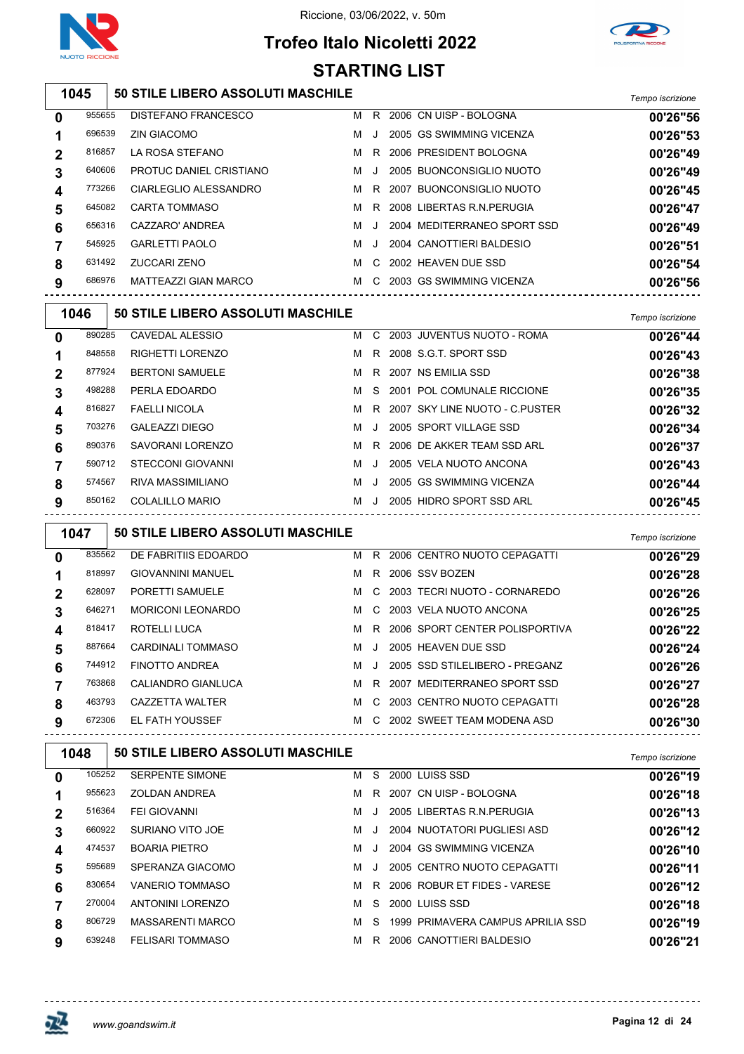Riccione, 03/06/2022, v. 50m

# Trofeo Italo Nicoletti 2022

## STARTING LIST

### 1045 — 50 STILE LIBERO ASSOLUTI MASCHILE

| Corsia | Tessera | Atleta | Sesso | Cat. | Anno | Società | Tempo iscrizione |
|---|---|---|---|---|---|---|---|
| 0 | 955655 | DISTEFANO FRANCESCO | M | R | 2006 | CN UISP - BOLOGNA | 00'26"56 |
| 1 | 696539 | ZIN GIACOMO | M | J | 2005 | GS SWIMMING VICENZA | 00'26"53 |
| 2 | 816857 | LA ROSA STEFANO | M | R | 2006 | PRESIDENT BOLOGNA | 00'26"49 |
| 3 | 640606 | PROTUC DANIEL CRISTIANO | M | J | 2005 | BUONCONSIGLIO NUOTO | 00'26"49 |
| 4 | 773266 | CIARLEGLIO ALESSANDRO | M | R | 2007 | BUONCONSIGLIO NUOTO | 00'26"45 |
| 5 | 645082 | CARTA TOMMASO | M | R | 2008 | LIBERTAS R.N.PERUGIA | 00'26"47 |
| 6 | 656316 | CAZZARO' ANDREA | M | J | 2004 | MEDITERRANEO SPORT SSD | 00'26"49 |
| 7 | 545925 | GARLETTI PAOLO | M | J | 2004 | CANOTTIERI BALDESIO | 00'26"51 |
| 8 | 631492 | ZUCCARI ZENO | M | C | 2002 | HEAVEN DUE SSD | 00'26"54 |
| 9 | 686976 | MATTEAZZI GIAN MARCO | M | C | 2003 | GS SWIMMING VICENZA | 00'26"56 |

### 1046 — 50 STILE LIBERO ASSOLUTI MASCHILE

| Corsia | Tessera | Atleta | Sesso | Cat. | Anno | Società | Tempo iscrizione |
|---|---|---|---|---|---|---|---|
| 0 | 890285 | CAVEDAL ALESSIO | M | C | 2003 | JUVENTUS NUOTO - ROMA | 00'26"44 |
| 1 | 848558 | RIGHETTI LORENZO | M | R | 2008 | S.G.T. SPORT SSD | 00'26"43 |
| 2 | 877924 | BERTONI SAMUELE | M | R | 2007 | NS EMILIA SSD | 00'26"38 |
| 3 | 498288 | PERLA EDOARDO | M | S | 2001 | POL COMUNALE RICCIONE | 00'26"35 |
| 4 | 816827 | FAELLI NICOLA | M | R | 2007 | SKY LINE NUOTO - C.PUSTER | 00'26"32 |
| 5 | 703276 | GALEAZZI DIEGO | M | J | 2005 | SPORT VILLAGE SSD | 00'26"34 |
| 6 | 890376 | SAVORANI LORENZO | M | R | 2006 | DE AKKER TEAM SSD ARL | 00'26"37 |
| 7 | 590712 | STECCONI GIOVANNI | M | J | 2005 | VELA NUOTO ANCONA | 00'26"43 |
| 8 | 574567 | RIVA MASSIMILIANO | M | J | 2005 | GS SWIMMING VICENZA | 00'26"44 |
| 9 | 850162 | COLALILLO MARIO | M | J | 2005 | HIDRO SPORT SSD ARL | 00'26"45 |

### 1047 — 50 STILE LIBERO ASSOLUTI MASCHILE

| Corsia | Tessera | Atleta | Sesso | Cat. | Anno | Società | Tempo iscrizione |
|---|---|---|---|---|---|---|---|
| 0 | 835562 | DE FABRITIIS EDOARDO | M | R | 2006 | CENTRO NUOTO CEPAGATTI | 00'26"29 |
| 1 | 818997 | GIOVANNINI MANUEL | M | R | 2006 | SSV BOZEN | 00'26"28 |
| 2 | 628097 | PORETTI SAMUELE | M | C | 2003 | TECRI NUOTO - CORNAREDO | 00'26"26 |
| 3 | 646271 | MORICONI LEONARDO | M | C | 2003 | VELA NUOTO ANCONA | 00'26"25 |
| 4 | 818417 | ROTELLI LUCA | M | R | 2006 | SPORT CENTER POLISPORTIVA | 00'26"22 |
| 5 | 887664 | CARDINALI TOMMASO | M | J | 2005 | HEAVEN DUE SSD | 00'26"24 |
| 6 | 744912 | FINOTTO ANDREA | M | J | 2005 | SSD STILELIBERO - PREGANZ | 00'26"26 |
| 7 | 763868 | CALIANDRO GIANLUCA | M | R | 2007 | MEDITERRANEO SPORT SSD | 00'26"27 |
| 8 | 463793 | CAZZETTA WALTER | M | C | 2003 | CENTRO NUOTO CEPAGATTI | 00'26"28 |
| 9 | 672306 | EL FATH YOUSSEF | M | C | 2002 | SWEET TEAM MODENA ASD | 00'26"30 |

### 1048 — 50 STILE LIBERO ASSOLUTI MASCHILE

| Corsia | Tessera | Atleta | Sesso | Cat. | Anno | Società | Tempo iscrizione |
|---|---|---|---|---|---|---|---|
| 0 | 105252 | SERPENTE SIMONE | M | S | 2000 | LUISS SSD | 00'26"19 |
| 1 | 955623 | ZOLDAN ANDREA | M | R | 2007 | CN UISP - BOLOGNA | 00'26"18 |
| 2 | 516364 | FEI GIOVANNI | M | J | 2005 | LIBERTAS R.N.PERUGIA | 00'26"13 |
| 3 | 660922 | SURIANO VITO JOE | M | J | 2004 | NUOTATORI PUGLIESI ASD | 00'26"12 |
| 4 | 474537 | BOARIA PIETRO | M | J | 2004 | GS SWIMMING VICENZA | 00'26"10 |
| 5 | 595689 | SPERANZA GIACOMO | M | J | 2005 | CENTRO NUOTO CEPAGATTI | 00'26"11 |
| 6 | 830654 | VANERIO TOMMASO | M | R | 2006 | ROBUR ET FIDES - VARESE | 00'26"12 |
| 7 | 270004 | ANTONINI LORENZO | M | S | 2000 | LUISS SSD | 00'26"18 |
| 8 | 806729 | MASSARENTI MARCO | M | S | 1999 | PRIMAVERA CAMPUS APRILIA SSD | 00'26"19 |
| 9 | 639248 | FELISARI TOMMASO | M | R | 2006 | CANOTTIERI BALDESIO | 00'26"21 |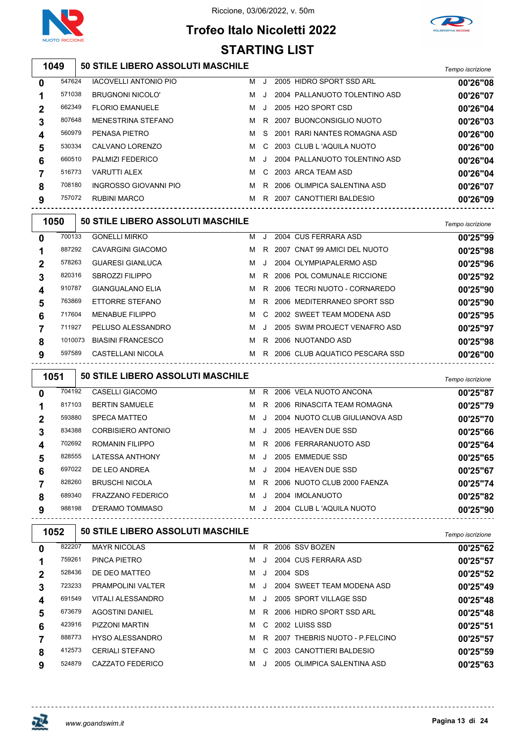# Trofeo Italo Nicoletti 2022

Riccione, 03/06/2022, v. 50m

## STARTING LIST

### 1049 — 50 STILE LIBERO ASSOLUTI MASCHILE

| Corsia | Matricola | Nome | Sesso | Cat. | Anno | Società | Tempo iscrizione |
|---|---|---|---|---|---|---|---|
| 0 | 547624 | IACOVELLI ANTONIO PIO | M | J | 2005 | HIDRO SPORT SSD ARL | 00'26"08 |
| 1 | 571038 | BRUGNONI NICOLO' | M | J | 2004 | PALLANUOTO TOLENTINO ASD | 00'26"07 |
| 2 | 662349 | FLORIO EMANUELE | M | J | 2005 | H2O SPORT CSD | 00'26"04 |
| 3 | 807648 | MENESTRINA STEFANO | M | R | 2007 | BUONCONSIGLIO NUOTO | 00'26"03 |
| 4 | 560979 | PENASA PIETRO | M | S | 2001 | RARI NANTES ROMAGNA ASD | 00'26"00 |
| 5 | 530334 | CALVANO LORENZO | M | C | 2003 | CLUB L 'AQUILA NUOTO | 00'26"00 |
| 6 | 660510 | PALMIZI FEDERICO | M | J | 2004 | PALLANUOTO TOLENTINO ASD | 00'26"04 |
| 7 | 516773 | VARUTTI ALEX | M | C | 2003 | ARCA TEAM ASD | 00'26"04 |
| 8 | 708180 | INGROSSO GIOVANNI PIO | M | R | 2006 | OLIMPICA SALENTINA ASD | 00'26"07 |
| 9 | 757072 | RUBINI MARCO | M | R | 2007 | CANOTTIERI BALDESIO | 00'26"09 |

### 1050 — 50 STILE LIBERO ASSOLUTI MASCHILE

| Corsia | Matricola | Nome | Sesso | Cat. | Anno | Società | Tempo iscrizione |
|---|---|---|---|---|---|---|---|
| 0 | 700133 | GONELLI MIRKO | M | J | 2004 | CUS FERRARA ASD | 00'25"99 |
| 1 | 887292 | CAVARGINI GIACOMO | M | R | 2007 | CNAT 99 AMICI DEL NUOTO | 00'25"98 |
| 2 | 578263 | GUARESI GIANLUCA | M | J | 2004 | OLYMPIAPALERMO ASD | 00'25"96 |
| 3 | 820316 | SBROZZI FILIPPO | M | R | 2006 | POL COMUNALE RICCIONE | 00'25"92 |
| 4 | 910787 | GIANGUALANO ELIA | M | R | 2006 | TECRI NUOTO - CORNAREDO | 00'25"90 |
| 5 | 763869 | ETTORRE STEFANO | M | R | 2006 | MEDITERRANEO SPORT SSD | 00'25"90 |
| 6 | 717604 | MENABUE FILIPPO | M | C | 2002 | SWEET TEAM MODENA ASD | 00'25"95 |
| 7 | 711927 | PELUSO ALESSANDRO | M | J | 2005 | SWIM PROJECT VENAFRO ASD | 00'25"97 |
| 8 | 1010073 | BIASINI FRANCESCO | M | R | 2006 | NUOTANDO ASD | 00'25"98 |
| 9 | 597589 | CASTELLANI NICOLA | M | R | 2006 | CLUB AQUATICO PESCARA SSD | 00'26"00 |

### 1051 — 50 STILE LIBERO ASSOLUTI MASCHILE

| Corsia | Matricola | Nome | Sesso | Cat. | Anno | Società | Tempo iscrizione |
|---|---|---|---|---|---|---|---|
| 0 | 704192 | CASELLI GIACOMO | M | R | 2006 | VELA NUOTO ANCONA | 00'25"87 |
| 1 | 817103 | BERTIN SAMUELE | M | R | 2006 | RINASCITA TEAM ROMAGNA | 00'25"79 |
| 2 | 593880 | SPECA MATTEO | M | J | 2004 | NUOTO CLUB GIULIANOVA ASD | 00'25"70 |
| 3 | 834388 | CORBISIERO ANTONIO | M | J | 2005 | HEAVEN DUE SSD | 00'25"66 |
| 4 | 702692 | ROMANIN FILIPPO | M | R | 2006 | FERRARANUOTO ASD | 00'25"64 |
| 5 | 828555 | LATESSA ANTHONY | M | J | 2005 | EMMEDUE SSD | 00'25"65 |
| 6 | 697022 | DE LEO ANDREA | M | J | 2004 | HEAVEN DUE SSD | 00'25"67 |
| 7 | 828260 | BRUSCHI NICOLA | M | R | 2006 | NUOTO CLUB 2000 FAENZA | 00'25"74 |
| 8 | 689340 | FRAZZANO FEDERICO | M | J | 2004 | IMOLANUOTO | 00'25"82 |
| 9 | 988198 | D'ERAMO TOMMASO | M | J | 2004 | CLUB L 'AQUILA NUOTO | 00'25"90 |

### 1052 — 50 STILE LIBERO ASSOLUTI MASCHILE

| Corsia | Matricola | Nome | Sesso | Cat. | Anno | Società | Tempo iscrizione |
|---|---|---|---|---|---|---|---|
| 0 | 822207 | MAYR NICOLAS | M | R | 2006 | SSV BOZEN | 00'25"62 |
| 1 | 759261 | PINCA PIETRO | M | J | 2004 | CUS FERRARA ASD | 00'25"57 |
| 2 | 528436 | DE DEO MATTEO | M | J | 2004 | SDS | 00'25"52 |
| 3 | 723233 | PRAMPOLINI VALTER | M | J | 2004 | SWEET TEAM MODENA ASD | 00'25"49 |
| 4 | 691549 | VITALI ALESSANDRO | M | J | 2005 | SPORT VILLAGE SSD | 00'25"48 |
| 5 | 673679 | AGOSTINI DANIEL | M | R | 2006 | HIDRO SPORT SSD ARL | 00'25"48 |
| 6 | 423916 | PIZZONI MARTIN | M | C | 2002 | LUISS SSD | 00'25"51 |
| 7 | 888773 | HYSO ALESSANDRO | M | R | 2007 | THEBRIS NUOTO - P.FELCINO | 00'25"57 |
| 8 | 412573 | CERIALI STEFANO | M | C | 2003 | CANOTTIERI BALDESIO | 00'25"59 |
| 9 | 524879 | CAZZATO FEDERICO | M | J | 2005 | OLIMPICA SALENTINA ASD | 00'25"63 |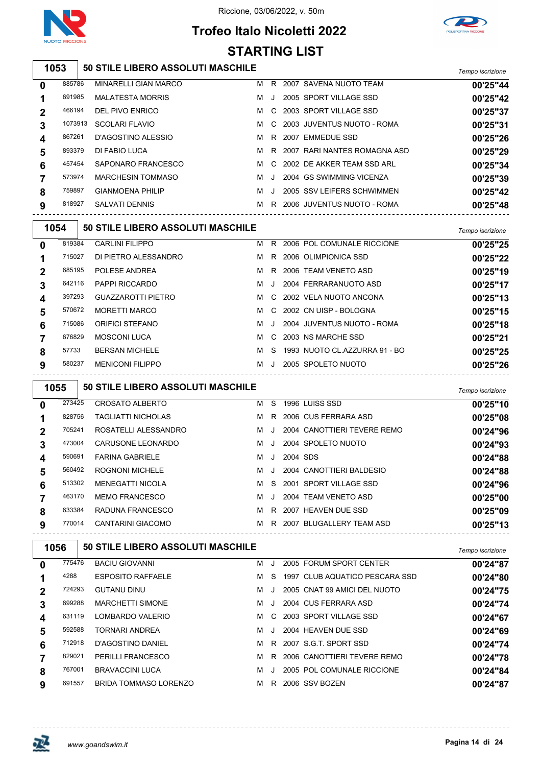Riccione, 03/06/2022, v. 50m

# Trofeo Italo Nicoletti 2022

## STARTING LIST

### 1053 — 50 STILE LIBERO ASSOLUTI MASCHILE

| Corsia | Tessera | Atleta | Sesso | Cat. | Anno | Società | Tempo iscrizione |
|---|---|---|---|---|---|---|---|
| 0 | 885786 | MINARELLI GIAN MARCO | M | R | 2007 | SAVENA NUOTO TEAM | 00'25"44 |
| 1 | 691985 | MALATESTA MORRIS | M | J | 2005 | SPORT VILLAGE SSD | 00'25"42 |
| 2 | 466194 | DEL PIVO ENRICO | M | C | 2003 | SPORT VILLAGE SSD | 00'25"37 |
| 3 | 1073913 | SCOLARI FLAVIO | M | C | 2003 | JUVENTUS NUOTO - ROMA | 00'25"31 |
| 4 | 867261 | D'AGOSTINO ALESSIO | M | R | 2007 | EMMEDUE SSD | 00'25"26 |
| 5 | 893379 | DI FABIO LUCA | M | R | 2007 | RARI NANTES ROMAGNA ASD | 00'25"29 |
| 6 | 457454 | SAPONARO FRANCESCO | M | C | 2002 | DE AKKER TEAM SSD ARL | 00'25"34 |
| 7 | 573974 | MARCHESIN TOMMASO | M | J | 2004 | GS SWIMMING VICENZA | 00'25"39 |
| 8 | 759897 | GIANMOENA PHILIP | M | J | 2005 | SSV LEIFERS SCHWIMMEN | 00'25"42 |
| 9 | 818927 | SALVATI DENNIS | M | R | 2006 | JUVENTUS NUOTO - ROMA | 00'25"48 |

### 1054 — 50 STILE LIBERO ASSOLUTI MASCHILE

| Corsia | Tessera | Atleta | Sesso | Cat. | Anno | Società | Tempo iscrizione |
|---|---|---|---|---|---|---|---|
| 0 | 819384 | CARLINI FILIPPO | M | R | 2006 | POL COMUNALE RICCIONE | 00'25"25 |
| 1 | 715027 | DI PIETRO ALESSANDRO | M | R | 2006 | OLIMPIONICA SSD | 00'25"22 |
| 2 | 685195 | POLESE ANDREA | M | R | 2006 | TEAM VENETO ASD | 00'25"19 |
| 3 | 642116 | PAPPI RICCARDO | M | J | 2004 | FERRARANUOTO ASD | 00'25"17 |
| 4 | 397293 | GUAZZAROTTI PIETRO | M | C | 2002 | VELA NUOTO ANCONA | 00'25"13 |
| 5 | 570672 | MORETTI MARCO | M | C | 2002 | CN UISP - BOLOGNA | 00'25"15 |
| 6 | 715086 | ORIFICI STEFANO | M | J | 2004 | JUVENTUS NUOTO - ROMA | 00'25"18 |
| 7 | 676829 | MOSCONI LUCA | M | C | 2003 | NS MARCHE SSD | 00'25"21 |
| 8 | 57733 | BERSAN MICHELE | M | S | 1993 | NUOTO CL.AZZURRA 91 - BO | 00'25"25 |
| 9 | 580237 | MENICONI FILIPPO | M | J | 2005 | SPOLETO NUOTO | 00'25"26 |

### 1055 — 50 STILE LIBERO ASSOLUTI MASCHILE

| Corsia | Tessera | Atleta | Sesso | Cat. | Anno | Società | Tempo iscrizione |
|---|---|---|---|---|---|---|---|
| 0 | 273425 | CROSATO ALBERTO | M | S | 1996 | LUISS SSD | 00'25"10 |
| 1 | 828756 | TAGLIATTI NICHOLAS | M | R | 2006 | CUS FERRARA ASD | 00'25"08 |
| 2 | 705241 | ROSATELLI ALESSANDRO | M | J | 2004 | CANOTTIERI TEVERE REMO | 00'24"96 |
| 3 | 473004 | CARUSONE LEONARDO | M | J | 2004 | SPOLETO NUOTO | 00'24"93 |
| 4 | 590691 | FARINA GABRIELE | M | J | 2004 | SDS | 00'24"88 |
| 5 | 560492 | ROGNONI MICHELE | M | J | 2004 | CANOTTIERI BALDESIO | 00'24"88 |
| 6 | 513302 | MENEGATTI NICOLA | M | S | 2001 | SPORT VILLAGE SSD | 00'24"96 |
| 7 | 463170 | MEMO FRANCESCO | M | J | 2004 | TEAM VENETO ASD | 00'25"00 |
| 8 | 633384 | RADUNA FRANCESCO | M | R | 2007 | HEAVEN DUE SSD | 00'25"09 |
| 9 | 770014 | CANTARINI GIACOMO | M | R | 2007 | BLUGALLERY TEAM ASD | 00'25"13 |

### 1056 — 50 STILE LIBERO ASSOLUTI MASCHILE

| Corsia | Tessera | Atleta | Sesso | Cat. | Anno | Società | Tempo iscrizione |
|---|---|---|---|---|---|---|---|
| 0 | 775476 | BACIU GIOVANNI | M | J | 2005 | FORUM SPORT CENTER | 00'24"87 |
| 1 | 4288 | ESPOSITO RAFFAELE | M | S | 1997 | CLUB AQUATICO PESCARA SSD | 00'24"80 |
| 2 | 724293 | GUTANU DINU | M | J | 2005 | CNAT 99 AMICI DEL NUOTO | 00'24"75 |
| 3 | 699288 | MARCHETTI SIMONE | M | J | 2004 | CUS FERRARA ASD | 00'24"74 |
| 4 | 631119 | LOMBARDO VALERIO | M | C | 2003 | SPORT VILLAGE SSD | 00'24"67 |
| 5 | 592588 | TORNARI ANDREA | M | J | 2004 | HEAVEN DUE SSD | 00'24"69 |
| 6 | 712918 | D'AGOSTINO DANIEL | M | R | 2007 | S.G.T. SPORT SSD | 00'24"74 |
| 7 | 829021 | PERILLI FRANCESCO | M | R | 2006 | CANOTTIERI TEVERE REMO | 00'24"78 |
| 8 | 767001 | BRAVACCINI LUCA | M | J | 2005 | POL COMUNALE RICCIONE | 00'24"84 |
| 9 | 691557 | BRIDA TOMMASO LORENZO | M | R | 2006 | SSV BOZEN | 00'24"87 |

www.goandswim.it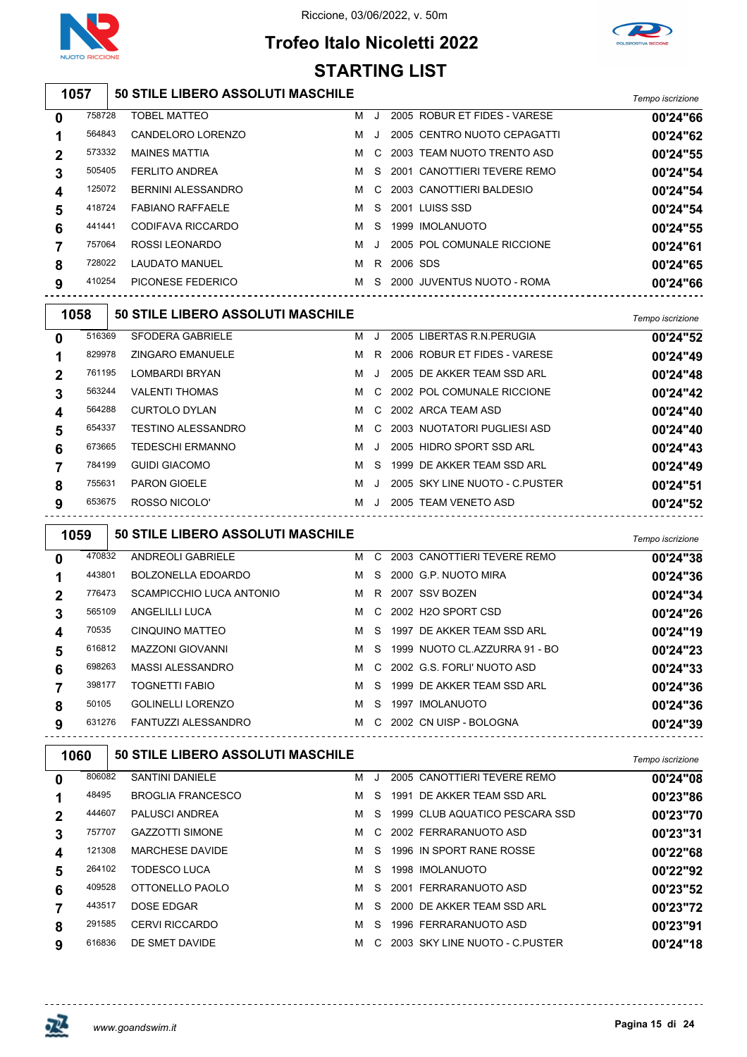Riccione, 03/06/2022, v. 50m

# Trofeo Italo Nicoletti 2022

## STARTING LIST

### 1057 — 50 STILE LIBERO ASSOLUTI MASCHILE

| Corsia | Tessera | Nome | Sesso | Cat. | Anno | Società | Tempo iscrizione |
|---|---|---|---|---|---|---|---|
| 0 | 758728 | TOBEL MATTEO | M | J | 2005 | ROBUR ET FIDES - VARESE | 00'24"66 |
| 1 | 564843 | CANDELORO LORENZO | M | J | 2005 | CENTRO NUOTO CEPAGATTI | 00'24"62 |
| 2 | 573332 | MAINES MATTIA | M | C | 2003 | TEAM NUOTO TRENTO ASD | 00'24"55 |
| 3 | 505405 | FERLITO ANDREA | M | S | 2001 | CANOTTIERI TEVERE REMO | 00'24"54 |
| 4 | 125072 | BERNINI ALESSANDRO | M | C | 2003 | CANOTTIERI BALDESIO | 00'24"54 |
| 5 | 418724 | FABIANO RAFFAELE | M | S | 2001 | LUISS SSD | 00'24"54 |
| 6 | 441441 | CODIFAVA RICCARDO | M | S | 1999 | IMOLANUOTO | 00'24"55 |
| 7 | 757064 | ROSSI LEONARDO | M | J | 2005 | POL COMUNALE RICCIONE | 00'24"61 |
| 8 | 728022 | LAUDATO MANUEL | M | R | 2006 | SDS | 00'24"65 |
| 9 | 410254 | PICONESE FEDERICO | M | S | 2000 | JUVENTUS NUOTO - ROMA | 00'24"66 |

### 1058 — 50 STILE LIBERO ASSOLUTI MASCHILE

| Corsia | Tessera | Nome | Sesso | Cat. | Anno | Società | Tempo iscrizione |
|---|---|---|---|---|---|---|---|
| 0 | 516369 | SFODERA GABRIELE | M | J | 2005 | LIBERTAS R.N.PERUGIA | 00'24"52 |
| 1 | 829978 | ZINGARO EMANUELE | M | R | 2006 | ROBUR ET FIDES - VARESE | 00'24"49 |
| 2 | 761195 | LOMBARDI BRYAN | M | J | 2005 | DE AKKER TEAM SSD ARL | 00'24"48 |
| 3 | 563244 | VALENTI THOMAS | M | C | 2002 | POL COMUNALE RICCIONE | 00'24"42 |
| 4 | 564288 | CURTOLO DYLAN | M | C | 2002 | ARCA TEAM ASD | 00'24"40 |
| 5 | 654337 | TESTINO ALESSANDRO | M | C | 2003 | NUOTATORI PUGLIESI ASD | 00'24"40 |
| 6 | 673665 | TEDESCHI ERMANNO | M | J | 2005 | HIDRO SPORT SSD ARL | 00'24"43 |
| 7 | 784199 | GUIDI GIACOMO | M | S | 1999 | DE AKKER TEAM SSD ARL | 00'24"49 |
| 8 | 755631 | PARON GIOELE | M | J | 2005 | SKY LINE NUOTO - C.PUSTER | 00'24"51 |
| 9 | 653675 | ROSSO NICOLO' | M | J | 2005 | TEAM VENETO ASD | 00'24"52 |

### 1059 — 50 STILE LIBERO ASSOLUTI MASCHILE

| Corsia | Tessera | Nome | Sesso | Cat. | Anno | Società | Tempo iscrizione |
|---|---|---|---|---|---|---|---|
| 0 | 470832 | ANDREOLI GABRIELE | M | C | 2003 | CANOTTIERI TEVERE REMO | 00'24"38 |
| 1 | 443801 | BOLZONELLA EDOARDO | M | S | 2000 | G.P. NUOTO MIRA | 00'24"36 |
| 2 | 776473 | SCAMPICCHIO LUCA ANTONIO | M | R | 2007 | SSV BOZEN | 00'24"34 |
| 3 | 565109 | ANGELILLI LUCA | M | C | 2002 | H2O SPORT CSD | 00'24"26 |
| 4 | 70535 | CINQUINO MATTEO | M | S | 1997 | DE AKKER TEAM SSD ARL | 00'24"19 |
| 5 | 616812 | MAZZONI GIOVANNI | M | S | 1999 | NUOTO CL.AZZURRA 91 - BO | 00'24"23 |
| 6 | 698263 | MASSI ALESSANDRO | M | C | 2002 | G.S. FORLI' NUOTO ASD | 00'24"33 |
| 7 | 398177 | TOGNETTI FABIO | M | S | 1999 | DE AKKER TEAM SSD ARL | 00'24"36 |
| 8 | 50105 | GOLINELLI LORENZO | M | S | 1997 | IMOLANUOTO | 00'24"36 |
| 9 | 631276 | FANTUZZI ALESSANDRO | M | C | 2002 | CN UISP - BOLOGNA | 00'24"39 |

### 1060 — 50 STILE LIBERO ASSOLUTI MASCHILE

| Corsia | Tessera | Nome | Sesso | Cat. | Anno | Società | Tempo iscrizione |
|---|---|---|---|---|---|---|---|
| 0 | 806082 | SANTINI DANIELE | M | J | 2005 | CANOTTIERI TEVERE REMO | 00'24"08 |
| 1 | 48495 | BROGLIA FRANCESCO | M | S | 1991 | DE AKKER TEAM SSD ARL | 00'23"86 |
| 2 | 444607 | PALUSCI ANDREA | M | S | 1999 | CLUB AQUATICO PESCARA SSD | 00'23"70 |
| 3 | 757707 | GAZZOTTI SIMONE | M | C | 2002 | FERRARANUOTO ASD | 00'23"31 |
| 4 | 121308 | MARCHESE DAVIDE | M | S | 1996 | IN SPORT RANE ROSSE | 00'22"68 |
| 5 | 264102 | TODESCO LUCA | M | S | 1998 | IMOLANUOTO | 00'22"92 |
| 6 | 409528 | OTTONELLO PAOLO | M | S | 2001 | FERRARANUOTO ASD | 00'23"52 |
| 7 | 443517 | DOSE EDGAR | M | S | 2000 | DE AKKER TEAM SSD ARL | 00'23"72 |
| 8 | 291585 | CERVI RICCARDO | M | S | 1996 | FERRARANUOTO ASD | 00'23"91 |
| 9 | 616836 | DE SMET DAVIDE | M | C | 2003 | SKY LINE NUOTO - C.PUSTER | 00'24"18 |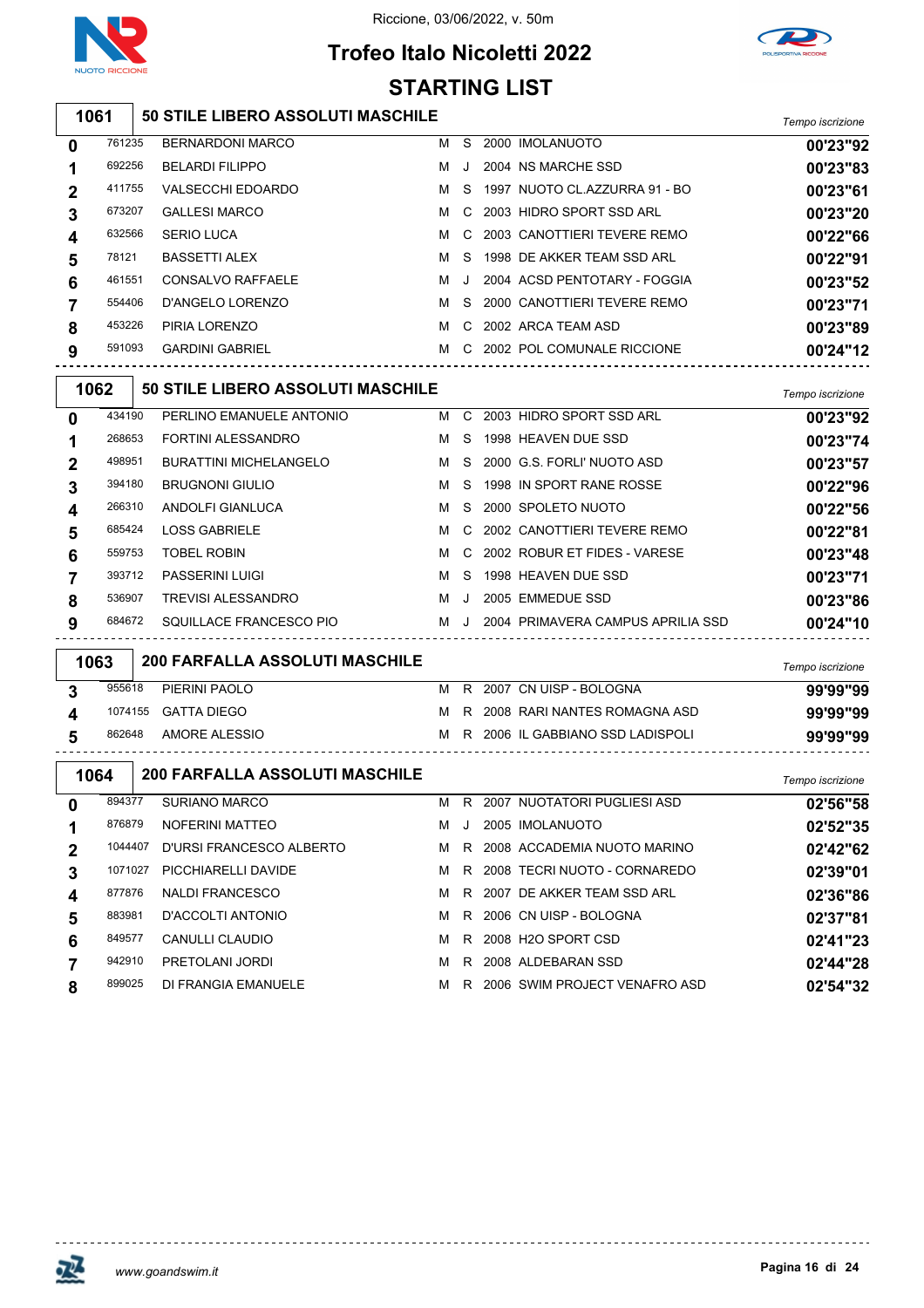Riccione, 03/06/2022, v. 50m

# Trofeo Italo Nicoletti 2022

## STARTING LIST

### 1061 50 STILE LIBERO ASSOLUTI MASCHILE

| Corsia | Tessera | Nome | Sesso | Cat. | Anno | Società | Tempo iscrizione |
|---|---|---|---|---|---|---|---|
| 0 | 761235 | BERNARDONI MARCO | M | S | 2000 | IMOLANUOTO | 00'23"92 |
| 1 | 692256 | BELARDI FILIPPO | M | J | 2004 | NS MARCHE SSD | 00'23"83 |
| 2 | 411755 | VALSECCHI EDOARDO | M | S | 1997 | NUOTO CL.AZZURRA 91 - BO | 00'23"61 |
| 3 | 673207 | GALLESI MARCO | M | C | 2003 | HIDRO SPORT SSD ARL | 00'23"20 |
| 4 | 632566 | SERIO LUCA | M | C | 2003 | CANOTTIERI TEVERE REMO | 00'22"66 |
| 5 | 78121 | BASSETTI ALEX | M | S | 1998 | DE AKKER TEAM SSD ARL | 00'22"91 |
| 6 | 461551 | CONSALVO RAFFAELE | M | J | 2004 | ACSD PENTOTARY - FOGGIA | 00'23"52 |
| 7 | 554406 | D'ANGELO LORENZO | M | S | 2000 | CANOTTIERI TEVERE REMO | 00'23"71 |
| 8 | 453226 | PIRIA LORENZO | M | C | 2002 | ARCA TEAM ASD | 00'23"89 |
| 9 | 591093 | GARDINI GABRIEL | M | C | 2002 | POL COMUNALE RICCIONE | 00'24"12 |

### 1062 50 STILE LIBERO ASSOLUTI MASCHILE

| Corsia | Tessera | Nome | Sesso | Cat. | Anno | Società | Tempo iscrizione |
|---|---|---|---|---|---|---|---|
| 0 | 434190 | PERLINO EMANUELE ANTONIO | M | C | 2003 | HIDRO SPORT SSD ARL | 00'23"92 |
| 1 | 268653 | FORTINI ALESSANDRO | M | S | 1998 | HEAVEN DUE SSD | 00'23"74 |
| 2 | 498951 | BURATTINI MICHELANGELO | M | S | 2000 | G.S. FORLI' NUOTO ASD | 00'23"57 |
| 3 | 394180 | BRUGNONI GIULIO | M | S | 1998 | IN SPORT RANE ROSSE | 00'22"96 |
| 4 | 266310 | ANDOLFI GIANLUCA | M | S | 2000 | SPOLETO NUOTO | 00'22"56 |
| 5 | 685424 | LOSS GABRIELE | M | C | 2002 | CANOTTIERI TEVERE REMO | 00'22"81 |
| 6 | 559753 | TOBEL ROBIN | M | C | 2002 | ROBUR ET FIDES - VARESE | 00'23"48 |
| 7 | 393712 | PASSERINI LUIGI | M | S | 1998 | HEAVEN DUE SSD | 00'23"71 |
| 8 | 536907 | TREVISI ALESSANDRO | M | J | 2005 | EMMEDUE SSD | 00'23"86 |
| 9 | 684672 | SQUILLACE FRANCESCO PIO | M | J | 2004 | PRIMAVERA CAMPUS APRILIA SSD | 00'24"10 |

### 1063 200 FARFALLA ASSOLUTI MASCHILE

| Corsia | Tessera | Nome | Sesso | Cat. | Anno | Società | Tempo iscrizione |
|---|---|---|---|---|---|---|---|
| 3 | 955618 | PIERINI PAOLO | M | R | 2007 | CN UISP - BOLOGNA | 99'99"99 |
| 4 | 1074155 | GATTA DIEGO | M | R | 2008 | RARI NANTES ROMAGNA ASD | 99'99"99 |
| 5 | 862648 | AMORE ALESSIO | M | R | 2006 | IL GABBIANO SSD LADISPOLI | 99'99"99 |

### 1064 200 FARFALLA ASSOLUTI MASCHILE

| Corsia | Tessera | Nome | Sesso | Cat. | Anno | Società | Tempo iscrizione |
|---|---|---|---|---|---|---|---|
| 0 | 894377 | SURIANO MARCO | M | R | 2007 | NUOTATORI PUGLIESI ASD | 02'56"58 |
| 1 | 876879 | NOFERINI MATTEO | M | J | 2005 | IMOLANUOTO | 02'52"35 |
| 2 | 1044407 | D'URSI FRANCESCO ALBERTO | M | R | 2008 | ACCADEMIA NUOTO MARINO | 02'42"62 |
| 3 | 1071027 | PICCHIARELLI DAVIDE | M | R | 2008 | TECRI NUOTO - CORNAREDO | 02'39"01 |
| 4 | 877876 | NALDI FRANCESCO | M | R | 2007 | DE AKKER TEAM SSD ARL | 02'36"86 |
| 5 | 883981 | D'ACCOLTI ANTONIO | M | R | 2006 | CN UISP - BOLOGNA | 02'37"81 |
| 6 | 849577 | CANULLI CLAUDIO | M | R | 2008 | H2O SPORT CSD | 02'41"23 |
| 7 | 942910 | PRETOLANI JORDI | M | R | 2008 | ALDEBARAN SSD | 02'44"28 |
| 8 | 899025 | DI FRANGIA EMANUELE | M | R | 2006 | SWIM PROJECT VENAFRO ASD | 02'54"32 |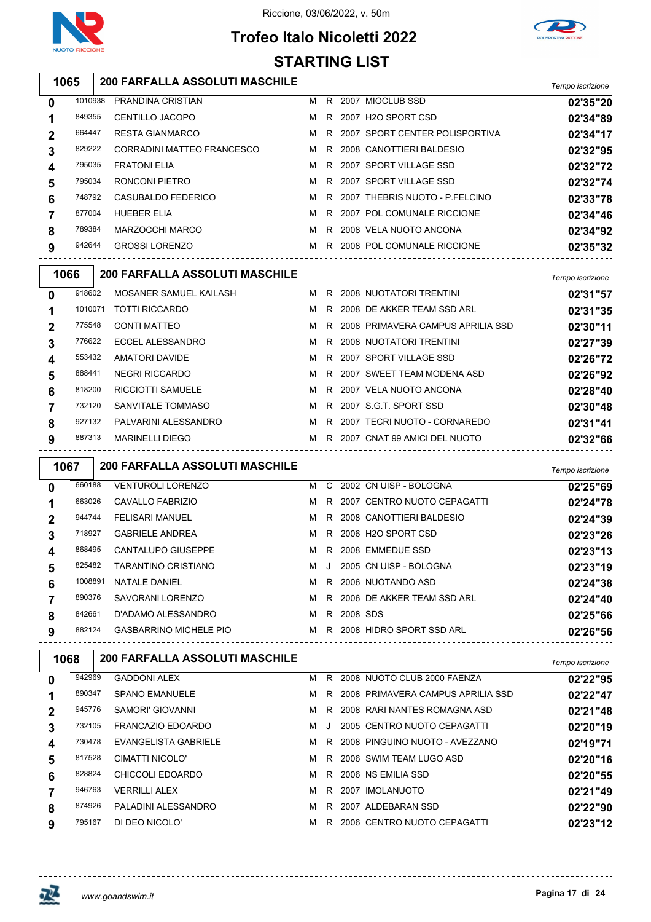# Trofeo Italo Nicoletti 2022

Riccione, 03/06/2022, v. 50m

## STARTING LIST

### 1065 — 200 FARFALLA ASSOLUTI MASCHILE

| Corsia | Tessera | Atleta | Sesso | Cat. | Anno | Società | Tempo iscrizione |
|---|---|---|---|---|---|---|---|
| 0 | 1010938 | PRANDINA CRISTIAN | M | R | 2007 | MIOCLUB SSD | 02'35"20 |
| 1 | 849355 | CENTILLO JACOPO | M | R | 2007 | H2O SPORT CSD | 02'34"89 |
| 2 | 664447 | RESTA GIANMARCO | M | R | 2007 | SPORT CENTER POLISPORTIVA | 02'34"17 |
| 3 | 829222 | CORRADINI MATTEO FRANCESCO | M | R | 2008 | CANOTTIERI BALDESIO | 02'32"95 |
| 4 | 795035 | FRATONI ELIA | M | R | 2007 | SPORT VILLAGE SSD | 02'32"72 |
| 5 | 795034 | RONCONI PIETRO | M | R | 2007 | SPORT VILLAGE SSD | 02'32"74 |
| 6 | 748792 | CASUBALDO FEDERICO | M | R | 2007 | THEBRIS NUOTO - P.FELCINO | 02'33"78 |
| 7 | 877004 | HUEBER ELIA | M | R | 2007 | POL COMUNALE RICCIONE | 02'34"46 |
| 8 | 789384 | MARZOCCHI MARCO | M | R | 2008 | VELA NUOTO ANCONA | 02'34"92 |
| 9 | 942644 | GROSSI LORENZO | M | R | 2008 | POL COMUNALE RICCIONE | 02'35"32 |

### 1066 — 200 FARFALLA ASSOLUTI MASCHILE

| Corsia | Tessera | Atleta | Sesso | Cat. | Anno | Società | Tempo iscrizione |
|---|---|---|---|---|---|---|---|
| 0 | 918602 | MOSANER SAMUEL KAILASH | M | R | 2008 | NUOTATORI TRENTINI | 02'31"57 |
| 1 | 1010071 | TOTTI RICCARDO | M | R | 2008 | DE AKKER TEAM SSD ARL | 02'31"35 |
| 2 | 775548 | CONTI MATTEO | M | R | 2008 | PRIMAVERA CAMPUS APRILIA SSD | 02'30"11 |
| 3 | 776622 | ECCEL ALESSANDRO | M | R | 2008 | NUOTATORI TRENTINI | 02'27"39 |
| 4 | 553432 | AMATORI DAVIDE | M | R | 2007 | SPORT VILLAGE SSD | 02'26"72 |
| 5 | 888441 | NEGRI RICCARDO | M | R | 2007 | SWEET TEAM MODENA ASD | 02'26"92 |
| 6 | 818200 | RICCIOTTI SAMUELE | M | R | 2007 | VELA NUOTO ANCONA | 02'28"40 |
| 7 | 732120 | SANVITALE TOMMASO | M | R | 2007 | S.G.T. SPORT SSD | 02'30"48 |
| 8 | 927132 | PALVARINI ALESSANDRO | M | R | 2007 | TECRI NUOTO - CORNAREDO | 02'31"41 |
| 9 | 887313 | MARINELLI DIEGO | M | R | 2007 | CNAT 99 AMICI DEL NUOTO | 02'32"66 |

### 1067 — 200 FARFALLA ASSOLUTI MASCHILE

| Corsia | Tessera | Atleta | Sesso | Cat. | Anno | Società | Tempo iscrizione |
|---|---|---|---|---|---|---|---|
| 0 | 660188 | VENTUROLI LORENZO | M | C | 2002 | CN UISP - BOLOGNA | 02'25"69 |
| 1 | 663026 | CAVALLO FABRIZIO | M | R | 2007 | CENTRO NUOTO CEPAGATTI | 02'24"78 |
| 2 | 944744 | FELISARI MANUEL | M | R | 2008 | CANOTTIERI BALDESIO | 02'24"39 |
| 3 | 718927 | GABRIELE ANDREA | M | R | 2006 | H2O SPORT CSD | 02'23"26 |
| 4 | 868495 | CANTALUPO GIUSEPPE | M | R | 2008 | EMMEDUE SSD | 02'23"13 |
| 5 | 825482 | TARANTINO CRISTIANO | M | J | 2005 | CN UISP - BOLOGNA | 02'23"19 |
| 6 | 1008891 | NATALE DANIEL | M | R | 2006 | NUOTANDO ASD | 02'24"38 |
| 7 | 890376 | SAVORANI LORENZO | M | R | 2006 | DE AKKER TEAM SSD ARL | 02'24"40 |
| 8 | 842661 | D'ADAMO ALESSANDRO | M | R | 2008 | SDS | 02'25"66 |
| 9 | 882124 | GASBARRINO MICHELE PIO | M | R | 2008 | HIDRO SPORT SSD ARL | 02'26"56 |

### 1068 — 200 FARFALLA ASSOLUTI MASCHILE

| Corsia | Tessera | Atleta | Sesso | Cat. | Anno | Società | Tempo iscrizione |
|---|---|---|---|---|---|---|---|
| 0 | 942969 | GADDONI ALEX | M | R | 2008 | NUOTO CLUB 2000 FAENZA | 02'22"95 |
| 1 | 890347 | SPANO EMANUELE | M | R | 2008 | PRIMAVERA CAMPUS APRILIA SSD | 02'22"47 |
| 2 | 945776 | SAMORI' GIOVANNI | M | R | 2008 | RARI NANTES ROMAGNA ASD | 02'21"48 |
| 3 | 732105 | FRANCAZIO EDOARDO | M | J | 2005 | CENTRO NUOTO CEPAGATTI | 02'20"19 |
| 4 | 730478 | EVANGELISTA GABRIELE | M | R | 2008 | PINGUINO NUOTO - AVEZZANO | 02'19"71 |
| 5 | 817528 | CIMATTI NICOLO' | M | R | 2006 | SWIM TEAM LUGO ASD | 02'20"16 |
| 6 | 828824 | CHICCOLI EDOARDO | M | R | 2006 | NS EMILIA SSD | 02'20"55 |
| 7 | 946763 | VERRILLI ALEX | M | R | 2007 | IMOLANUOTO | 02'21"49 |
| 8 | 874926 | PALADINI ALESSANDRO | M | R | 2007 | ALDEBARAN SSD | 02'22"90 |
| 9 | 795167 | DI DEO NICOLO' | M | R | 2006 | CENTRO NUOTO CEPAGATTI | 02'23"12 |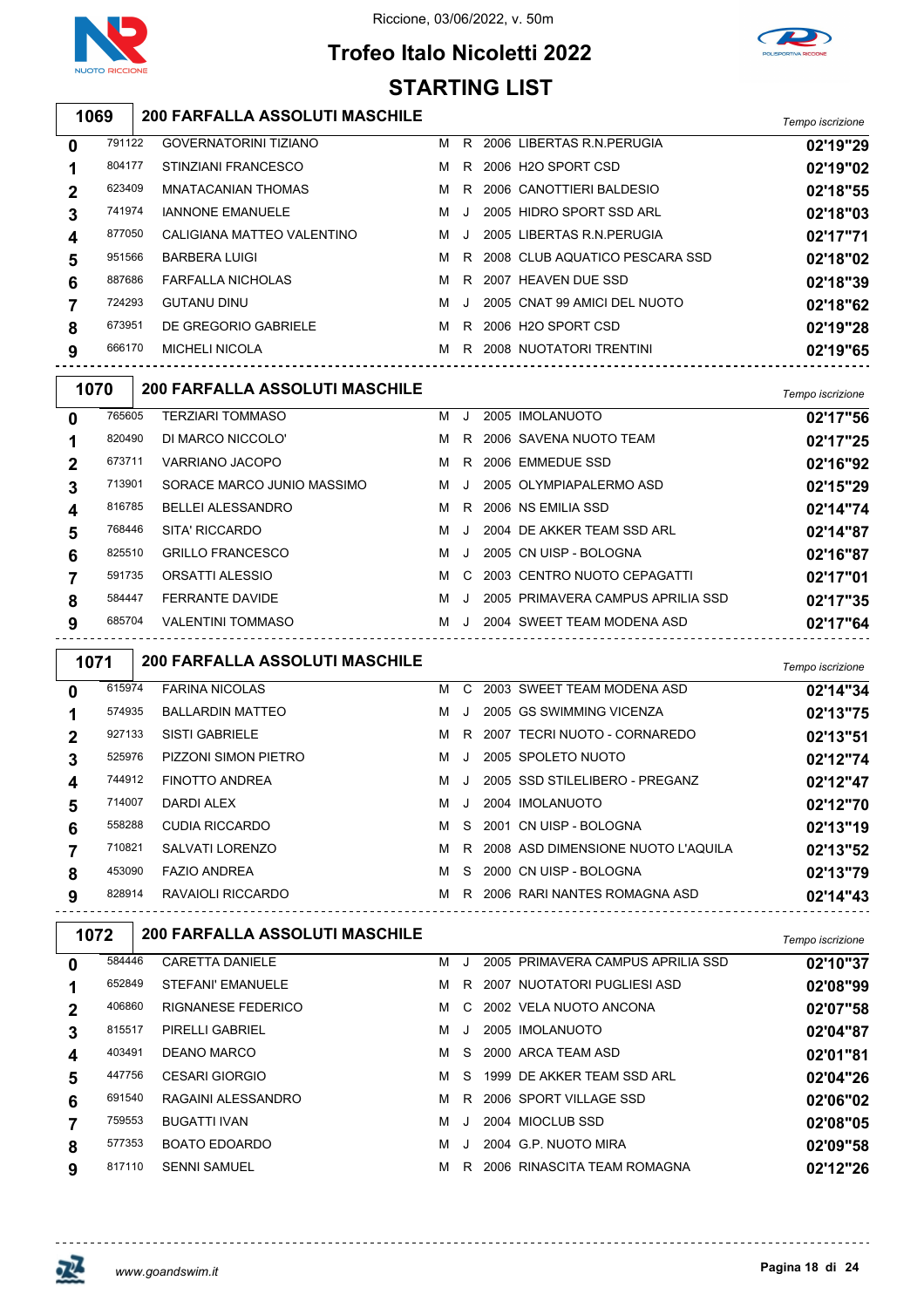Riccione, 03/06/2022, v. 50m

# Trofeo Italo Nicoletti 2022

## STARTING LIST

### 1069 — 200 FARFALLA ASSOLUTI MASCHILE

| Corsia | Tessera | Atleta | Sesso | Cat. | Anno | Società | Tempo iscrizione |
|---|---|---|---|---|---|---|---|
| 0 | 791122 | GOVERNATORINI TIZIANO | M | R | 2006 | LIBERTAS R.N.PERUGIA | 02'19"29 |
| 1 | 804177 | STINZIANI FRANCESCO | M | R | 2006 | H2O SPORT CSD | 02'19"02 |
| 2 | 623409 | MNATACANIAN THOMAS | M | R | 2006 | CANOTTIERI BALDESIO | 02'18"55 |
| 3 | 741974 | IANNONE EMANUELE | M | J | 2005 | HIDRO SPORT SSD ARL | 02'18"03 |
| 4 | 877050 | CALIGIANA MATTEO VALENTINO | M | J | 2005 | LIBERTAS R.N.PERUGIA | 02'17"71 |
| 5 | 951566 | BARBERA LUIGI | M | R | 2008 | CLUB AQUATICO PESCARA SSD | 02'18"02 |
| 6 | 887686 | FARFALLA NICHOLAS | M | R | 2007 | HEAVEN DUE SSD | 02'18"39 |
| 7 | 724293 | GUTANU DINU | M | J | 2005 | CNAT 99 AMICI DEL NUOTO | 02'18"62 |
| 8 | 673951 | DE GREGORIO GABRIELE | M | R | 2006 | H2O SPORT CSD | 02'19"28 |
| 9 | 666170 | MICHELI NICOLA | M | R | 2008 | NUOTATORI TRENTINI | 02'19"65 |

### 1070 — 200 FARFALLA ASSOLUTI MASCHILE

| Corsia | Tessera | Atleta | Sesso | Cat. | Anno | Società | Tempo iscrizione |
|---|---|---|---|---|---|---|---|
| 0 | 765605 | TERZIARI TOMMASO | M | J | 2005 | IMOLANUOTO | 02'17"56 |
| 1 | 820490 | DI MARCO NICCOLO' | M | R | 2006 | SAVENA NUOTO TEAM | 02'17"25 |
| 2 | 673711 | VARRIANO JACOPO | M | R | 2006 | EMMEDUE SSD | 02'16"92 |
| 3 | 713901 | SORACE MARCO JUNIO MASSIMO | M | J | 2005 | OLYMPIAPALERMO ASD | 02'15"29 |
| 4 | 816785 | BELLEI ALESSANDRO | M | R | 2006 | NS EMILIA SSD | 02'14"74 |
| 5 | 768446 | SITA' RICCARDO | M | J | 2004 | DE AKKER TEAM SSD ARL | 02'14"87 |
| 6 | 825510 | GRILLO FRANCESCO | M | J | 2005 | CN UISP - BOLOGNA | 02'16"87 |
| 7 | 591735 | ORSATTI ALESSIO | M | C | 2003 | CENTRO NUOTO CEPAGATTI | 02'17"01 |
| 8 | 584447 | FERRANTE DAVIDE | M | J | 2005 | PRIMAVERA CAMPUS APRILIA SSD | 02'17"35 |
| 9 | 685704 | VALENTINI TOMMASO | M | J | 2004 | SWEET TEAM MODENA ASD | 02'17"64 |

### 1071 — 200 FARFALLA ASSOLUTI MASCHILE

| Corsia | Tessera | Atleta | Sesso | Cat. | Anno | Società | Tempo iscrizione |
|---|---|---|---|---|---|---|---|
| 0 | 615974 | FARINA NICOLAS | M | C | 2003 | SWEET TEAM MODENA ASD | 02'14"34 |
| 1 | 574935 | BALLARDIN MATTEO | M | J | 2005 | GS SWIMMING VICENZA | 02'13"75 |
| 2 | 927133 | SISTI GABRIELE | M | R | 2007 | TECRI NUOTO - CORNAREDO | 02'13"51 |
| 3 | 525976 | PIZZONI SIMON PIETRO | M | J | 2005 | SPOLETO NUOTO | 02'12"74 |
| 4 | 744912 | FINOTTO ANDREA | M | J | 2005 | SSD STILELIBERO - PREGANZ | 02'12"47 |
| 5 | 714007 | DARDI ALEX | M | J | 2004 | IMOLANUOTO | 02'12"70 |
| 6 | 558288 | CUDIA RICCARDO | M | S | 2001 | CN UISP - BOLOGNA | 02'13"19 |
| 7 | 710821 | SALVATI LORENZO | M | R | 2008 | ASD DIMENSIONE NUOTO L'AQUILA | 02'13"52 |
| 8 | 453090 | FAZIO ANDREA | M | S | 2000 | CN UISP - BOLOGNA | 02'13"79 |
| 9 | 828914 | RAVAIOLI RICCARDO | M | R | 2006 | RARI NANTES ROMAGNA ASD | 02'14"43 |

### 1072 — 200 FARFALLA ASSOLUTI MASCHILE

| Corsia | Tessera | Atleta | Sesso | Cat. | Anno | Società | Tempo iscrizione |
|---|---|---|---|---|---|---|---|
| 0 | 584446 | CARETTA DANIELE | M | J | 2005 | PRIMAVERA CAMPUS APRILIA SSD | 02'10"37 |
| 1 | 652849 | STEFANI' EMANUELE | M | R | 2007 | NUOTATORI PUGLIESI ASD | 02'08"99 |
| 2 | 406860 | RIGNANESE FEDERICO | M | C | 2002 | VELA NUOTO ANCONA | 02'07"58 |
| 3 | 815517 | PIRELLI GABRIEL | M | J | 2005 | IMOLANUOTO | 02'04"87 |
| 4 | 403491 | DEANO MARCO | M | S | 2000 | ARCA TEAM ASD | 02'01"81 |
| 5 | 447756 | CESARI GIORGIO | M | S | 1999 | DE AKKER TEAM SSD ARL | 02'04"26 |
| 6 | 691540 | RAGAINI ALESSANDRO | M | R | 2006 | SPORT VILLAGE SSD | 02'06"02 |
| 7 | 759553 | BUGATTI IVAN | M | J | 2004 | MIOCLUB SSD | 02'08"05 |
| 8 | 577353 | BOATO EDOARDO | M | J | 2004 | G.P. NUOTO MIRA | 02'09"58 |
| 9 | 817110 | SENNI SAMUEL | M | R | 2006 | RINASCITA TEAM ROMAGNA | 02'12"26 |

www.goandswim.it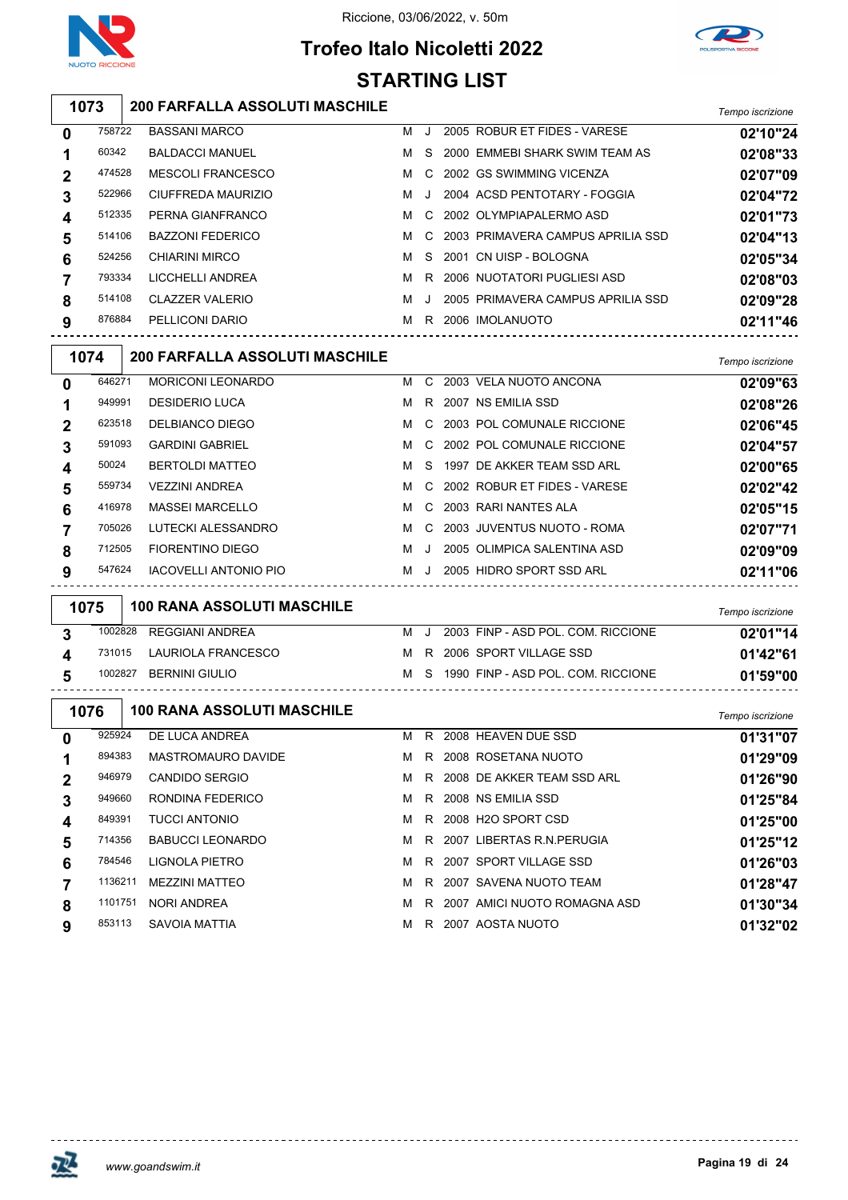Riccione, 03/06/2022, v. 50m

# Trofeo Italo Nicoletti 2022

## STARTING LIST

### 1073 — 200 FARFALLA ASSOLUTI MASCHILE

| Corsia | Tessera | Nome | Sesso | Cat. | Anno | Società | Tempo iscrizione |
|---|---|---|---|---|---|---|---|
| 0 | 758722 | BASSANI MARCO | M | J | 2005 | ROBUR ET FIDES - VARESE | 02'10"24 |
| 1 | 60342 | BALDACCI MANUEL | M | S | 2000 | EMMEBI SHARK SWIM TEAM AS | 02'08"33 |
| 2 | 474528 | MESCOLI FRANCESCO | M | C | 2002 | GS SWIMMING VICENZA | 02'07"09 |
| 3 | 522966 | CIUFFREDA MAURIZIO | M | J | 2004 | ACSD PENTOTARY - FOGGIA | 02'04"72 |
| 4 | 512335 | PERNA GIANFRANCO | M | C | 2002 | OLYMPIAPALERMO ASD | 02'01"73 |
| 5 | 514106 | BAZZONI FEDERICO | M | C | 2003 | PRIMAVERA CAMPUS APRILIA SSD | 02'04"13 |
| 6 | 524256 | CHIARINI MIRCO | M | S | 2001 | CN UISP - BOLOGNA | 02'05"34 |
| 7 | 793334 | LICCHELLI ANDREA | M | R | 2006 | NUOTATORI PUGLIESI ASD | 02'08"03 |
| 8 | 514108 | CLAZZER VALERIO | M | J | 2005 | PRIMAVERA CAMPUS APRILIA SSD | 02'09"28 |
| 9 | 876884 | PELLICONI DARIO | M | R | 2006 | IMOLANUOTO | 02'11"46 |

### 1074 — 200 FARFALLA ASSOLUTI MASCHILE

| Corsia | Tessera | Nome | Sesso | Cat. | Anno | Società | Tempo iscrizione |
|---|---|---|---|---|---|---|---|
| 0 | 646271 | MORICONI LEONARDO | M | C | 2003 | VELA NUOTO ANCONA | 02'09"63 |
| 1 | 949991 | DESIDERIO LUCA | M | R | 2007 | NS EMILIA SSD | 02'08"26 |
| 2 | 623518 | DELBIANCO DIEGO | M | C | 2003 | POL COMUNALE RICCIONE | 02'06"45 |
| 3 | 591093 | GARDINI GABRIEL | M | C | 2002 | POL COMUNALE RICCIONE | 02'04"57 |
| 4 | 50024 | BERTOLDI MATTEO | M | S | 1997 | DE AKKER TEAM SSD ARL | 02'00"65 |
| 5 | 559734 | VEZZINI ANDREA | M | C | 2002 | ROBUR ET FIDES - VARESE | 02'02"42 |
| 6 | 416978 | MASSEI MARCELLO | M | C | 2003 | RARI NANTES ALA | 02'05"15 |
| 7 | 705026 | LUTECKI ALESSANDRO | M | C | 2003 | JUVENTUS NUOTO - ROMA | 02'07"71 |
| 8 | 712505 | FIORENTINO DIEGO | M | J | 2005 | OLIMPICA SALENTINA ASD | 02'09"09 |
| 9 | 547624 | IACOVELLI ANTONIO PIO | M | J | 2005 | HIDRO SPORT SSD ARL | 02'11"06 |

### 1075 — 100 RANA ASSOLUTI MASCHILE

| Corsia | Tessera | Nome | Sesso | Cat. | Anno | Società | Tempo iscrizione |
|---|---|---|---|---|---|---|---|
| 3 | 1002828 | REGGIANI ANDREA | M | J | 2003 | FINP - ASD POL. COM. RICCIONE | 02'01"14 |
| 4 | 731015 | LAURIOLA FRANCESCO | M | R | 2006 | SPORT VILLAGE SSD | 01'42"61 |
| 5 | 1002827 | BERNINI GIULIO | M | S | 1990 | FINP - ASD POL. COM. RICCIONE | 01'59"00 |

### 1076 — 100 RANA ASSOLUTI MASCHILE

| Corsia | Tessera | Nome | Sesso | Cat. | Anno | Società | Tempo iscrizione |
|---|---|---|---|---|---|---|---|
| 0 | 925924 | DE LUCA ANDREA | M | R | 2008 | HEAVEN DUE SSD | 01'31"07 |
| 1 | 894383 | MASTROMAURO DAVIDE | M | R | 2008 | ROSETANA NUOTO | 01'29"09 |
| 2 | 946979 | CANDIDO SERGIO | M | R | 2008 | DE AKKER TEAM SSD ARL | 01'26"90 |
| 3 | 949660 | RONDINA FEDERICO | M | R | 2008 | NS EMILIA SSD | 01'25"84 |
| 4 | 849391 | TUCCI ANTONIO | M | R | 2008 | H2O SPORT CSD | 01'25"00 |
| 5 | 714356 | BABUCCI LEONARDO | M | R | 2007 | LIBERTAS R.N.PERUGIA | 01'25"12 |
| 6 | 784546 | LIGNOLA PIETRO | M | R | 2007 | SPORT VILLAGE SSD | 01'26"03 |
| 7 | 1136211 | MEZZINI MATTEO | M | R | 2007 | SAVENA NUOTO TEAM | 01'28"47 |
| 8 | 1101751 | NORI ANDREA | M | R | 2007 | AMICI NUOTO ROMAGNA ASD | 01'30"34 |
| 9 | 853113 | SAVOIA MATTIA | M | R | 2007 | AOSTA NUOTO | 01'32"02 |

www.goandswim.it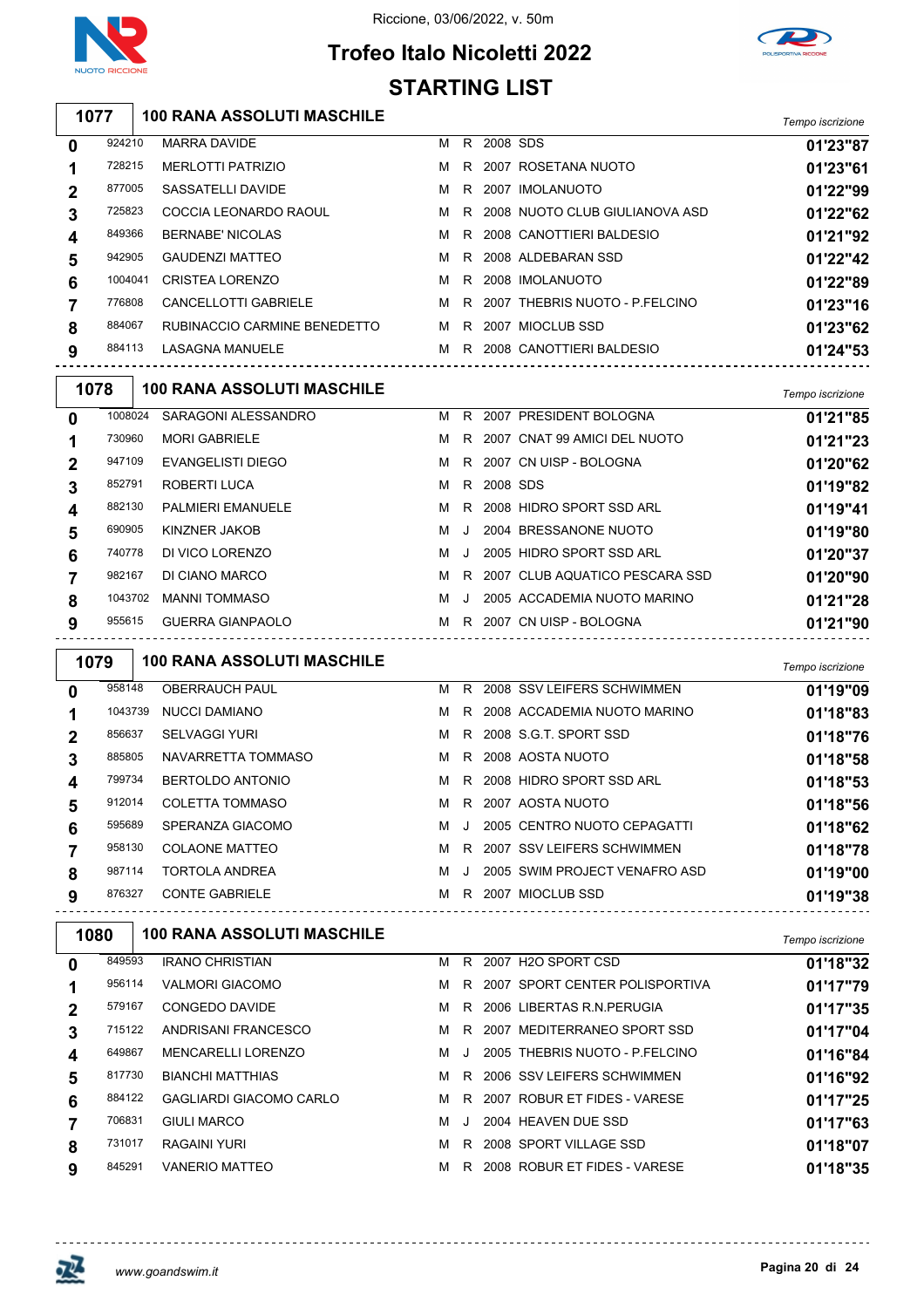Riccione, 03/06/2022, v. 50m

# Trofeo Italo Nicoletti 2022

## STARTING LIST

### 1077 — 100 RANA ASSOLUTI MASCHILE

| Corsia | Tessera | Nome | Sesso | Cat. | Anno | Società | Tempo iscrizione |
|---|---|---|---|---|---|---|---|
| 0 | 924210 | MARRA DAVIDE | M | R | 2008 | SDS | 01'23"87 |
| 1 | 728215 | MERLOTTI PATRIZIO | M | R | 2007 | ROSETANA NUOTO | 01'23"61 |
| 2 | 877005 | SASSATELLI DAVIDE | M | R | 2007 | IMOLANUOTO | 01'22"99 |
| 3 | 725823 | COCCIA LEONARDO RAOUL | M | R | 2008 | NUOTO CLUB GIULIANOVA ASD | 01'22"62 |
| 4 | 849366 | BERNABE' NICOLAS | M | R | 2008 | CANOTTIERI BALDESIO | 01'21"92 |
| 5 | 942905 | GAUDENZI MATTEO | M | R | 2008 | ALDEBARAN SSD | 01'22"42 |
| 6 | 1004041 | CRISTEA LORENZO | M | R | 2008 | IMOLANUOTO | 01'22"89 |
| 7 | 776808 | CANCELLOTTI GABRIELE | M | R | 2007 | THEBRIS NUOTO - P.FELCINO | 01'23"16 |
| 8 | 884067 | RUBINACCIO CARMINE BENEDETTO | M | R | 2007 | MIOCLUB SSD | 01'23"62 |
| 9 | 884113 | LASAGNA MANUELE | M | R | 2008 | CANOTTIERI BALDESIO | 01'24"53 |

### 1078 — 100 RANA ASSOLUTI MASCHILE

| Corsia | Tessera | Nome | Sesso | Cat. | Anno | Società | Tempo iscrizione |
|---|---|---|---|---|---|---|---|
| 0 | 1008024 | SARAGONI ALESSANDRO | M | R | 2007 | PRESIDENT BOLOGNA | 01'21"85 |
| 1 | 730960 | MORI GABRIELE | M | R | 2007 | CNAT 99 AMICI DEL NUOTO | 01'21"23 |
| 2 | 947109 | EVANGELISTI DIEGO | M | R | 2007 | CN UISP - BOLOGNA | 01'20"62 |
| 3 | 852791 | ROBERTI LUCA | M | R | 2008 | SDS | 01'19"82 |
| 4 | 882130 | PALMIERI EMANUELE | M | R | 2008 | HIDRO SPORT SSD ARL | 01'19"41 |
| 5 | 690905 | KINZNER JAKOB | M | J | 2004 | BRESSANONE NUOTO | 01'19"80 |
| 6 | 740778 | DI VICO LORENZO | M | J | 2005 | HIDRO SPORT SSD ARL | 01'20"37 |
| 7 | 982167 | DI CIANO MARCO | M | R | 2007 | CLUB AQUATICO PESCARA SSD | 01'20"90 |
| 8 | 1043702 | MANNI TOMMASO | M | J | 2005 | ACCADEMIA NUOTO MARINO | 01'21"28 |
| 9 | 955615 | GUERRA GIANPAOLO | M | R | 2007 | CN UISP - BOLOGNA | 01'21"90 |

### 1079 — 100 RANA ASSOLUTI MASCHILE

| Corsia | Tessera | Nome | Sesso | Cat. | Anno | Società | Tempo iscrizione |
|---|---|---|---|---|---|---|---|
| 0 | 958148 | OBERRAUCH PAUL | M | R | 2008 | SSV LEIFERS SCHWIMMEN | 01'19"09 |
| 1 | 1043739 | NUCCI DAMIANO | M | R | 2008 | ACCADEMIA NUOTO MARINO | 01'18"83 |
| 2 | 856637 | SELVAGGI YURI | M | R | 2008 | S.G.T. SPORT SSD | 01'18"76 |
| 3 | 885805 | NAVARRETTA TOMMASO | M | R | 2008 | AOSTA NUOTO | 01'18"58 |
| 4 | 799734 | BERTOLDO ANTONIO | M | R | 2008 | HIDRO SPORT SSD ARL | 01'18"53 |
| 5 | 912014 | COLETTA TOMMASO | M | R | 2007 | AOSTA NUOTO | 01'18"56 |
| 6 | 595689 | SPERANZA GIACOMO | M | J | 2005 | CENTRO NUOTO CEPAGATTI | 01'18"62 |
| 7 | 958130 | COLAONE MATTEO | M | R | 2007 | SSV LEIFERS SCHWIMMEN | 01'18"78 |
| 8 | 987114 | TORTOLA ANDREA | M | J | 2005 | SWIM PROJECT VENAFRO ASD | 01'19"00 |
| 9 | 876327 | CONTE GABRIELE | M | R | 2007 | MIOCLUB SSD | 01'19"38 |

### 1080 — 100 RANA ASSOLUTI MASCHILE

| Corsia | Tessera | Nome | Sesso | Cat. | Anno | Società | Tempo iscrizione |
|---|---|---|---|---|---|---|---|
| 0 | 849593 | IRANO CHRISTIAN | M | R | 2007 | H2O SPORT CSD | 01'18"32 |
| 1 | 956114 | VALMORI GIACOMO | M | R | 2007 | SPORT CENTER POLISPORTIVA | 01'17"79 |
| 2 | 579167 | CONGEDO DAVIDE | M | R | 2006 | LIBERTAS R.N.PERUGIA | 01'17"35 |
| 3 | 715122 | ANDRISANI FRANCESCO | M | R | 2007 | MEDITERRANEO SPORT SSD | 01'17"04 |
| 4 | 649867 | MENCARELLI LORENZO | M | J | 2005 | THEBRIS NUOTO - P.FELCINO | 01'16"84 |
| 5 | 817730 | BIANCHI MATTHIAS | M | R | 2006 | SSV LEIFERS SCHWIMMEN | 01'16"92 |
| 6 | 884122 | GAGLIARDI GIACOMO CARLO | M | R | 2007 | ROBUR ET FIDES - VARESE | 01'17"25 |
| 7 | 706831 | GIULI MARCO | M | J | 2004 | HEAVEN DUE SSD | 01'17"63 |
| 8 | 731017 | RAGAINI YURI | M | R | 2008 | SPORT VILLAGE SSD | 01'18"07 |
| 9 | 845291 | VANERIO MATTEO | M | R | 2008 | ROBUR ET FIDES - VARESE | 01'18"35 |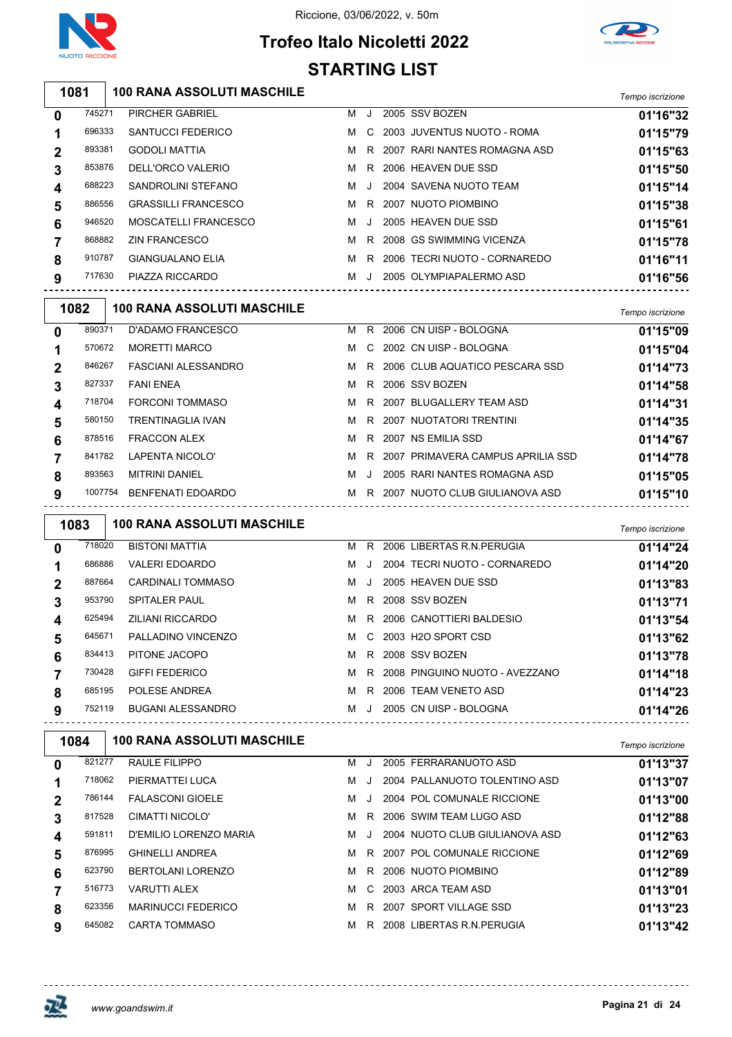# Trofeo Italo Nicoletti 2022

Riccione, 03/06/2022, v. 50m

## STARTING LIST

### 1081 100 RANA ASSOLUTI MASCHILE

| | | | | | | | Tempo iscrizione |
|---|---|---|---|---|---|---|---|
| 0 | 745271 | PIRCHER GABRIEL | M | J | 2005 | SSV BOZEN | 01'16"32 |
| 1 | 696333 | SANTUCCI FEDERICO | M | C | 2003 | JUVENTUS NUOTO - ROMA | 01'15"79 |
| 2 | 893381 | GODOLI MATTIA | M | R | 2007 | RARI NANTES ROMAGNA ASD | 01'15"63 |
| 3 | 853876 | DELL'ORCO VALERIO | M | R | 2006 | HEAVEN DUE SSD | 01'15"50 |
| 4 | 688223 | SANDROLINI STEFANO | M | J | 2004 | SAVENA NUOTO TEAM | 01'15"14 |
| 5 | 886556 | GRASSILLI FRANCESCO | M | R | 2007 | NUOTO PIOMBINO | 01'15"38 |
| 6 | 946520 | MOSCATELLI FRANCESCO | M | J | 2005 | HEAVEN DUE SSD | 01'15"61 |
| 7 | 868882 | ZIN FRANCESCO | M | R | 2008 | GS SWIMMING VICENZA | 01'15"78 |
| 8 | 910787 | GIANGUALANO ELIA | M | R | 2006 | TECRI NUOTO - CORNAREDO | 01'16"11 |
| 9 | 717630 | PIAZZA RICCARDO | M | J | 2005 | OLYMPIAPALERMO ASD | 01'16"56 |

### 1082 100 RANA ASSOLUTI MASCHILE

| | | | | | | | Tempo iscrizione |
|---|---|---|---|---|---|---|---|
| 0 | 890371 | D'ADAMO FRANCESCO | M | R | 2006 | CN UISP - BOLOGNA | 01'15"09 |
| 1 | 570672 | MORETTI MARCO | M | C | 2002 | CN UISP - BOLOGNA | 01'15"04 |
| 2 | 846267 | FASCIANI ALESSANDRO | M | R | 2006 | CLUB AQUATICO PESCARA SSD | 01'14"73 |
| 3 | 827337 | FANI ENEA | M | R | 2006 | SSV BOZEN | 01'14"58 |
| 4 | 718704 | FORCONI TOMMASO | M | R | 2007 | BLUGALLERY TEAM ASD | 01'14"31 |
| 5 | 580150 | TRENTINAGLIA IVAN | M | R | 2007 | NUOTATORI TRENTINI | 01'14"35 |
| 6 | 878516 | FRACCON ALEX | M | R | 2007 | NS EMILIA SSD | 01'14"67 |
| 7 | 841782 | LAPENTA NICOLO' | M | R | 2007 | PRIMAVERA CAMPUS APRILIA SSD | 01'14"78 |
| 8 | 893563 | MITRINI DANIEL | M | J | 2005 | RARI NANTES ROMAGNA ASD | 01'15"05 |
| 9 | 1007754 | BENFENATI EDOARDO | M | R | 2007 | NUOTO CLUB GIULIANOVA ASD | 01'15"10 |

### 1083 100 RANA ASSOLUTI MASCHILE

| | | | | | | | Tempo iscrizione |
|---|---|---|---|---|---|---|---|
| 0 | 718020 | BISTONI MATTIA | M | R | 2006 | LIBERTAS R.N.PERUGIA | 01'14"24 |
| 1 | 686886 | VALERI EDOARDO | M | J | 2004 | TECRI NUOTO - CORNAREDO | 01'14"20 |
| 2 | 887664 | CARDINALI TOMMASO | M | J | 2005 | HEAVEN DUE SSD | 01'13"83 |
| 3 | 953790 | SPITALER PAUL | M | R | 2008 | SSV BOZEN | 01'13"71 |
| 4 | 625494 | ZILIANI RICCARDO | M | R | 2006 | CANOTTIERI BALDESIO | 01'13"54 |
| 5 | 645671 | PALLADINO VINCENZO | M | C | 2003 | H2O SPORT CSD | 01'13"62 |
| 6 | 834413 | PITONE JACOPO | M | R | 2008 | SSV BOZEN | 01'13"78 |
| 7 | 730428 | GIFFI FEDERICO | M | R | 2008 | PINGUINO NUOTO - AVEZZANO | 01'14"18 |
| 8 | 685195 | POLESE ANDREA | M | R | 2006 | TEAM VENETO ASD | 01'14"23 |
| 9 | 752119 | BUGANI ALESSANDRO | M | J | 2005 | CN UISP - BOLOGNA | 01'14"26 |

### 1084 100 RANA ASSOLUTI MASCHILE

| | | | | | | | Tempo iscrizione |
|---|---|---|---|---|---|---|---|
| 0 | 821277 | RAULE FILIPPO | M | J | 2005 | FERRARANUOTO ASD | 01'13"37 |
| 1 | 718062 | PIERMATTEI LUCA | M | J | 2004 | PALLANUOTO TOLENTINO ASD | 01'13"07 |
| 2 | 786144 | FALASCONI GIOELE | M | J | 2004 | POL COMUNALE RICCIONE | 01'13"00 |
| 3 | 817528 | CIMATTI NICOLO' | M | R | 2006 | SWIM TEAM LUGO ASD | 01'12"88 |
| 4 | 591811 | D'EMILIO LORENZO MARIA | M | J | 2004 | NUOTO CLUB GIULIANOVA ASD | 01'12"63 |
| 5 | 876995 | GHINELLI ANDREA | M | R | 2007 | POL COMUNALE RICCIONE | 01'12"69 |
| 6 | 623790 | BERTOLANI LORENZO | M | R | 2006 | NUOTO PIOMBINO | 01'12"89 |
| 7 | 516773 | VARUTTI ALEX | M | C | 2003 | ARCA TEAM ASD | 01'13"01 |
| 8 | 623356 | MARINUCCI FEDERICO | M | R | 2007 | SPORT VILLAGE SSD | 01'13"23 |
| 9 | 645082 | CARTA TOMMASO | M | R | 2008 | LIBERTAS R.N.PERUGIA | 01'13"42 |

www.goandswim.it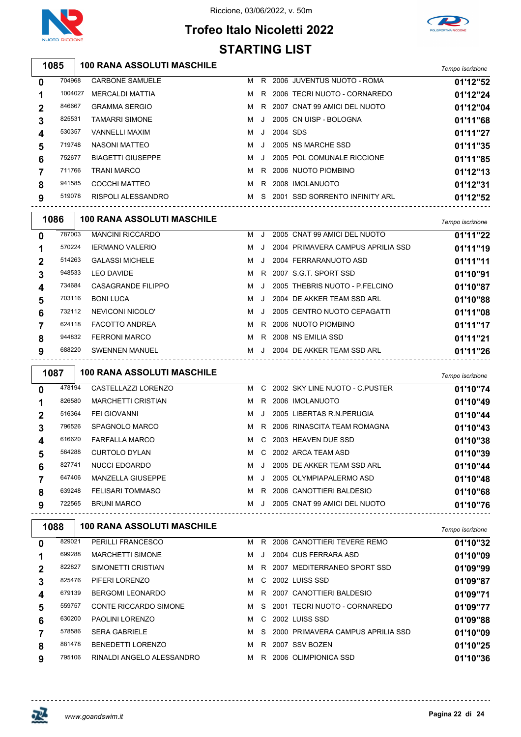Riccione, 03/06/2022, v. 50m

# Trofeo Italo Nicoletti 2022

## STARTING LIST

### 1085 — 100 RANA ASSOLUTI MASCHILE

| Corsia | Tessera | Nome | Sesso | Cat. | Anno | Società | Tempo iscrizione |
|---|---|---|---|---|---|---|---|
| 0 | 704968 | CARBONE SAMUELE | M | R | 2006 | JUVENTUS NUOTO - ROMA | 01'12"52 |
| 1 | 1004027 | MERCALDI MATTIA | M | R | 2006 | TECRI NUOTO - CORNAREDO | 01'12"24 |
| 2 | 846667 | GRAMMA SERGIO | M | R | 2007 | CNAT 99 AMICI DEL NUOTO | 01'12"04 |
| 3 | 825531 | TAMARRI SIMONE | M | J | 2005 | CN UISP - BOLOGNA | 01'11"68 |
| 4 | 530357 | VANNELLI MAXIM | M | J | 2004 | SDS | 01'11"27 |
| 5 | 719748 | NASONI MATTEO | M | J | 2005 | NS MARCHE SSD | 01'11"35 |
| 6 | 752677 | BIAGETTI GIUSEPPE | M | J | 2005 | POL COMUNALE RICCIONE | 01'11"85 |
| 7 | 711766 | TRANI MARCO | M | R | 2006 | NUOTO PIOMBINO | 01'12"13 |
| 8 | 941585 | COCCHI MATTEO | M | R | 2008 | IMOLANUOTO | 01'12"31 |
| 9 | 519078 | RISPOLI ALESSANDRO | M | S | 2001 | SSD SORRENTO INFINITY ARL | 01'12"52 |

### 1086 — 100 RANA ASSOLUTI MASCHILE

| Corsia | Tessera | Nome | Sesso | Cat. | Anno | Società | Tempo iscrizione |
|---|---|---|---|---|---|---|---|
| 0 | 787003 | MANCINI RICCARDO | M | J | 2005 | CNAT 99 AMICI DEL NUOTO | 01'11"22 |
| 1 | 570224 | IERMANO VALERIO | M | J | 2004 | PRIMAVERA CAMPUS APRILIA SSD | 01'11"19 |
| 2 | 514263 | GALASSI MICHELE | M | J | 2004 | FERRARANUOTO ASD | 01'11"11 |
| 3 | 948533 | LEO DAVIDE | M | R | 2007 | S.G.T. SPORT SSD | 01'10"91 |
| 4 | 734684 | CASAGRANDE FILIPPO | M | J | 2005 | THEBRIS NUOTO - P.FELCINO | 01'10"87 |
| 5 | 703116 | BONI LUCA | M | J | 2004 | DE AKKER TEAM SSD ARL | 01'10"88 |
| 6 | 732112 | NEVICONI NICOLO' | M | J | 2005 | CENTRO NUOTO CEPAGATTI | 01'11"08 |
| 7 | 624118 | FACOTTO ANDREA | M | R | 2006 | NUOTO PIOMBINO | 01'11"17 |
| 8 | 944832 | FERRONI MARCO | M | R | 2008 | NS EMILIA SSD | 01'11"21 |
| 9 | 688220 | SWENNEN MANUEL | M | J | 2004 | DE AKKER TEAM SSD ARL | 01'11"26 |

### 1087 — 100 RANA ASSOLUTI MASCHILE

| Corsia | Tessera | Nome | Sesso | Cat. | Anno | Società | Tempo iscrizione |
|---|---|---|---|---|---|---|---|
| 0 | 478194 | CASTELLAZZI LORENZO | M | C | 2002 | SKY LINE NUOTO - C.PUSTER | 01'10"74 |
| 1 | 826580 | MARCHETTI CRISTIAN | M | R | 2006 | IMOLANUOTO | 01'10"49 |
| 2 | 516364 | FEI GIOVANNI | M | J | 2005 | LIBERTAS R.N.PERUGIA | 01'10"44 |
| 3 | 796526 | SPAGNOLO MARCO | M | R | 2006 | RINASCITA TEAM ROMAGNA | 01'10"43 |
| 4 | 616620 | FARFALLA MARCO | M | C | 2003 | HEAVEN DUE SSD | 01'10"38 |
| 5 | 564288 | CURTOLO DYLAN | M | C | 2002 | ARCA TEAM ASD | 01'10"39 |
| 6 | 827741 | NUCCI EDOARDO | M | J | 2005 | DE AKKER TEAM SSD ARL | 01'10"44 |
| 7 | 647406 | MANZELLA GIUSEPPE | M | J | 2005 | OLYMPIAPALERMO ASD | 01'10"48 |
| 8 | 639248 | FELISARI TOMMASO | M | R | 2006 | CANOTTIERI BALDESIO | 01'10"68 |
| 9 | 722565 | BRUNI MARCO | M | J | 2005 | CNAT 99 AMICI DEL NUOTO | 01'10"76 |

### 1088 — 100 RANA ASSOLUTI MASCHILE

| Corsia | Tessera | Nome | Sesso | Cat. | Anno | Società | Tempo iscrizione |
|---|---|---|---|---|---|---|---|
| 0 | 829021 | PERILLI FRANCESCO | M | R | 2006 | CANOTTIERI TEVERE REMO | 01'10"32 |
| 1 | 699288 | MARCHETTI SIMONE | M | J | 2004 | CUS FERRARA ASD | 01'10"09 |
| 2 | 822827 | SIMONETTI CRISTIAN | M | R | 2007 | MEDITERRANEO SPORT SSD | 01'09"99 |
| 3 | 825476 | PIFERI LORENZO | M | C | 2002 | LUISS SSD | 01'09"87 |
| 4 | 679139 | BERGOMI LEONARDO | M | R | 2007 | CANOTTIERI BALDESIO | 01'09"71 |
| 5 | 559757 | CONTE RICCARDO SIMONE | M | S | 2001 | TECRI NUOTO - CORNAREDO | 01'09"77 |
| 6 | 630200 | PAOLINI LORENZO | M | C | 2002 | LUISS SSD | 01'09"88 |
| 7 | 578586 | SERA GABRIELE | M | S | 2000 | PRIMAVERA CAMPUS APRILIA SSD | 01'10"09 |
| 8 | 881478 | BENEDETTI LORENZO | M | R | 2007 | SSV BOZEN | 01'10"25 |
| 9 | 795106 | RINALDI ANGELO ALESSANDRO | M | R | 2006 | OLIMPIONICA SSD | 01'10"36 |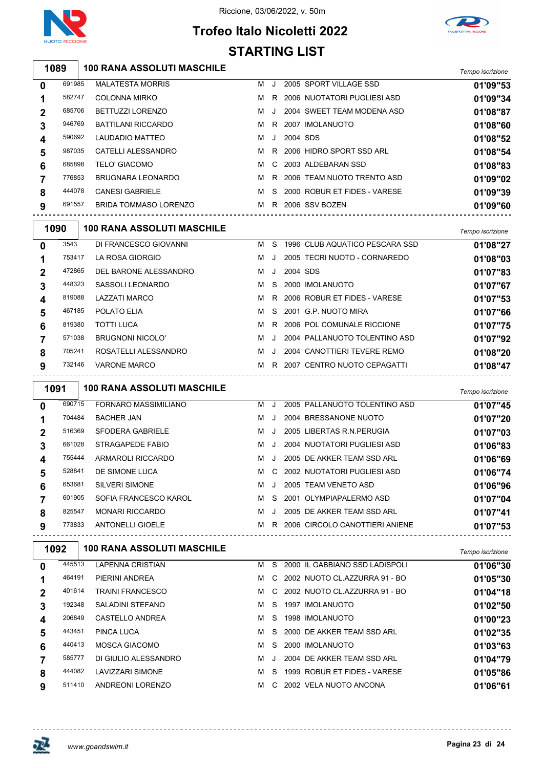# Trofeo Italo Nicoletti 2022

Riccione, 03/06/2022, v. 50m

## STARTING LIST

### 1089 — 100 RANA ASSOLUTI MASCHILE

| Corsia | Codice | Nome | Sesso | Cat. | Anno | Società | Tempo iscrizione |
|---|---|---|---|---|---|---|---|
| 0 | 691985 | MALATESTA MORRIS | M | J | 2005 | SPORT VILLAGE SSD | 01'09"53 |
| 1 | 582747 | COLONNA MIRKO | M | R | 2006 | NUOTATORI PUGLIESI ASD | 01'09"34 |
| 2 | 685706 | BETTUZZI LORENZO | M | J | 2004 | SWEET TEAM MODENA ASD | 01'08"87 |
| 3 | 946769 | BATTILANI RICCARDO | M | R | 2007 | IMOLANUOTO | 01'08"60 |
| 4 | 590692 | LAUDADIO MATTEO | M | J | 2004 | SDS | 01'08"52 |
| 5 | 987035 | CATELLI ALESSANDRO | M | R | 2006 | HIDRO SPORT SSD ARL | 01'08"54 |
| 6 | 685898 | TELO' GIACOMO | M | C | 2003 | ALDEBARAN SSD | 01'08"83 |
| 7 | 776853 | BRUGNARA LEONARDO | M | R | 2006 | TEAM NUOTO TRENTO ASD | 01'09"02 |
| 8 | 444078 | CANESI GABRIELE | M | S | 2000 | ROBUR ET FIDES - VARESE | 01'09"39 |
| 9 | 691557 | BRIDA TOMMASO LORENZO | M | R | 2006 | SSV BOZEN | 01'09"60 |

### 1090 — 100 RANA ASSOLUTI MASCHILE

| Corsia | Codice | Nome | Sesso | Cat. | Anno | Società | Tempo iscrizione |
|---|---|---|---|---|---|---|---|
| 0 | 3543 | DI FRANCESCO GIOVANNI | M | S | 1996 | CLUB AQUATICO PESCARA SSD | 01'08"27 |
| 1 | 753417 | LA ROSA GIORGIO | M | J | 2005 | TECRI NUOTO - CORNAREDO | 01'08"03 |
| 2 | 472865 | DEL BARONE ALESSANDRO | M | J | 2004 | SDS | 01'07"83 |
| 3 | 448323 | SASSOLI LEONARDO | M | S | 2000 | IMOLANUOTO | 01'07"67 |
| 4 | 819088 | LAZZATI MARCO | M | R | 2006 | ROBUR ET FIDES - VARESE | 01'07"53 |
| 5 | 467185 | POLATO ELIA | M | S | 2001 | G.P. NUOTO MIRA | 01'07"66 |
| 6 | 819380 | TOTTI LUCA | M | R | 2006 | POL COMUNALE RICCIONE | 01'07"75 |
| 7 | 571038 | BRUGNONI NICOLO' | M | J | 2004 | PALLANUOTO TOLENTINO ASD | 01'07"92 |
| 8 | 705241 | ROSATELLI ALESSANDRO | M | J | 2004 | CANOTTIERI TEVERE REMO | 01'08"20 |
| 9 | 732146 | VARONE MARCO | M | R | 2007 | CENTRO NUOTO CEPAGATTI | 01'08"47 |

### 1091 — 100 RANA ASSOLUTI MASCHILE

| Corsia | Codice | Nome | Sesso | Cat. | Anno | Società | Tempo iscrizione |
|---|---|---|---|---|---|---|---|
| 0 | 690715 | FORNARO MASSIMILIANO | M | J | 2005 | PALLANUOTO TOLENTINO ASD | 01'07"45 |
| 1 | 704484 | BACHER JAN | M | J | 2004 | BRESSANONE NUOTO | 01'07"20 |
| 2 | 516369 | SFODERA GABRIELE | M | J | 2005 | LIBERTAS R.N.PERUGIA | 01'07"03 |
| 3 | 661028 | STRAGAPEDE FABIO | M | J | 2004 | NUOTATORI PUGLIESI ASD | 01'06"83 |
| 4 | 755444 | ARMAROLI RICCARDO | M | J | 2005 | DE AKKER TEAM SSD ARL | 01'06"69 |
| 5 | 528841 | DE SIMONE LUCA | M | C | 2002 | NUOTATORI PUGLIESI ASD | 01'06"74 |
| 6 | 653681 | SILVERI SIMONE | M | J | 2005 | TEAM VENETO ASD | 01'06"96 |
| 7 | 601905 | SOFIA FRANCESCO KAROL | M | S | 2001 | OLYMPIAPALERMO ASD | 01'07"04 |
| 8 | 825547 | MONARI RICCARDO | M | J | 2005 | DE AKKER TEAM SSD ARL | 01'07"41 |
| 9 | 773833 | ANTONELLI GIOELE | M | R | 2006 | CIRCOLO CANOTTIERI ANIENE | 01'07"53 |

### 1092 — 100 RANA ASSOLUTI MASCHILE

| Corsia | Codice | Nome | Sesso | Cat. | Anno | Società | Tempo iscrizione |
|---|---|---|---|---|---|---|---|
| 0 | 445513 | LAPENNA CRISTIAN | M | S | 2000 | IL GABBIANO SSD LADISPOLI | 01'06"30 |
| 1 | 464191 | PIERINI ANDREA | M | C | 2002 | NUOTO CL.AZZURRA 91 - BO | 01'05"30 |
| 2 | 401614 | TRAINI FRANCESCO | M | C | 2002 | NUOTO CL.AZZURRA 91 - BO | 01'04"18 |
| 3 | 192348 | SALADINI STEFANO | M | S | 1997 | IMOLANUOTO | 01'02"50 |
| 4 | 206849 | CASTELLO ANDREA | M | S | 1998 | IMOLANUOTO | 01'00"23 |
| 5 | 443451 | PINCA LUCA | M | S | 2000 | DE AKKER TEAM SSD ARL | 01'02"35 |
| 6 | 440413 | MOSCA GIACOMO | M | S | 2000 | IMOLANUOTO | 01'03"63 |
| 7 | 585777 | DI GIULIO ALESSANDRO | M | J | 2004 | DE AKKER TEAM SSD ARL | 01'04"79 |
| 8 | 444082 | LAVIZZARI SIMONE | M | S | 1999 | ROBUR ET FIDES - VARESE | 01'05"86 |
| 9 | 511410 | ANDREONI LORENZO | M | C | 2002 | VELA NUOTO ANCONA | 01'06"61 |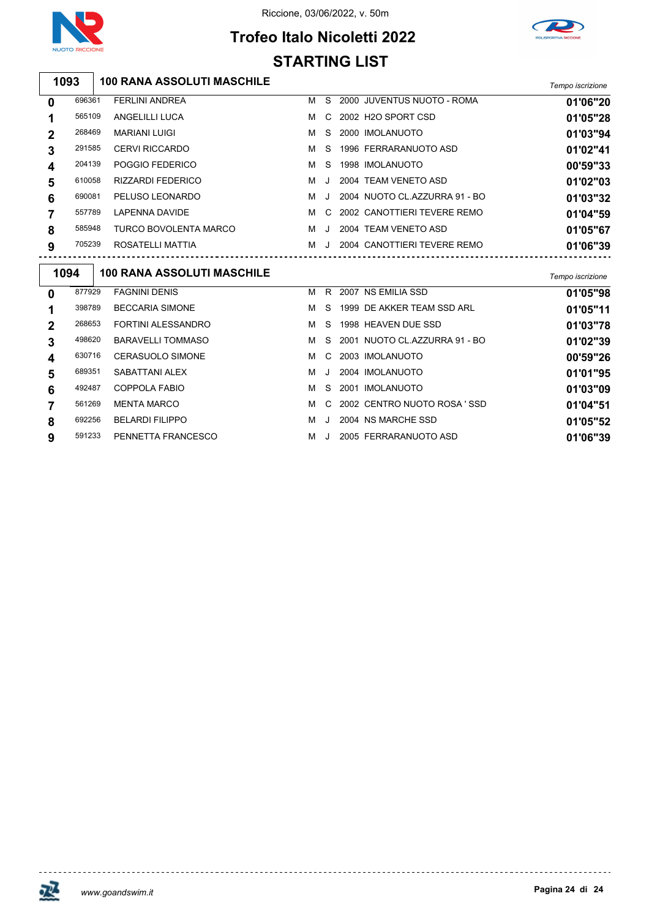Riccione, 03/06/2022, v. 50m

# Trofeo Italo Nicoletti 2022

## STARTING LIST

### 1093 — 100 RANA ASSOLUTI MASCHILE

| Corsia | Tessera | Nome | Sesso | Cat. | Anno | Società | Tempo iscrizione |
|---|---|---|---|---|---|---|---|
| 0 | 696361 | FERLINI ANDREA | M | S | 2000 | JUVENTUS NUOTO - ROMA | 01'06"20 |
| 1 | 565109 | ANGELILLI LUCA | M | C | 2002 | H2O SPORT CSD | 01'05"28 |
| 2 | 268469 | MARIANI LUIGI | M | S | 2000 | IMOLANUOTO | 01'03"94 |
| 3 | 291585 | CERVI RICCARDO | M | S | 1996 | FERRARANUOTO ASD | 01'02"41 |
| 4 | 204139 | POGGIO FEDERICO | M | S | 1998 | IMOLANUOTO | 00'59"33 |
| 5 | 610058 | RIZZARDI FEDERICO | M | J | 2004 | TEAM VENETO ASD | 01'02"03 |
| 6 | 690081 | PELUSO LEONARDO | M | J | 2004 | NUOTO CL.AZZURRA 91 - BO | 01'03"32 |
| 7 | 557789 | LAPENNA DAVIDE | M | C | 2002 | CANOTTIERI TEVERE REMO | 01'04"59 |
| 8 | 585948 | TURCO BOVOLENTA MARCO | M | J | 2004 | TEAM VENETO ASD | 01'05"67 |
| 9 | 705239 | ROSATELLI MATTIA | M | J | 2004 | CANOTTIERI TEVERE REMO | 01'06"39 |

### 1094 — 100 RANA ASSOLUTI MASCHILE

| Corsia | Tessera | Nome | Sesso | Cat. | Anno | Società | Tempo iscrizione |
|---|---|---|---|---|---|---|---|
| 0 | 877929 | FAGNINI DENIS | M | R | 2007 | NS EMILIA SSD | 01'05"98 |
| 1 | 398789 | BECCARIA SIMONE | M | S | 1999 | DE AKKER TEAM SSD ARL | 01'05"11 |
| 2 | 268653 | FORTINI ALESSANDRO | M | S | 1998 | HEAVEN DUE SSD | 01'03"78 |
| 3 | 498620 | BARAVELLI TOMMASO | M | S | 2001 | NUOTO CL.AZZURRA 91 - BO | 01'02"39 |
| 4 | 630716 | CERASUOLO SIMONE | M | C | 2003 | IMOLANUOTO | 00'59"26 |
| 5 | 689351 | SABATTANI ALEX | M | J | 2004 | IMOLANUOTO | 01'01"95 |
| 6 | 492487 | COPPOLA FABIO | M | S | 2001 | IMOLANUOTO | 01'03"09 |
| 7 | 561269 | MENTA MARCO | M | C | 2002 | CENTRO NUOTO ROSA ' SSD | 01'04"51 |
| 8 | 692256 | BELARDI FILIPPO | M | J | 2004 | NS MARCHE SSD | 01'05"52 |
| 9 | 591233 | PENNETTA FRANCESCO | M | J | 2005 | FERRARANUOTO ASD | 01'06"39 |

www.goandswim.it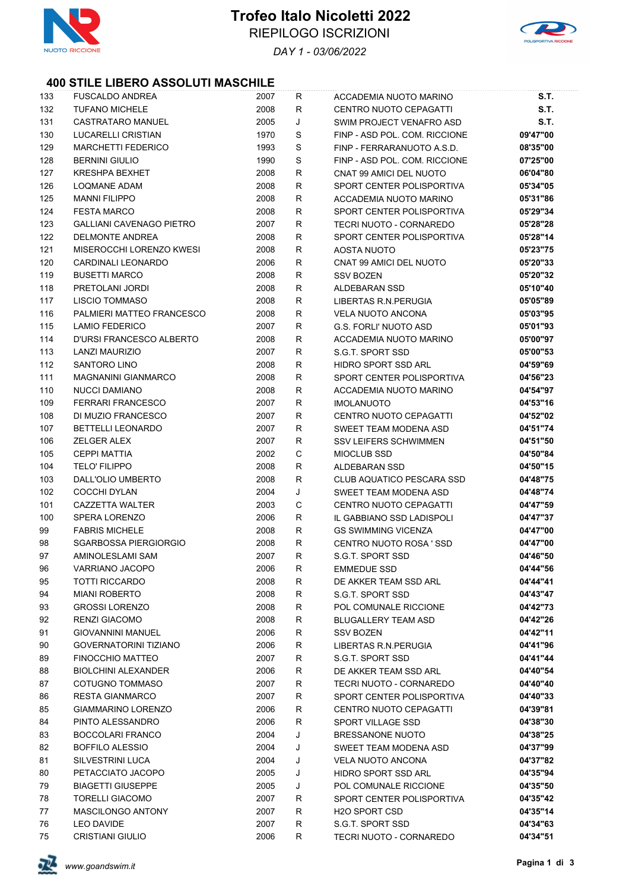# Trofeo Italo Nicoletti 2022

RIEPILOGO ISCRIZIONI

*DAY 1 - 03/06/2022*

## 400 STILE LIBERO ASSOLUTI MASCHILE

| | | | | | |
|---|---|---|---|---|---|
| 133 | FUSCALDO ANDREA | 2007 | R | ACCADEMIA NUOTO MARINO | **S.T.** |
| 132 | TUFANO MICHELE | 2008 | R | CENTRO NUOTO CEPAGATTI | **S.T.** |
| 131 | CASTRATARO MANUEL | 2005 | J | SWIM PROJECT VENAFRO ASD | **S.T.** |
| 130 | LUCARELLI CRISTIAN | 1970 | S | FINP - ASD POL. COM. RICCIONE | **09'47"00** |
| 129 | MARCHETTI FEDERICO | 1993 | S | FINP - FERRARANUOTO A.S.D. | **08'35"00** |
| 128 | BERNINI GIULIO | 1990 | S | FINP - ASD POL. COM. RICCIONE | **07'25"00** |
| 127 | KRESHPA BEXHET | 2008 | R | CNAT 99 AMICI DEL NUOTO | **06'04"80** |
| 126 | LOQMANE ADAM | 2008 | R | SPORT CENTER POLISPORTIVA | **05'34"05** |
| 125 | MANNI FILIPPO | 2008 | R | ACCADEMIA NUOTO MARINO | **05'31"86** |
| 124 | FESTA MARCO | 2008 | R | SPORT CENTER POLISPORTIVA | **05'29"34** |
| 123 | GALLIANI CAVENAGO PIETRO | 2007 | R | TECRI NUOTO - CORNAREDO | **05'28"28** |
| 122 | DELMONTE ANDREA | 2008 | R | SPORT CENTER POLISPORTIVA | **05'28"14** |
| 121 | MISEROCCHI LORENZO KWESI | 2008 | R | AOSTA NUOTO | **05'23"75** |
| 120 | CARDINALI LEONARDO | 2006 | R | CNAT 99 AMICI DEL NUOTO | **05'20"33** |
| 119 | BUSETTI MARCO | 2008 | R | SSV BOZEN | **05'20"32** |
| 118 | PRETOLANI JORDI | 2008 | R | ALDEBARAN SSD | **05'10"40** |
| 117 | LISCIO TOMMASO | 2008 | R | LIBERTAS R.N.PERUGIA | **05'05"89** |
| 116 | PALMIERI MATTEO FRANCESCO | 2008 | R | VELA NUOTO ANCONA | **05'03"95** |
| 115 | LAMIO FEDERICO | 2007 | R | G.S. FORLI' NUOTO ASD | **05'01"93** |
| 114 | D'URSI FRANCESCO ALBERTO | 2008 | R | ACCADEMIA NUOTO MARINO | **05'00"97** |
| 113 | LANZI MAURIZIO | 2007 | R | S.G.T. SPORT SSD | **05'00"53** |
| 112 | SANTORO LINO | 2008 | R | HIDRO SPORT SSD ARL | **04'59"69** |
| 111 | MAGNANINI GIANMARCO | 2008 | R | SPORT CENTER POLISPORTIVA | **04'56"23** |
| 110 | NUCCI DAMIANO | 2008 | R | ACCADEMIA NUOTO MARINO | **04'54"97** |
| 109 | FERRARI FRANCESCO | 2007 | R | IMOLANUOTO | **04'53"16** |
| 108 | DI MUZIO FRANCESCO | 2007 | R | CENTRO NUOTO CEPAGATTI | **04'52"02** |
| 107 | BETTELLI LEONARDO | 2007 | R | SWEET TEAM MODENA ASD | **04'51"74** |
| 106 | ZELGER ALEX | 2007 | R | SSV LEIFERS SCHWIMMEN | **04'51"50** |
| 105 | CEPPI MATTIA | 2002 | C | MIOCLUB SSD | **04'50"84** |
| 104 | TELO' FILIPPO | 2008 | R | ALDEBARAN SSD | **04'50"15** |
| 103 | DALL'OLIO UMBERTO | 2008 | R | CLUB AQUATICO PESCARA SSD | **04'48"75** |
| 102 | COCCHI DYLAN | 2004 | J | SWEET TEAM MODENA ASD | **04'48"74** |
| 101 | CAZZETTA WALTER | 2003 | C | CENTRO NUOTO CEPAGATTI | **04'47"59** |
| 100 | SPERA LORENZO | 2006 | R | IL GABBIANO SSD LADISPOLI | **04'47"37** |
| 99 | FABRIS MICHELE | 2008 | R | GS SWIMMING VICENZA | **04'47"00** |
| 98 | SGARBOSSA PIERGIORGIO | 2008 | R | CENTRO NUOTO ROSA ' SSD | **04'47"00** |
| 97 | AMINOLESLAMI SAM | 2007 | R | S.G.T. SPORT SSD | **04'46"50** |
| 96 | VARRIANO JACOPO | 2006 | R | EMMEDUE SSD | **04'44"56** |
| 95 | TOTTI RICCARDO | 2008 | R | DE AKKER TEAM SSD ARL | **04'44"41** |
| 94 | MIANI ROBERTO | 2008 | R | S.G.T. SPORT SSD | **04'43"47** |
| 93 | GROSSI LORENZO | 2008 | R | POL COMUNALE RICCIONE | **04'42"73** |
| 92 | RENZI GIACOMO | 2008 | R | BLUGALLERY TEAM ASD | **04'42"26** |
| 91 | GIOVANNINI MANUEL | 2006 | R | SSV BOZEN | **04'42"11** |
| 90 | GOVERNATORINI TIZIANO | 2006 | R | LIBERTAS R.N.PERUGIA | **04'41"96** |
| 89 | FINOCCHIO MATTEO | 2007 | R | S.G.T. SPORT SSD | **04'41"44** |
| 88 | BIOLCHINI ALEXANDER | 2006 | R | DE AKKER TEAM SSD ARL | **04'40"54** |
| 87 | COTUGNO TOMMASO | 2007 | R | TECRI NUOTO - CORNAREDO | **04'40"40** |
| 86 | RESTA GIANMARCO | 2007 | R | SPORT CENTER POLISPORTIVA | **04'40"33** |
| 85 | GIAMMARINO LORENZO | 2006 | R | CENTRO NUOTO CEPAGATTI | **04'39"81** |
| 84 | PINTO ALESSANDRO | 2006 | R | SPORT VILLAGE SSD | **04'38"30** |
| 83 | BOCCOLARI FRANCO | 2004 | J | BRESSANONE NUOTO | **04'38"25** |
| 82 | BOFFILO ALESSIO | 2004 | J | SWEET TEAM MODENA ASD | **04'37"99** |
| 81 | SILVESTRINI LUCA | 2004 | J | VELA NUOTO ANCONA | **04'37"82** |
| 80 | PETACCIATO JACOPO | 2005 | J | HIDRO SPORT SSD ARL | **04'35"94** |
| 79 | BIAGETTI GIUSEPPE | 2005 | J | POL COMUNALE RICCIONE | **04'35"50** |
| 78 | TORELLI GIACOMO | 2007 | R | SPORT CENTER POLISPORTIVA | **04'35"42** |
| 77 | MASCILONGO ANTONY | 2007 | R | H2O SPORT CSD | **04'35"14** |
| 76 | LEO DAVIDE | 2007 | R | S.G.T. SPORT SSD | **04'34"63** |
| 75 | CRISTIANI GIULIO | 2006 | R | TECRI NUOTO - CORNAREDO | **04'34"51** |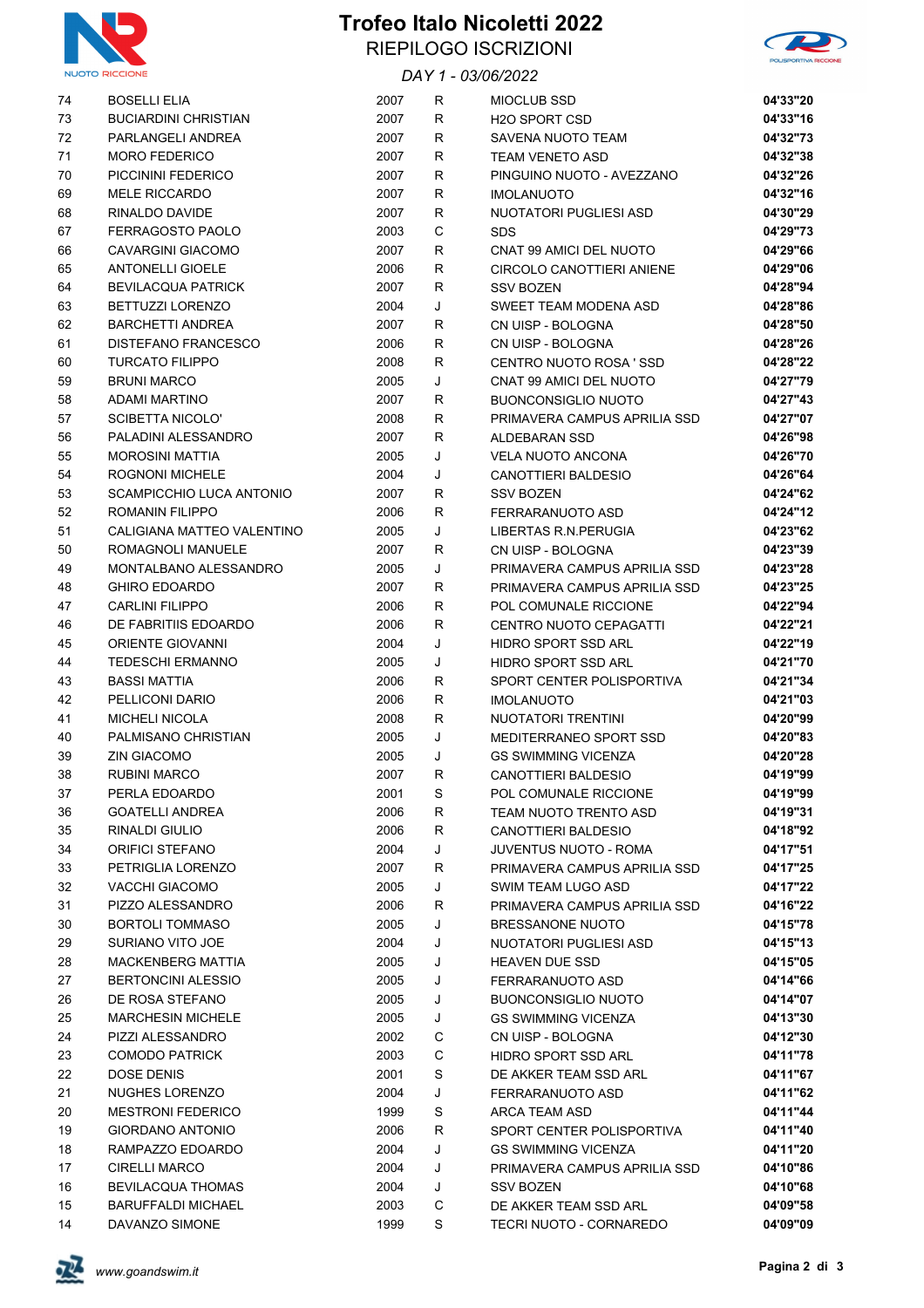# Trofeo Italo Nicoletti 2022

## RIEPILOGO ISCRIZIONI

*DAY 1 - 03/06/2022*

| | | | | | |
|---|---|---|---|---|---|
| 74 | BOSELLI ELIA | 2007 | R | MIOCLUB SSD | **04'33"20** |
| 73 | BUCIARDINI CHRISTIAN | 2007 | R | H2O SPORT CSD | **04'33"16** |
| 72 | PARLANGELI ANDREA | 2007 | R | SAVENA NUOTO TEAM | **04'32"73** |
| 71 | MORO FEDERICO | 2007 | R | TEAM VENETO ASD | **04'32"38** |
| 70 | PICCININI FEDERICO | 2007 | R | PINGUINO NUOTO - AVEZZANO | **04'32"26** |
| 69 | MELE RICCARDO | 2007 | R | IMOLANUOTO | **04'32"16** |
| 68 | RINALDO DAVIDE | 2007 | R | NUOTATORI PUGLIESI ASD | **04'30"29** |
| 67 | FERRAGOSTO PAOLO | 2003 | C | SDS | **04'29"73** |
| 66 | CAVARGINI GIACOMO | 2007 | R | CNAT 99 AMICI DEL NUOTO | **04'29"66** |
| 65 | ANTONELLI GIOELE | 2006 | R | CIRCOLO CANOTTIERI ANIENE | **04'29"06** |
| 64 | BEVILACQUA PATRICK | 2007 | R | SSV BOZEN | **04'28"94** |
| 63 | BETTUZZI LORENZO | 2004 | J | SWEET TEAM MODENA ASD | **04'28"86** |
| 62 | BARCHETTI ANDREA | 2007 | R | CN UISP - BOLOGNA | **04'28"50** |
| 61 | DISTEFANO FRANCESCO | 2006 | R | CN UISP - BOLOGNA | **04'28"26** |
| 60 | TURCATO FILIPPO | 2008 | R | CENTRO NUOTO ROSA ' SSD | **04'28"22** |
| 59 | BRUNI MARCO | 2005 | J | CNAT 99 AMICI DEL NUOTO | **04'27"79** |
| 58 | ADAMI MARTINO | 2007 | R | BUONCONSIGLIO NUOTO | **04'27"43** |
| 57 | SCIBETTA NICOLO' | 2008 | R | PRIMAVERA CAMPUS APRILIA SSD | **04'27"07** |
| 56 | PALADINI ALESSANDRO | 2007 | R | ALDEBARAN SSD | **04'26"98** |
| 55 | MOROSINI MATTIA | 2005 | J | VELA NUOTO ANCONA | **04'26"70** |
| 54 | ROGNONI MICHELE | 2004 | J | CANOTTIERI BALDESIO | **04'26"64** |
| 53 | SCAMPICCHIO LUCA ANTONIO | 2007 | R | SSV BOZEN | **04'24"62** |
| 52 | ROMANIN FILIPPO | 2006 | R | FERRARANUOTO ASD | **04'24"12** |
| 51 | CALIGIANA MATTEO VALENTINO | 2005 | J | LIBERTAS R.N.PERUGIA | **04'23"62** |
| 50 | ROMAGNOLI MANUELE | 2007 | R | CN UISP - BOLOGNA | **04'23"39** |
| 49 | MONTALBANO ALESSANDRO | 2005 | J | PRIMAVERA CAMPUS APRILIA SSD | **04'23"28** |
| 48 | GHIRO EDOARDO | 2007 | R | PRIMAVERA CAMPUS APRILIA SSD | **04'23"25** |
| 47 | CARLINI FILIPPO | 2006 | R | POL COMUNALE RICCIONE | **04'22"94** |
| 46 | DE FABRITIIS EDOARDO | 2006 | R | CENTRO NUOTO CEPAGATTI | **04'22"21** |
| 45 | ORIENTE GIOVANNI | 2004 | J | HIDRO SPORT SSD ARL | **04'22"19** |
| 44 | TEDESCHI ERMANNO | 2005 | J | HIDRO SPORT SSD ARL | **04'21"70** |
| 43 | BASSI MATTIA | 2006 | R | SPORT CENTER POLISPORTIVA | **04'21"34** |
| 42 | PELLICONI DARIO | 2006 | R | IMOLANUOTO | **04'21"03** |
| 41 | MICHELI NICOLA | 2008 | R | NUOTATORI TRENTINI | **04'20"99** |
| 40 | PALMISANO CHRISTIAN | 2005 | J | MEDITERRANEO SPORT SSD | **04'20"83** |
| 39 | ZIN GIACOMO | 2005 | J | GS SWIMMING VICENZA | **04'20"28** |
| 38 | RUBINI MARCO | 2007 | R | CANOTTIERI BALDESIO | **04'19"99** |
| 37 | PERLA EDOARDO | 2001 | S | POL COMUNALE RICCIONE | **04'19"99** |
| 36 | GOATELLI ANDREA | 2006 | R | TEAM NUOTO TRENTO ASD | **04'19"31** |
| 35 | RINALDI GIULIO | 2006 | R | CANOTTIERI BALDESIO | **04'18"92** |
| 34 | ORIFICI STEFANO | 2004 | J | JUVENTUS NUOTO - ROMA | **04'17"51** |
| 33 | PETRIGLIA LORENZO | 2007 | R | PRIMAVERA CAMPUS APRILIA SSD | **04'17"25** |
| 32 | VACCHI GIACOMO | 2005 | J | SWIM TEAM LUGO ASD | **04'17"22** |
| 31 | PIZZO ALESSANDRO | 2006 | R | PRIMAVERA CAMPUS APRILIA SSD | **04'16"22** |
| 30 | BORTOLI TOMMASO | 2005 | J | BRESSANONE NUOTO | **04'15"78** |
| 29 | SURIANO VITO JOE | 2004 | J | NUOTATORI PUGLIESI ASD | **04'15"13** |
| 28 | MACKENBERG MATTIA | 2005 | J | HEAVEN DUE SSD | **04'15"05** |
| 27 | BERTONCINI ALESSIO | 2005 | J | FERRARANUOTO ASD | **04'14"66** |
| 26 | DE ROSA STEFANO | 2005 | J | BUONCONSIGLIO NUOTO | **04'14"07** |
| 25 | MARCHESIN MICHELE | 2005 | J | GS SWIMMING VICENZA | **04'13"30** |
| 24 | PIZZI ALESSANDRO | 2002 | C | CN UISP - BOLOGNA | **04'12"30** |
| 23 | COMODO PATRICK | 2003 | C | HIDRO SPORT SSD ARL | **04'11"78** |
| 22 | DOSE DENIS | 2001 | S | DE AKKER TEAM SSD ARL | **04'11"67** |
| 21 | NUGHES LORENZO | 2004 | J | FERRARANUOTO ASD | **04'11"62** |
| 20 | MESTRONI FEDERICO | 1999 | S | ARCA TEAM ASD | **04'11"44** |
| 19 | GIORDANO ANTONIO | 2006 | R | SPORT CENTER POLISPORTIVA | **04'11"40** |
| 18 | RAMPAZZO EDOARDO | 2004 | J | GS SWIMMING VICENZA | **04'11"20** |
| 17 | CIRELLI MARCO | 2004 | J | PRIMAVERA CAMPUS APRILIA SSD | **04'10"86** |
| 16 | BEVILACQUA THOMAS | 2004 | J | SSV BOZEN | **04'10"68** |
| 15 | BARUFFALDI MICHAEL | 2003 | C | DE AKKER TEAM SSD ARL | **04'09"58** |
| 14 | DAVANZO SIMONE | 1999 | S | TECRI NUOTO - CORNAREDO | **04'09"09** |

*www.goandswim.it*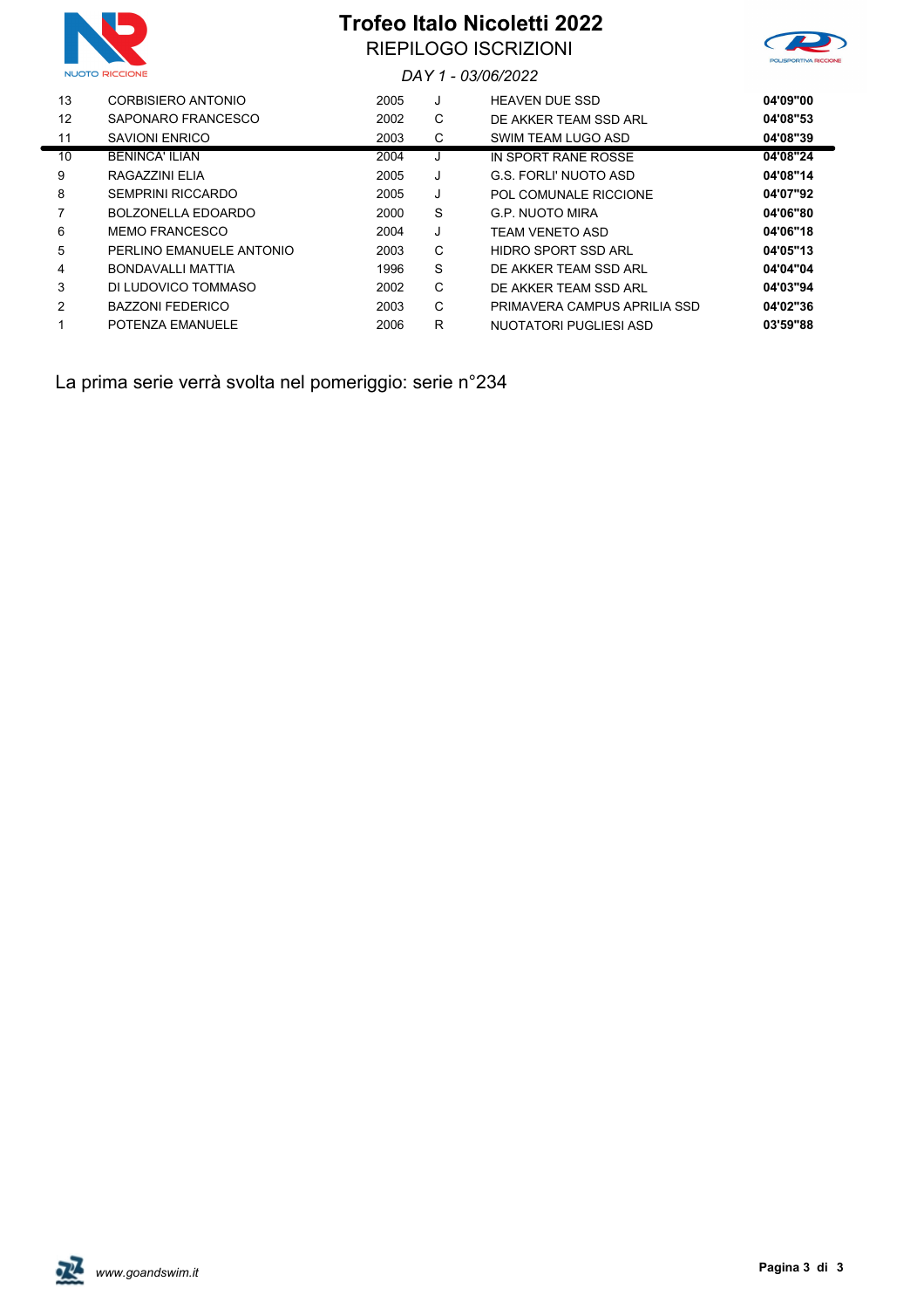# Trofeo Italo Nicoletti 2022

RIEPILOGO ISCRIZIONI

*DAY 1 - 03/06/2022*

| | | | | | |
|---|---|---|---|---|---|
| 13 | CORBISIERO ANTONIO | 2005 | J | HEAVEN DUE SSD | **04'09"00** |
| 12 | SAPONARO FRANCESCO | 2002 | C | DE AKKER TEAM SSD ARL | **04'08"53** |
| 11 | SAVIONI ENRICO | 2003 | C | SWIM TEAM LUGO ASD | **04'08"39** |
| 10 | BENINCA' ILIAN | 2004 | J | IN SPORT RANE ROSSE | **04'08"24** |
| 9 | RAGAZZINI ELIA | 2005 | J | G.S. FORLI' NUOTO ASD | **04'08"14** |
| 8 | SEMPRINI RICCARDO | 2005 | J | POL COMUNALE RICCIONE | **04'07"92** |
| 7 | BOLZONELLA EDOARDO | 2000 | S | G.P. NUOTO MIRA | **04'06"80** |
| 6 | MEMO FRANCESCO | 2004 | J | TEAM VENETO ASD | **04'06"18** |
| 5 | PERLINO EMANUELE ANTONIO | 2003 | C | HIDRO SPORT SSD ARL | **04'05"13** |
| 4 | BONDAVALLI MATTIA | 1996 | S | DE AKKER TEAM SSD ARL | **04'04"04** |
| 3 | DI LUDOVICO TOMMASO | 2002 | C | DE AKKER TEAM SSD ARL | **04'03"94** |
| 2 | BAZZONI FEDERICO | 2003 | C | PRIMAVERA CAMPUS APRILIA SSD | **04'02"36** |
| 1 | POTENZA EMANUELE | 2006 | R | NUOTATORI PUGLIESI ASD | **03'59"88** |

La prima serie verrà svolta nel pomeriggio: serie n°234